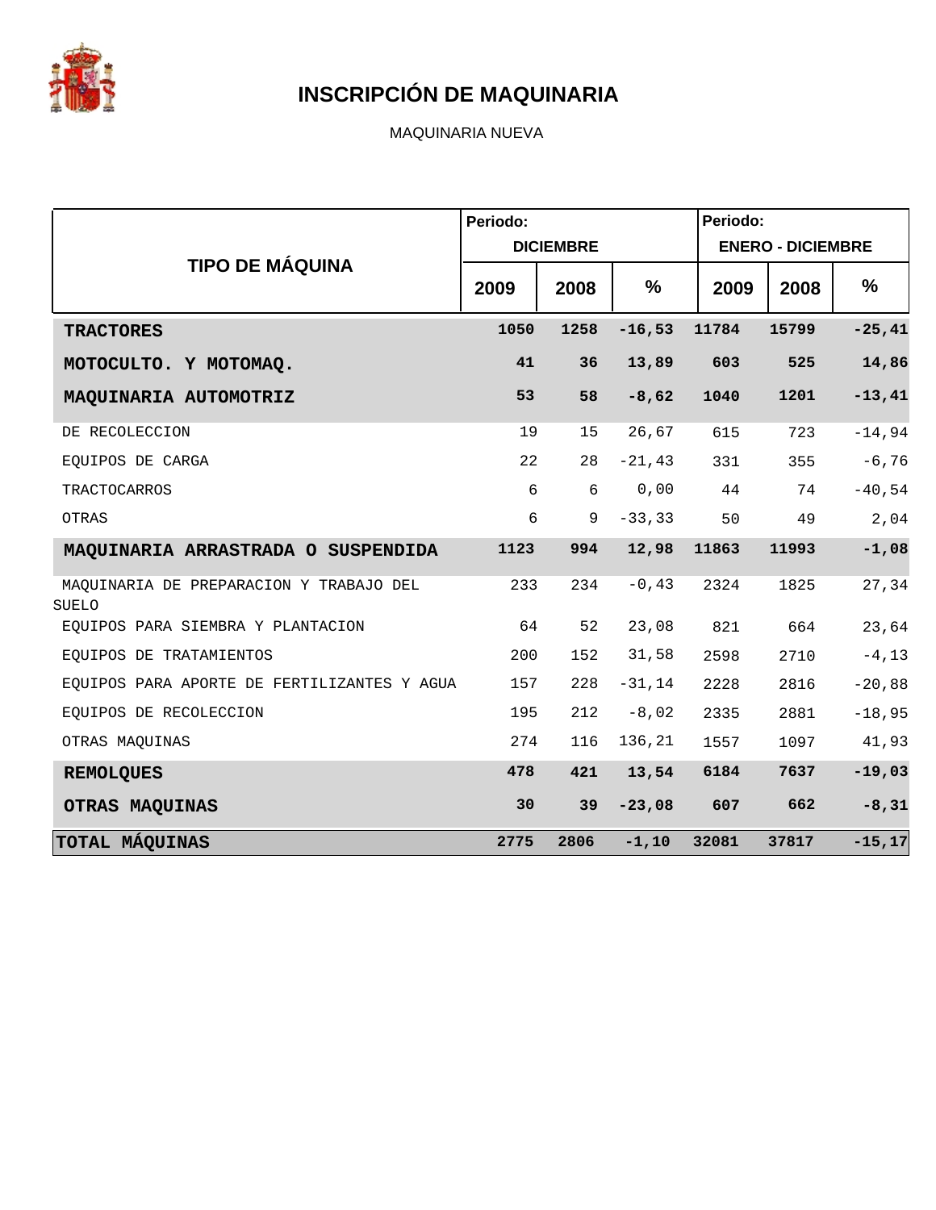# INSCRIPCIÓN DE MAQUINARIA

MAQUINARIA NUEVA

| TIPO DE MÁQUINA | Periodo: DICIEMBRE | | | Periodo: ENERO - DICIEMBRE | | |
|---|---|---|---|---|---|---|
| | 2009 | 2008 | % | 2009 | 2008 | % |
| **TRACTORES** | **1050** | **1258** | **-16,53** | **11784** | **15799** | **-25,41** |
| **MOTOCULTO. Y MOTOMAQ.** | **41** | **36** | **13,89** | **603** | **525** | **14,86** |
| **MAQUINARIA AUTOMOTRIZ** | **53** | **58** | **-8,62** | **1040** | **1201** | **-13,41** |
| DE RECOLECCION | 19 | 15 | 26,67 | 615 | 723 | -14,94 |
| EQUIPOS DE CARGA | 22 | 28 | -21,43 | 331 | 355 | -6,76 |
| TRACTOCARROS | 6 | 6 | 0,00 | 44 | 74 | -40,54 |
| OTRAS | 6 | 9 | -33,33 | 50 | 49 | 2,04 |
| **MAQUINARIA ARRASTRADA O SUSPENDIDA** | **1123** | **994** | **12,98** | **11863** | **11993** | **-1,08** |
| MAQUINARIA DE PREPARACION Y TRABAJO DEL SUELO | 233 | 234 | -0,43 | 2324 | 1825 | 27,34 |
| EQUIPOS PARA SIEMBRA Y PLANTACION | 64 | 52 | 23,08 | 821 | 664 | 23,64 |
| EQUIPOS DE TRATAMIENTOS | 200 | 152 | 31,58 | 2598 | 2710 | -4,13 |
| EQUIPOS PARA APORTE DE FERTILIZANTES Y AGUA | 157 | 228 | -31,14 | 2228 | 2816 | -20,88 |
| EQUIPOS DE RECOLECCION | 195 | 212 | -8,02 | 2335 | 2881 | -18,95 |
| OTRAS MAQUINAS | 274 | 116 | 136,21 | 1557 | 1097 | 41,93 |
| **REMOLQUES** | **478** | **421** | **13,54** | **6184** | **7637** | **-19,03** |
| **OTRAS MAQUINAS** | **30** | **39** | **-23,08** | **607** | **662** | **-8,31** |
| **TOTAL MÁQUINAS** | **2775** | **2806** | **-1,10** | **32081** | **37817** | **-15,17** |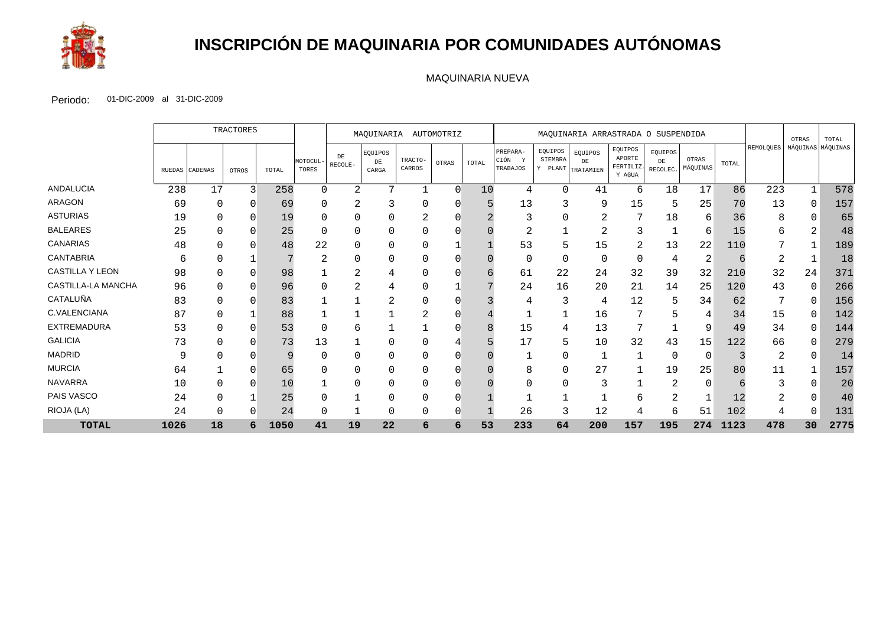# INSCRIPCIÓN DE MAQUINARIA POR COMUNIDADES AUTÓNOMAS

MAQUINARIA NUEVA

Periodo: 01-DIC-2009 al 31-DIC-2009

| | TRACTORES | | | | | MAQUINARIA AUTOMOTRIZ | | | | | MAQUINARIA ARRASTRADA O SUSPENDIDA | | | | | | | REMOLQUES | OTRAS MÁQUINAS | TOTAL MÁQUINAS |
|---|---|---|---|---|---|---|---|---|---|---|---|---|---|---|---|---|---|---|---|---|
| | RUEDAS | CADENAS | OTROS | TOTAL | MOTOCUL-TORES | DE RECOLE- | EQUIPOS DE CARGA | TRACTO-CARROS | OTRAS | TOTAL | PREPARA-CIÓN Y TRABAJOS | EQUIPOS SIEMBRA Y PLANT | EQUIPOS DE TRATAMIEN | EQUIPOS APORTE FERTILIZ Y AGUA | EQUIPOS DE RECOLEC. | OTRAS MÁQUINAS | TOTAL | | | |
| ANDALUCIA | 238 | 17 | 3 | 258 | 0 | 2 | 7 | 1 | 0 | 10 | 4 | 0 | 41 | 6 | 18 | 17 | 86 | 223 | 1 | 578 |
| ARAGON | 69 | 0 | 0 | 69 | 0 | 2 | 3 | 0 | 0 | 5 | 13 | 3 | 9 | 15 | 5 | 25 | 70 | 13 | 0 | 157 |
| ASTURIAS | 19 | 0 | 0 | 19 | 0 | 0 | 0 | 2 | 0 | 2 | 3 | 0 | 2 | 7 | 18 | 6 | 36 | 8 | 0 | 65 |
| BALEARES | 25 | 0 | 0 | 25 | 0 | 0 | 0 | 0 | 0 | 0 | 2 | 1 | 2 | 3 | 1 | 6 | 15 | 6 | 2 | 48 |
| CANARIAS | 48 | 0 | 0 | 48 | 22 | 0 | 0 | 0 | 1 | 1 | 53 | 5 | 15 | 2 | 13 | 22 | 110 | 7 | 1 | 189 |
| CANTABRIA | 6 | 0 | 1 | 7 | 2 | 0 | 0 | 0 | 0 | 0 | 0 | 0 | 0 | 0 | 4 | 2 | 6 | 2 | 1 | 18 |
| CASTILLA Y LEON | 98 | 0 | 0 | 98 | 1 | 2 | 4 | 0 | 0 | 6 | 61 | 22 | 24 | 32 | 39 | 32 | 210 | 32 | 24 | 371 |
| CASTILLA-LA MANCHA | 96 | 0 | 0 | 96 | 0 | 2 | 4 | 0 | 1 | 7 | 24 | 16 | 20 | 21 | 14 | 25 | 120 | 43 | 0 | 266 |
| CATALUÑA | 83 | 0 | 0 | 83 | 1 | 1 | 2 | 0 | 0 | 3 | 4 | 3 | 4 | 12 | 5 | 34 | 62 | 7 | 0 | 156 |
| C.VALENCIANA | 87 | 0 | 1 | 88 | 1 | 1 | 1 | 2 | 0 | 4 | 1 | 1 | 16 | 7 | 5 | 4 | 34 | 15 | 0 | 142 |
| EXTREMADURA | 53 | 0 | 0 | 53 | 0 | 6 | 1 | 1 | 0 | 8 | 15 | 4 | 13 | 7 | 1 | 9 | 49 | 34 | 0 | 144 |
| GALICIA | 73 | 0 | 0 | 73 | 13 | 1 | 0 | 0 | 4 | 5 | 17 | 5 | 10 | 32 | 43 | 15 | 122 | 66 | 0 | 279 |
| MADRID | 9 | 0 | 0 | 9 | 0 | 0 | 0 | 0 | 0 | 0 | 1 | 0 | 1 | 1 | 0 | 0 | 3 | 2 | 0 | 14 |
| MURCIA | 64 | 1 | 0 | 65 | 0 | 0 | 0 | 0 | 0 | 0 | 8 | 0 | 27 | 1 | 19 | 25 | 80 | 11 | 1 | 157 |
| NAVARRA | 10 | 0 | 0 | 10 | 1 | 0 | 0 | 0 | 0 | 0 | 0 | 0 | 3 | 1 | 2 | 0 | 6 | 3 | 0 | 20 |
| PAIS VASCO | 24 | 0 | 1 | 25 | 0 | 1 | 0 | 0 | 0 | 1 | 1 | 1 | 1 | 6 | 2 | 1 | 12 | 2 | 0 | 40 |
| RIOJA (LA) | 24 | 0 | 0 | 24 | 0 | 1 | 0 | 0 | 0 | 1 | 26 | 3 | 12 | 4 | 6 | 51 | 102 | 4 | 0 | 131 |
| **TOTAL** | **1026** | **18** | **6** | **1050** | **41** | **19** | **22** | **6** | **6** | **53** | **233** | **64** | **200** | **157** | **195** | **274** | **1123** | **478** | **30** | **2775** |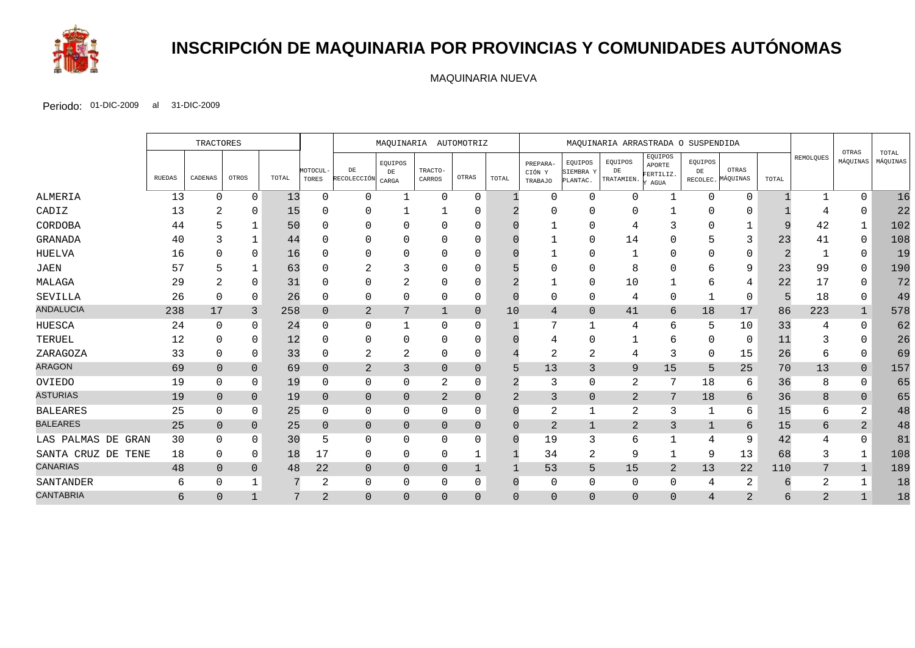# INSCRIPCIÓN DE MAQUINARIA POR PROVINCIAS Y COMUNIDADES AUTÓNOMAS

MAQUINARIA NUEVA

Periodo: 01-DIC-2009 al 31-DIC-2009

| | TRACTORES | | | | | MAQUINARIA AUTOMOTRIZ | | | | | MAQUINARIA ARRASTRADA O SUSPENDIDA | | | | | | | | | |
|---|---|---|---|---|---|---|---|---|---|---|---|---|---|---|---|---|---|---|---|---|
| | RUEDAS | CADENAS | OTROS | TOTAL | MOTOCUL-TORES | DE RECOLECCIÓN | EQUIPOS DE CARGA | TRACTO-CARROS | OTRAS | TOTAL | PREPARA-CIÓN Y TRABAJO | EQUIPOS SIEMBRA Y PLANTAC. | EQUIPOS DE TRATAMIEN. | EQUIPOS APORTE FERTILIZ. Y AGUA | EQUIPOS DE RECOLEC. | OTRAS MÁQUINAS | TOTAL | REMOLQUES | OTRAS MÁQUINAS | TOTAL MÁQUINAS |
| ALMERIA | 13 | 0 | 0 | 13 | 0 | 0 | 1 | 0 | 0 | 1 | 0 | 0 | 0 | 1 | 0 | 0 | 1 | 1 | 0 | 16 |
| CADIZ | 13 | 2 | 0 | 15 | 0 | 0 | 1 | 1 | 0 | 2 | 0 | 0 | 0 | 1 | 0 | 0 | 1 | 4 | 0 | 22 |
| CORDOBA | 44 | 5 | 1 | 50 | 0 | 0 | 0 | 0 | 0 | 0 | 1 | 0 | 4 | 3 | 0 | 1 | 9 | 42 | 1 | 102 |
| GRANADA | 40 | 3 | 1 | 44 | 0 | 0 | 0 | 0 | 0 | 0 | 1 | 0 | 14 | 0 | 5 | 3 | 23 | 41 | 0 | 108 |
| HUELVA | 16 | 0 | 0 | 16 | 0 | 0 | 0 | 0 | 0 | 0 | 1 | 0 | 1 | 0 | 0 | 0 | 2 | 1 | 0 | 19 |
| JAEN | 57 | 5 | 1 | 63 | 0 | 2 | 3 | 0 | 0 | 5 | 0 | 0 | 8 | 0 | 6 | 9 | 23 | 99 | 0 | 190 |
| MALAGA | 29 | 2 | 0 | 31 | 0 | 0 | 2 | 0 | 0 | 2 | 1 | 0 | 10 | 1 | 6 | 4 | 22 | 17 | 0 | 72 |
| SEVILLA | 26 | 0 | 0 | 26 | 0 | 0 | 0 | 0 | 0 | 0 | 0 | 0 | 4 | 0 | 1 | 0 | 5 | 18 | 0 | 49 |
| ANDALUCIA | 238 | 17 | 3 | 258 | 0 | 2 | 7 | 1 | 0 | 10 | 4 | 0 | 41 | 6 | 18 | 17 | 86 | 223 | 1 | 578 |
| HUESCA | 24 | 0 | 0 | 24 | 0 | 0 | 1 | 0 | 0 | 1 | 7 | 1 | 4 | 6 | 5 | 10 | 33 | 4 | 0 | 62 |
| TERUEL | 12 | 0 | 0 | 12 | 0 | 0 | 0 | 0 | 0 | 0 | 4 | 0 | 1 | 6 | 0 | 0 | 11 | 3 | 0 | 26 |
| ZARAGOZA | 33 | 0 | 0 | 33 | 0 | 2 | 2 | 0 | 0 | 4 | 2 | 2 | 4 | 3 | 0 | 15 | 26 | 6 | 0 | 69 |
| ARAGON | 69 | 0 | 0 | 69 | 0 | 2 | 3 | 0 | 0 | 5 | 13 | 3 | 9 | 15 | 5 | 25 | 70 | 13 | 0 | 157 |
| OVIEDO | 19 | 0 | 0 | 19 | 0 | 0 | 0 | 2 | 0 | 2 | 3 | 0 | 2 | 7 | 18 | 6 | 36 | 8 | 0 | 65 |
| ASTURIAS | 19 | 0 | 0 | 19 | 0 | 0 | 0 | 2 | 0 | 2 | 3 | 0 | 2 | 7 | 18 | 6 | 36 | 8 | 0 | 65 |
| BALEARES | 25 | 0 | 0 | 25 | 0 | 0 | 0 | 0 | 0 | 0 | 2 | 1 | 2 | 3 | 1 | 6 | 15 | 6 | 2 | 48 |
| BALEARES | 25 | 0 | 0 | 25 | 0 | 0 | 0 | 0 | 0 | 0 | 2 | 1 | 2 | 3 | 1 | 6 | 15 | 6 | 2 | 48 |
| LAS PALMAS DE GRAN | 30 | 0 | 0 | 30 | 5 | 0 | 0 | 0 | 0 | 0 | 19 | 3 | 6 | 1 | 4 | 9 | 42 | 4 | 0 | 81 |
| SANTA CRUZ DE TENE | 18 | 0 | 0 | 18 | 17 | 0 | 0 | 0 | 1 | 1 | 34 | 2 | 9 | 1 | 9 | 13 | 68 | 3 | 1 | 108 |
| CANARIAS | 48 | 0 | 0 | 48 | 22 | 0 | 0 | 0 | 1 | 1 | 53 | 5 | 15 | 2 | 13 | 22 | 110 | 7 | 1 | 189 |
| SANTANDER | 6 | 0 | 1 | 7 | 2 | 0 | 0 | 0 | 0 | 0 | 0 | 0 | 0 | 0 | 4 | 2 | 6 | 2 | 1 | 18 |
| CANTABRIA | 6 | 0 | 1 | 7 | 2 | 0 | 0 | 0 | 0 | 0 | 0 | 0 | 0 | 0 | 4 | 2 | 6 | 2 | 1 | 18 |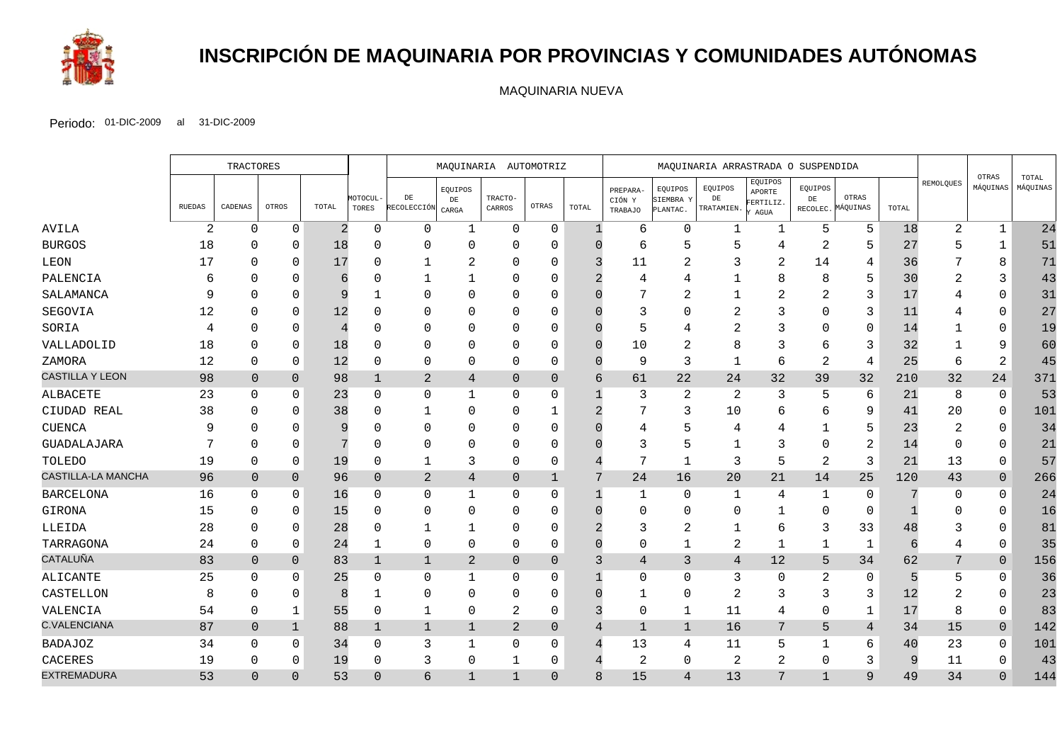# INSCRIPCIÓN DE MAQUINARIA POR PROVINCIAS Y COMUNIDADES AUTÓNOMAS

MAQUINARIA NUEVA

Periodo: 01-DIC-2009 al 31-DIC-2009

| | TRACTORES | | | | | MAQUINARIA AUTOMOTRIZ | | | | | MAQUINARIA ARRASTRADA O SUSPENDIDA | | | | | | | | | |
|---|---|---|---|---|---|---|---|---|---|---|---|---|---|---|---|---|---|---|---|---|
| | RUEDAS | CADENAS | OTROS | TOTAL | MOTOCUL-TORES | DE RECOLECCIÓN | EQUIPOS DE CARGA | TRACTO-CARROS | OTRAS | TOTAL | PREPARA-CIÓN Y TRABAJO | EQUIPOS SIEMBRA Y PLANTAC. | EQUIPOS DE TRATAMIEN. | EQUIPOS APORTE FERTILIZ. Y AGUA | EQUIPOS DE RECOLEC. | OTRAS MÁQUINAS | TOTAL | REMOLQUES | OTRAS MÁQUINAS | TOTAL MÁQUINAS |
| AVILA | 2 | 0 | 0 | 2 | 0 | 0 | 1 | 0 | 0 | 1 | 6 | 0 | 1 | 1 | 5 | 5 | 18 | 2 | 1 | 24 |
| BURGOS | 18 | 0 | 0 | 18 | 0 | 0 | 0 | 0 | 0 | 0 | 6 | 5 | 5 | 4 | 2 | 5 | 27 | 5 | 1 | 51 |
| LEON | 17 | 0 | 0 | 17 | 0 | 1 | 2 | 0 | 0 | 3 | 11 | 2 | 3 | 2 | 14 | 4 | 36 | 7 | 8 | 71 |
| PALENCIA | 6 | 0 | 0 | 6 | 0 | 1 | 1 | 0 | 0 | 2 | 4 | 4 | 1 | 8 | 8 | 5 | 30 | 2 | 3 | 43 |
| SALAMANCA | 9 | 0 | 0 | 9 | 1 | 0 | 0 | 0 | 0 | 0 | 7 | 2 | 1 | 2 | 2 | 3 | 17 | 4 | 0 | 31 |
| SEGOVIA | 12 | 0 | 0 | 12 | 0 | 0 | 0 | 0 | 0 | 0 | 3 | 0 | 2 | 3 | 0 | 3 | 11 | 4 | 0 | 27 |
| SORIA | 4 | 0 | 0 | 4 | 0 | 0 | 0 | 0 | 0 | 0 | 5 | 4 | 2 | 3 | 0 | 0 | 14 | 1 | 0 | 19 |
| VALLADOLID | 18 | 0 | 0 | 18 | 0 | 0 | 0 | 0 | 0 | 0 | 10 | 2 | 8 | 3 | 6 | 3 | 32 | 1 | 9 | 60 |
| ZAMORA | 12 | 0 | 0 | 12 | 0 | 0 | 0 | 0 | 0 | 0 | 9 | 3 | 1 | 6 | 2 | 4 | 25 | 6 | 2 | 45 |
| CASTILLA Y LEON | 98 | 0 | 0 | 98 | 1 | 2 | 4 | 0 | 0 | 6 | 61 | 22 | 24 | 32 | 39 | 32 | 210 | 32 | 24 | 371 |
| ALBACETE | 23 | 0 | 0 | 23 | 0 | 0 | 1 | 0 | 0 | 1 | 3 | 2 | 2 | 3 | 5 | 6 | 21 | 8 | 0 | 53 |
| CIUDAD REAL | 38 | 0 | 0 | 38 | 0 | 1 | 0 | 0 | 1 | 2 | 7 | 3 | 10 | 6 | 6 | 9 | 41 | 20 | 0 | 101 |
| CUENCA | 9 | 0 | 0 | 9 | 0 | 0 | 0 | 0 | 0 | 0 | 4 | 5 | 4 | 4 | 1 | 5 | 23 | 2 | 0 | 34 |
| GUADALAJARA | 7 | 0 | 0 | 7 | 0 | 0 | 0 | 0 | 0 | 0 | 3 | 5 | 1 | 3 | 0 | 2 | 14 | 0 | 0 | 21 |
| TOLEDO | 19 | 0 | 0 | 19 | 0 | 1 | 3 | 0 | 0 | 4 | 7 | 1 | 3 | 5 | 2 | 3 | 21 | 13 | 0 | 57 |
| CASTILLA-LA MANCHA | 96 | 0 | 0 | 96 | 0 | 2 | 4 | 0 | 1 | 7 | 24 | 16 | 20 | 21 | 14 | 25 | 120 | 43 | 0 | 266 |
| BARCELONA | 16 | 0 | 0 | 16 | 0 | 0 | 1 | 0 | 0 | 1 | 1 | 0 | 1 | 4 | 1 | 0 | 7 | 0 | 0 | 24 |
| GIRONA | 15 | 0 | 0 | 15 | 0 | 0 | 0 | 0 | 0 | 0 | 0 | 0 | 0 | 1 | 0 | 0 | 1 | 0 | 0 | 16 |
| LLEIDA | 28 | 0 | 0 | 28 | 0 | 1 | 1 | 0 | 0 | 2 | 3 | 2 | 1 | 6 | 3 | 33 | 48 | 3 | 0 | 81 |
| TARRAGONA | 24 | 0 | 0 | 24 | 1 | 0 | 0 | 0 | 0 | 0 | 0 | 1 | 2 | 1 | 1 | 1 | 6 | 4 | 0 | 35 |
| CATALUÑA | 83 | 0 | 0 | 83 | 1 | 1 | 2 | 0 | 0 | 3 | 4 | 3 | 4 | 12 | 5 | 34 | 62 | 7 | 0 | 156 |
| ALICANTE | 25 | 0 | 0 | 25 | 0 | 0 | 1 | 0 | 0 | 1 | 0 | 0 | 3 | 0 | 2 | 0 | 5 | 5 | 0 | 36 |
| CASTELLON | 8 | 0 | 0 | 8 | 1 | 0 | 0 | 0 | 0 | 0 | 1 | 0 | 2 | 3 | 3 | 3 | 12 | 2 | 0 | 23 |
| VALENCIA | 54 | 0 | 1 | 55 | 0 | 1 | 0 | 2 | 0 | 3 | 0 | 1 | 11 | 4 | 0 | 1 | 17 | 8 | 0 | 83 |
| C.VALENCIANA | 87 | 0 | 1 | 88 | 1 | 1 | 1 | 2 | 0 | 4 | 1 | 1 | 16 | 7 | 5 | 4 | 34 | 15 | 0 | 142 |
| BADAJOZ | 34 | 0 | 0 | 34 | 0 | 3 | 1 | 0 | 0 | 4 | 13 | 4 | 11 | 5 | 1 | 6 | 40 | 23 | 0 | 101 |
| CACERES | 19 | 0 | 0 | 19 | 0 | 3 | 0 | 1 | 0 | 4 | 2 | 0 | 2 | 2 | 0 | 3 | 9 | 11 | 0 | 43 |
| EXTREMADURA | 53 | 0 | 0 | 53 | 0 | 6 | 1 | 1 | 0 | 8 | 15 | 4 | 13 | 7 | 1 | 9 | 49 | 34 | 0 | 144 |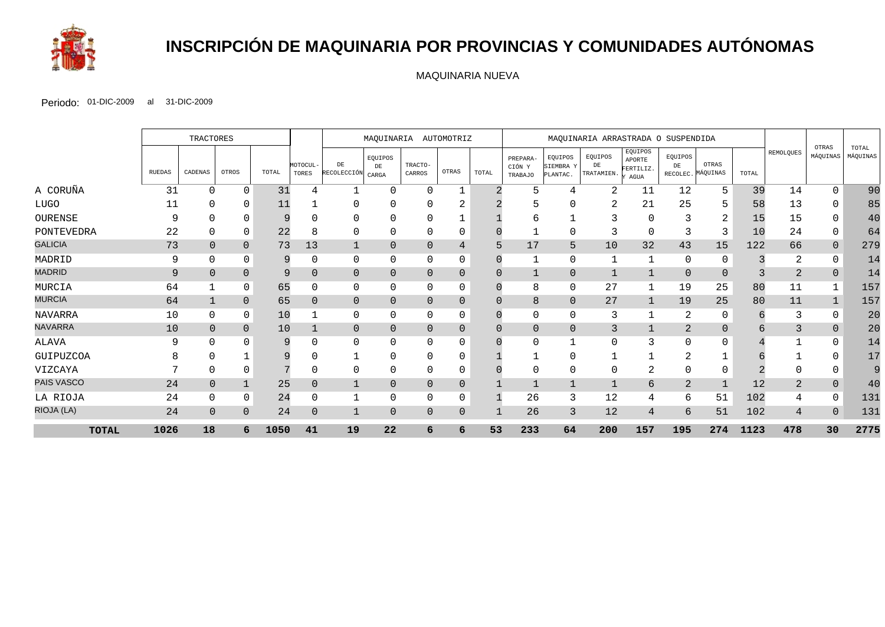# INSCRIPCIÓN DE MAQUINARIA POR PROVINCIAS Y COMUNIDADES AUTÓNOMAS

MAQUINARIA NUEVA

Periodo: 01-DIC-2009 al 31-DIC-2009

| | TRACTORES | | | | | MAQUINARIA AUTOMOTRIZ | | | | | MAQUINARIA ARRASTRADA O SUSPENDIDA | | | | | | | | | |
|---|---|---|---|---|---|---|---|---|---|---|---|---|---|---|---|---|---|---|---|---|
| | RUEDAS | CADENAS | OTROS | TOTAL | MOTOCULTORES | DE RECOLECCIÓN | EQUIPOS DE CARGA | TRACTOCARROS | OTRAS | TOTAL | PREPARACIÓN Y TRABAJO | EQUIPOS SIEMBRA Y PLANTAC. | EQUIPOS DE TRATAMIEN. | EQUIPOS APORTE FERTILIZ. Y AGUA | EQUIPOS DE RECOLEC. | OTRAS MÁQUINAS | TOTAL | REMOLQUES | OTRAS MÁQUINAS | TOTAL MÁQUINAS |
| A CORUÑA | 31 | 0 | 0 | 31 | 4 | 1 | 0 | 0 | 1 | 2 | 5 | 4 | 2 | 11 | 12 | 5 | 39 | 14 | 0 | 90 |
| LUGO | 11 | 0 | 0 | 11 | 1 | 0 | 0 | 0 | 2 | 2 | 5 | 0 | 2 | 21 | 25 | 5 | 58 | 13 | 0 | 85 |
| OURENSE | 9 | 0 | 0 | 9 | 0 | 0 | 0 | 0 | 1 | 1 | 6 | 1 | 3 | 0 | 3 | 2 | 15 | 15 | 0 | 40 |
| PONTEVEDRA | 22 | 0 | 0 | 22 | 8 | 0 | 0 | 0 | 0 | 0 | 1 | 0 | 3 | 0 | 3 | 3 | 10 | 24 | 0 | 64 |
| GALICIA | 73 | 0 | 0 | 73 | 13 | 1 | 0 | 0 | 4 | 5 | 17 | 5 | 10 | 32 | 43 | 15 | 122 | 66 | 0 | 279 |
| MADRID | 9 | 0 | 0 | 9 | 0 | 0 | 0 | 0 | 0 | 0 | 1 | 0 | 1 | 1 | 0 | 0 | 3 | 2 | 0 | 14 |
| MADRID | 9 | 0 | 0 | 9 | 0 | 0 | 0 | 0 | 0 | 0 | 1 | 0 | 1 | 1 | 0 | 0 | 3 | 2 | 0 | 14 |
| MURCIA | 64 | 1 | 0 | 65 | 0 | 0 | 0 | 0 | 0 | 0 | 8 | 0 | 27 | 1 | 19 | 25 | 80 | 11 | 1 | 157 |
| MURCIA | 64 | 1 | 0 | 65 | 0 | 0 | 0 | 0 | 0 | 0 | 8 | 0 | 27 | 1 | 19 | 25 | 80 | 11 | 1 | 157 |
| NAVARRA | 10 | 0 | 0 | 10 | 1 | 0 | 0 | 0 | 0 | 0 | 0 | 0 | 3 | 1 | 2 | 0 | 6 | 3 | 0 | 20 |
| NAVARRA | 10 | 0 | 0 | 10 | 1 | 0 | 0 | 0 | 0 | 0 | 0 | 0 | 3 | 1 | 2 | 0 | 6 | 3 | 0 | 20 |
| ALAVA | 9 | 0 | 0 | 9 | 0 | 0 | 0 | 0 | 0 | 0 | 0 | 1 | 0 | 3 | 0 | 0 | 4 | 1 | 0 | 14 |
| GUIPUZCOA | 8 | 0 | 1 | 9 | 0 | 1 | 0 | 0 | 0 | 1 | 1 | 0 | 1 | 1 | 2 | 1 | 6 | 1 | 0 | 17 |
| VIZCAYA | 7 | 0 | 0 | 7 | 0 | 0 | 0 | 0 | 0 | 0 | 0 | 0 | 0 | 2 | 0 | 0 | 2 | 0 | 0 | 9 |
| PAIS VASCO | 24 | 0 | 1 | 25 | 0 | 1 | 0 | 0 | 0 | 1 | 1 | 1 | 1 | 6 | 2 | 1 | 12 | 2 | 0 | 40 |
| LA RIOJA | 24 | 0 | 0 | 24 | 0 | 1 | 0 | 0 | 0 | 1 | 26 | 3 | 12 | 4 | 6 | 51 | 102 | 4 | 0 | 131 |
| RIOJA (LA) | 24 | 0 | 0 | 24 | 0 | 1 | 0 | 0 | 0 | 1 | 26 | 3 | 12 | 4 | 6 | 51 | 102 | 4 | 0 | 131 |
| **TOTAL** | **1026** | **18** | **6** | **1050** | **41** | **19** | **22** | **6** | **6** | **53** | **233** | **64** | **200** | **157** | **195** | **274** | **1123** | **478** | **30** | **2775** |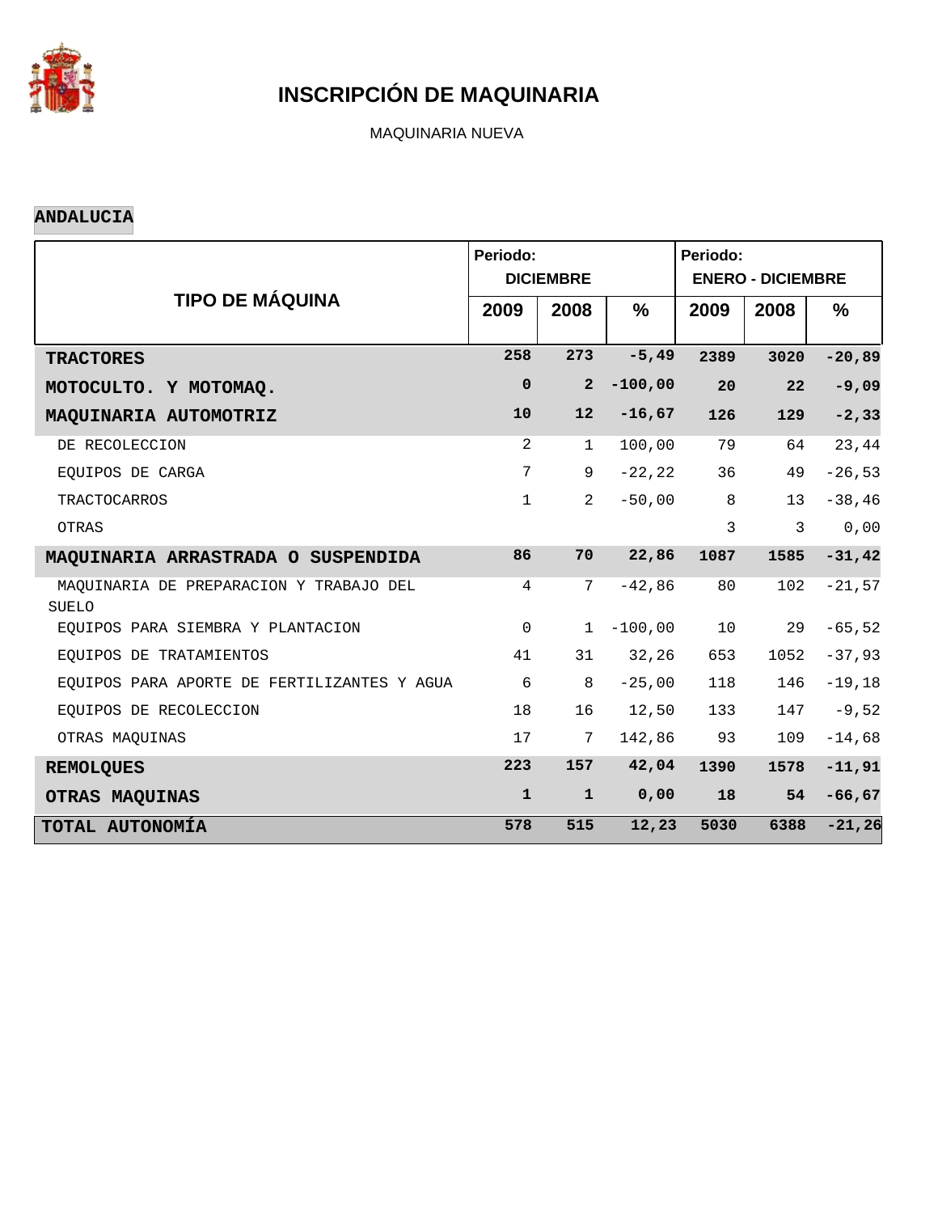# INSCRIPCIÓN DE MAQUINARIA

MAQUINARIA NUEVA

**ANDALUCIA**

| TIPO DE MÁQUINA | Periodo: DICIEMBRE | | | Periodo: ENERO - DICIEMBRE | | |
|---|---|---|---|---|---|---|
| | 2009 | 2008 | % | 2009 | 2008 | % |
| **TRACTORES** | **258** | **273** | **-5,49** | **2389** | **3020** | **-20,89** |
| **MOTOCULTO. Y MOTOMAQ.** | **0** | **2** | **-100,00** | **20** | **22** | **-9,09** |
| **MAQUINARIA AUTOMOTRIZ** | **10** | **12** | **-16,67** | **126** | **129** | **-2,33** |
| DE RECOLECCION | 2 | 1 | 100,00 | 79 | 64 | 23,44 |
| EQUIPOS DE CARGA | 7 | 9 | -22,22 | 36 | 49 | -26,53 |
| TRACTOCARROS | 1 | 2 | -50,00 | 8 | 13 | -38,46 |
| OTRAS | | | | 3 | 3 | 0,00 |
| **MAQUINARIA ARRASTRADA O SUSPENDIDA** | **86** | **70** | **22,86** | **1087** | **1585** | **-31,42** |
| MAQUINARIA DE PREPARACION Y TRABAJO DEL SUELO | 4 | 7 | -42,86 | 80 | 102 | -21,57 |
| EQUIPOS PARA SIEMBRA Y PLANTACION | 0 | 1 | -100,00 | 10 | 29 | -65,52 |
| EQUIPOS DE TRATAMIENTOS | 41 | 31 | 32,26 | 653 | 1052 | -37,93 |
| EQUIPOS PARA APORTE DE FERTILIZANTES Y AGUA | 6 | 8 | -25,00 | 118 | 146 | -19,18 |
| EQUIPOS DE RECOLECCION | 18 | 16 | 12,50 | 133 | 147 | -9,52 |
| OTRAS MAQUINAS | 17 | 7 | 142,86 | 93 | 109 | -14,68 |
| **REMOLQUES** | **223** | **157** | **42,04** | **1390** | **1578** | **-11,91** |
| **OTRAS MAQUINAS** | **1** | **1** | **0,00** | **18** | **54** | **-66,67** |
| **TOTAL AUTONOMÍA** | **578** | **515** | **12,23** | **5030** | **6388** | **-21,26** |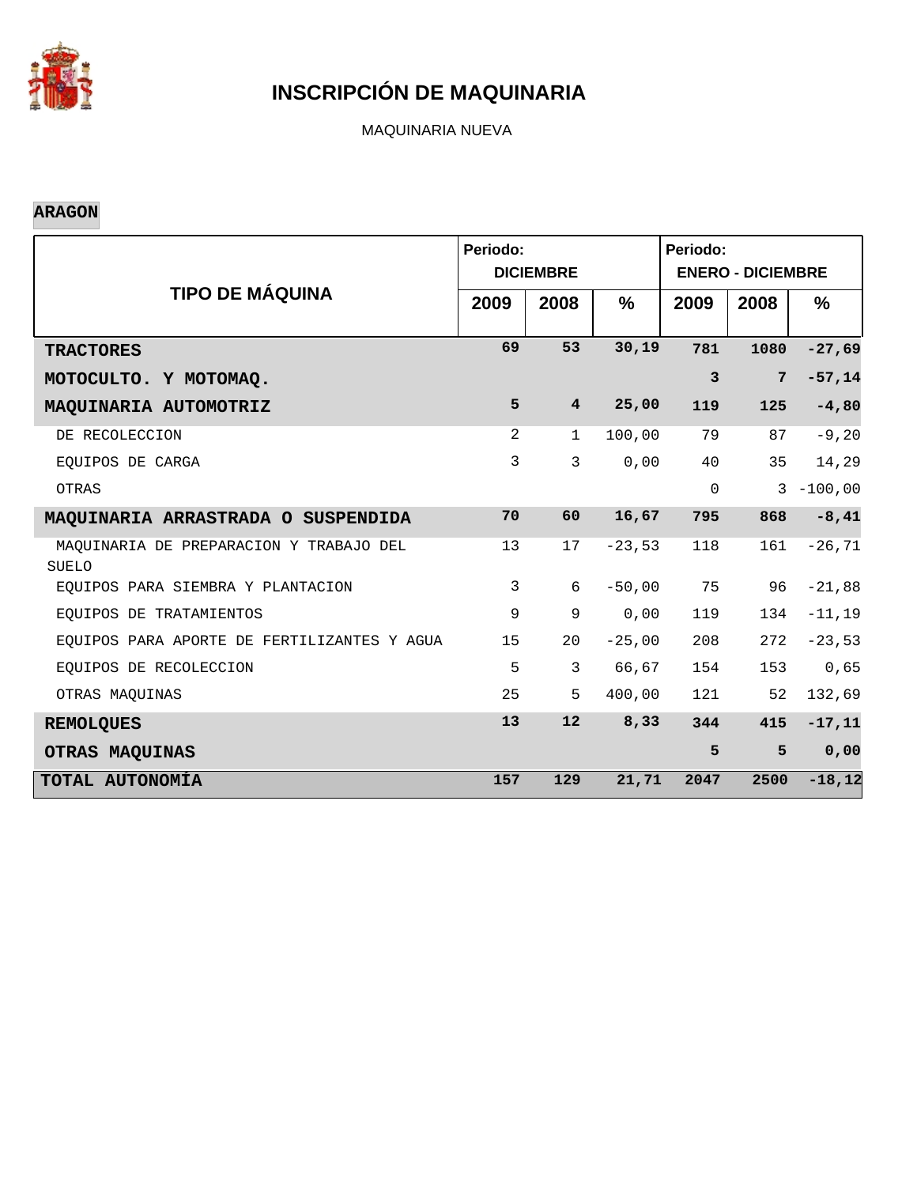# INSCRIPCIÓN DE MAQUINARIA

MAQUINARIA NUEVA

**ARAGON**

| TIPO DE MÁQUINA | Periodo: DICIEMBRE | | | Periodo: ENERO - DICIEMBRE | | |
|---|---|---|---|---|---|---|
| | 2009 | 2008 | % | 2009 | 2008 | % |
| **TRACTORES** | **69** | **53** | **30,19** | **781** | **1080** | **-27,69** |
| **MOTOCULTO. Y MOTOMAQ.** | | | | **3** | **7** | **-57,14** |
| **MAQUINARIA AUTOMOTRIZ** | **5** | **4** | **25,00** | **119** | **125** | **-4,80** |
| DE RECOLECCION | 2 | 1 | 100,00 | 79 | 87 | -9,20 |
| EQUIPOS DE CARGA | 3 | 3 | 0,00 | 40 | 35 | 14,29 |
| OTRAS | | | | 0 | 3 | -100,00 |
| **MAQUINARIA ARRASTRADA O SUSPENDIDA** | **70** | **60** | **16,67** | **795** | **868** | **-8,41** |
| MAQUINARIA DE PREPARACION Y TRABAJO DEL SUELO | 13 | 17 | -23,53 | 118 | 161 | -26,71 |
| EQUIPOS PARA SIEMBRA Y PLANTACION | 3 | 6 | -50,00 | 75 | 96 | -21,88 |
| EQUIPOS DE TRATAMIENTOS | 9 | 9 | 0,00 | 119 | 134 | -11,19 |
| EQUIPOS PARA APORTE DE FERTILIZANTES Y AGUA | 15 | 20 | -25,00 | 208 | 272 | -23,53 |
| EQUIPOS DE RECOLECCION | 5 | 3 | 66,67 | 154 | 153 | 0,65 |
| OTRAS MAQUINAS | 25 | 5 | 400,00 | 121 | 52 | 132,69 |
| **REMOLQUES** | **13** | **12** | **8,33** | **344** | **415** | **-17,11** |
| **OTRAS MAQUINAS** | | | | **5** | **5** | **0,00** |
| **TOTAL AUTONOMÍA** | **157** | **129** | **21,71** | **2047** | **2500** | **-18,12** |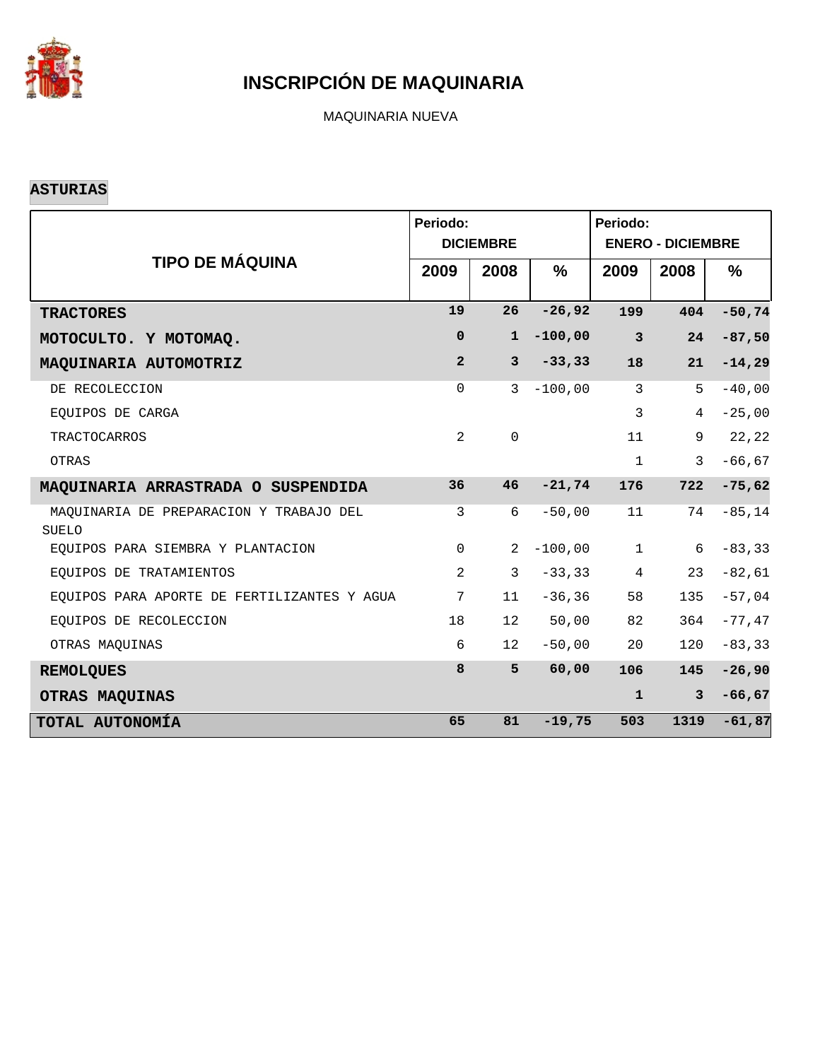# INSCRIPCIÓN DE MAQUINARIA

MAQUINARIA NUEVA

## ASTURIAS

| TIPO DE MÁQUINA | Periodo: DICIEMBRE | | | Periodo: ENERO - DICIEMBRE | | |
|---|---|---|---|---|---|---|
| | 2009 | 2008 | % | 2009 | 2008 | % |
| **TRACTORES** | **19** | **26** | **-26,92** | **199** | **404** | **-50,74** |
| **MOTOCULTO. Y MOTOMAQ.** | **0** | **1** | **-100,00** | **3** | **24** | **-87,50** |
| **MAQUINARIA AUTOMOTRIZ** | **2** | **3** | **-33,33** | **18** | **21** | **-14,29** |
| DE RECOLECCION | 0 | 3 | -100,00 | 3 | 5 | -40,00 |
| EQUIPOS DE CARGA | | | | 3 | 4 | -25,00 |
| TRACTOCARROS | 2 | 0 | | 11 | 9 | 22,22 |
| OTRAS | | | | 1 | 3 | -66,67 |
| **MAQUINARIA ARRASTRADA O SUSPENDIDA** | **36** | **46** | **-21,74** | **176** | **722** | **-75,62** |
| MAQUINARIA DE PREPARACION Y TRABAJO DEL SUELO | 3 | 6 | -50,00 | 11 | 74 | -85,14 |
| EQUIPOS PARA SIEMBRA Y PLANTACION | 0 | 2 | -100,00 | 1 | 6 | -83,33 |
| EQUIPOS DE TRATAMIENTOS | 2 | 3 | -33,33 | 4 | 23 | -82,61 |
| EQUIPOS PARA APORTE DE FERTILIZANTES Y AGUA | 7 | 11 | -36,36 | 58 | 135 | -57,04 |
| EQUIPOS DE RECOLECCION | 18 | 12 | 50,00 | 82 | 364 | -77,47 |
| OTRAS MAQUINAS | 6 | 12 | -50,00 | 20 | 120 | -83,33 |
| **REMOLQUES** | **8** | **5** | **60,00** | **106** | **145** | **-26,90** |
| **OTRAS MAQUINAS** | | | | **1** | **3** | **-66,67** |
| **TOTAL AUTONOMÍA** | **65** | **81** | **-19,75** | **503** | **1319** | **-61,87** |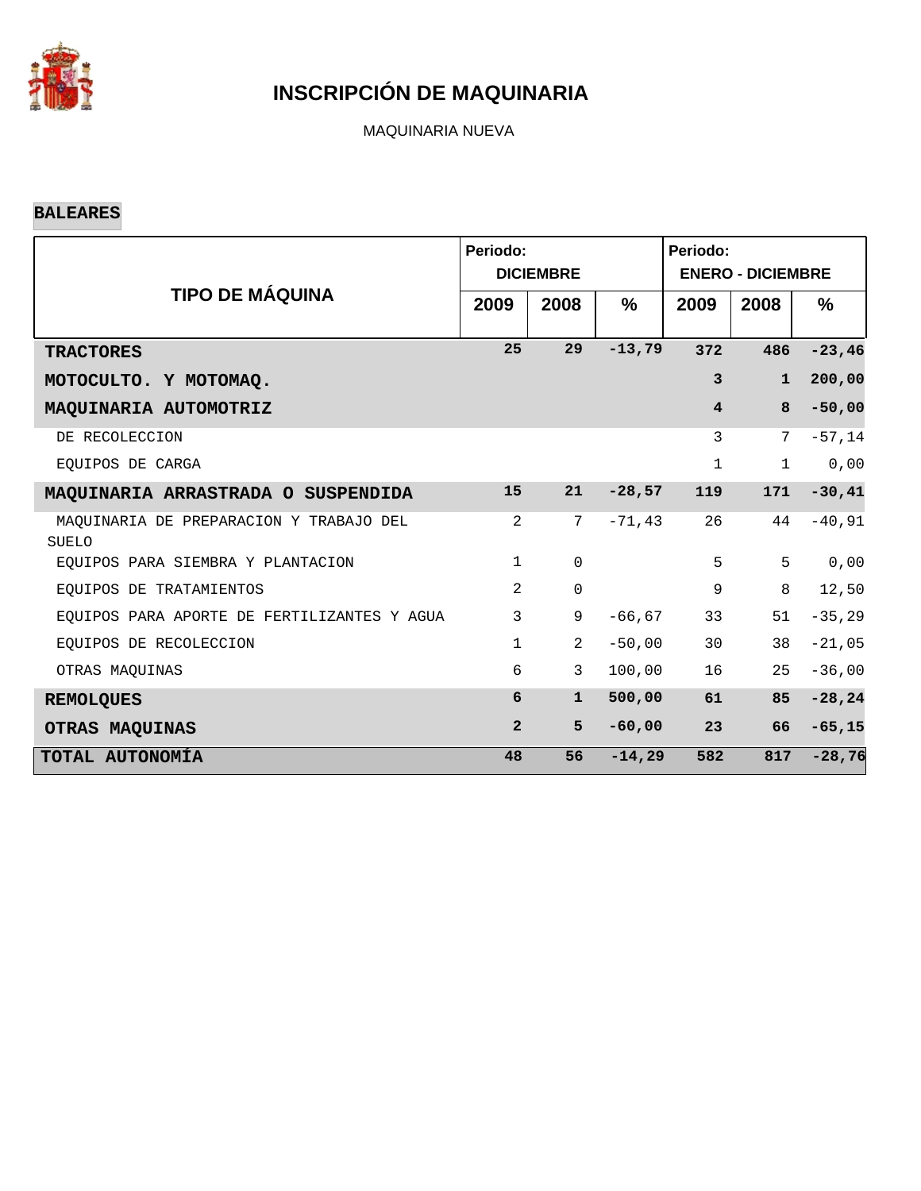# INSCRIPCIÓN DE MAQUINARIA

MAQUINARIA NUEVA

**BALEARES**

| TIPO DE MÁQUINA | Periodo: DICIEMBRE | | | Periodo: ENERO - DICIEMBRE | | |
|---|---|---|---|---|---|---|
| | 2009 | 2008 | % | 2009 | 2008 | % |
| **TRACTORES** | **25** | **29** | **-13,79** | **372** | **486** | **-23,46** |
| **MOTOCULTO. Y MOTOMAQ.** | | | | **3** | **1** | **200,00** |
| **MAQUINARIA AUTOMOTRIZ** | | | | **4** | **8** | **-50,00** |
| DE RECOLECCION | | | | 3 | 7 | -57,14 |
| EQUIPOS DE CARGA | | | | 1 | 1 | 0,00 |
| **MAQUINARIA ARRASTRADA O SUSPENDIDA** | **15** | **21** | **-28,57** | **119** | **171** | **-30,41** |
| MAQUINARIA DE PREPARACION Y TRABAJO DEL SUELO | 2 | 7 | -71,43 | 26 | 44 | -40,91 |
| EQUIPOS PARA SIEMBRA Y PLANTACION | 1 | 0 | | 5 | 5 | 0,00 |
| EQUIPOS DE TRATAMIENTOS | 2 | 0 | | 9 | 8 | 12,50 |
| EQUIPOS PARA APORTE DE FERTILIZANTES Y AGUA | 3 | 9 | -66,67 | 33 | 51 | -35,29 |
| EQUIPOS DE RECOLECCION | 1 | 2 | -50,00 | 30 | 38 | -21,05 |
| OTRAS MAQUINAS | 6 | 3 | 100,00 | 16 | 25 | -36,00 |
| **REMOLQUES** | **6** | **1** | **500,00** | **61** | **85** | **-28,24** |
| **OTRAS MAQUINAS** | **2** | **5** | **-60,00** | **23** | **66** | **-65,15** |
| **TOTAL AUTONOMÍA** | **48** | **56** | **-14,29** | **582** | **817** | **-28,76** |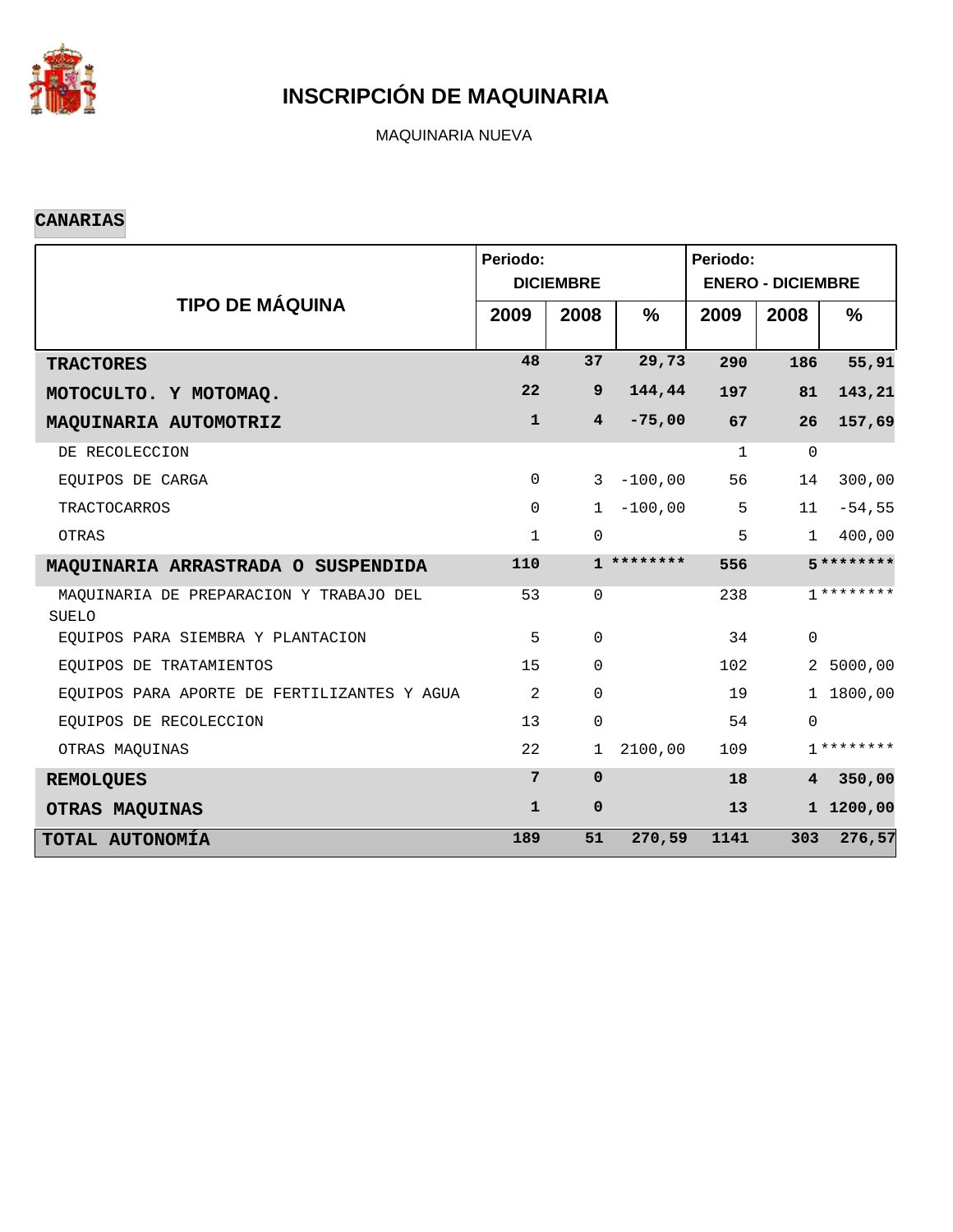# INSCRIPCIÓN DE MAQUINARIA

MAQUINARIA NUEVA

## CANARIAS

| TIPO DE MÁQUINA | Periodo: DICIEMBRE | | | Periodo: ENERO - DICIEMBRE | | |
|---|---|---|---|---|---|---|
| | 2009 | 2008 | % | 2009 | 2008 | % |
| **TRACTORES** | **48** | **37** | **29,73** | **290** | **186** | **55,91** |
| **MOTOCULTO. Y MOTOMAQ.** | **22** | **9** | **144,44** | **197** | **81** | **143,21** |
| **MAQUINARIA AUTOMOTRIZ** | **1** | **4** | **-75,00** | **67** | **26** | **157,69** |
| DE RECOLECCION | | | | 1 | 0 | |
| EQUIPOS DE CARGA | 0 | 3 | -100,00 | 56 | 14 | 300,00 |
| TRACTOCARROS | 0 | 1 | -100,00 | 5 | 11 | -54,55 |
| OTRAS | 1 | 0 | | 5 | 1 | 400,00 |
| **MAQUINARIA ARRASTRADA O SUSPENDIDA** | **110** | **1** | **********\*** | **556** | **5** | **********\*** |
| MAQUINARIA DE PREPARACION Y TRABAJO DEL SUELO | 53 | 0 | | 238 | 1 | ******** |
| EQUIPOS PARA SIEMBRA Y PLANTACION | 5 | 0 | | 34 | 0 | |
| EQUIPOS DE TRATAMIENTOS | 15 | 0 | | 102 | 2 | 5000,00 |
| EQUIPOS PARA APORTE DE FERTILIZANTES Y AGUA | 2 | 0 | | 19 | 1 | 1800,00 |
| EQUIPOS DE RECOLECCION | 13 | 0 | | 54 | 0 | |
| OTRAS MAQUINAS | 22 | 1 | 2100,00 | 109 | 1 | ******** |
| **REMOLQUES** | **7** | **0** | | **18** | **4** | **350,00** |
| **OTRAS MAQUINAS** | **1** | **0** | | **13** | **1** | **1200,00** |
| **TOTAL AUTONOMÍA** | **189** | **51** | **270,59** | **1141** | **303** | **276,57** |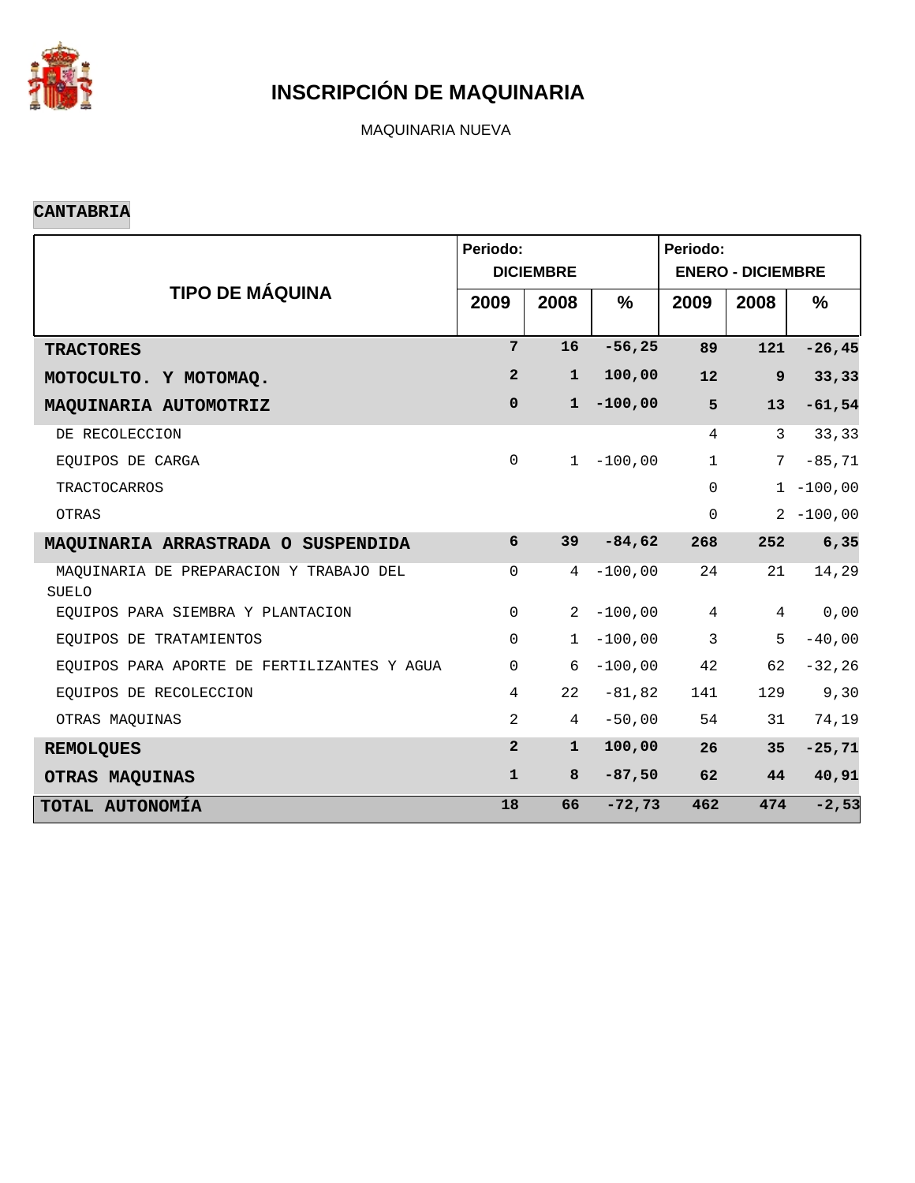# INSCRIPCIÓN DE MAQUINARIA

MAQUINARIA NUEVA

**CANTABRIA**

| TIPO DE MÁQUINA | Periodo: DICIEMBRE | | | Periodo: ENERO - DICIEMBRE | | |
|---|---|---|---|---|---|---|
| | 2009 | 2008 | % | 2009 | 2008 | % |
| **TRACTORES** | **7** | **16** | **-56,25** | **89** | **121** | **-26,45** |
| **MOTOCULTO. Y MOTOMAQ.** | **2** | **1** | **100,00** | **12** | **9** | **33,33** |
| **MAQUINARIA AUTOMOTRIZ** | **0** | **1** | **-100,00** | **5** | **13** | **-61,54** |
| DE RECOLECCION | | | | 4 | 3 | 33,33 |
| EQUIPOS DE CARGA | 0 | 1 | -100,00 | 1 | 7 | -85,71 |
| TRACTOCARROS | | | | 0 | 1 | -100,00 |
| OTRAS | | | | 0 | 2 | -100,00 |
| **MAQUINARIA ARRASTRADA O SUSPENDIDA** | **6** | **39** | **-84,62** | **268** | **252** | **6,35** |
| MAQUINARIA DE PREPARACION Y TRABAJO DEL SUELO | 0 | 4 | -100,00 | 24 | 21 | 14,29 |
| EQUIPOS PARA SIEMBRA Y PLANTACION | 0 | 2 | -100,00 | 4 | 4 | 0,00 |
| EQUIPOS DE TRATAMIENTOS | 0 | 1 | -100,00 | 3 | 5 | -40,00 |
| EQUIPOS PARA APORTE DE FERTILIZANTES Y AGUA | 0 | 6 | -100,00 | 42 | 62 | -32,26 |
| EQUIPOS DE RECOLECCION | 4 | 22 | -81,82 | 141 | 129 | 9,30 |
| OTRAS MAQUINAS | 2 | 4 | -50,00 | 54 | 31 | 74,19 |
| **REMOLQUES** | **2** | **1** | **100,00** | **26** | **35** | **-25,71** |
| **OTRAS MAQUINAS** | **1** | **8** | **-87,50** | **62** | **44** | **40,91** |
| **TOTAL AUTONOMÍA** | **18** | **66** | **-72,73** | **462** | **474** | **-2,53** |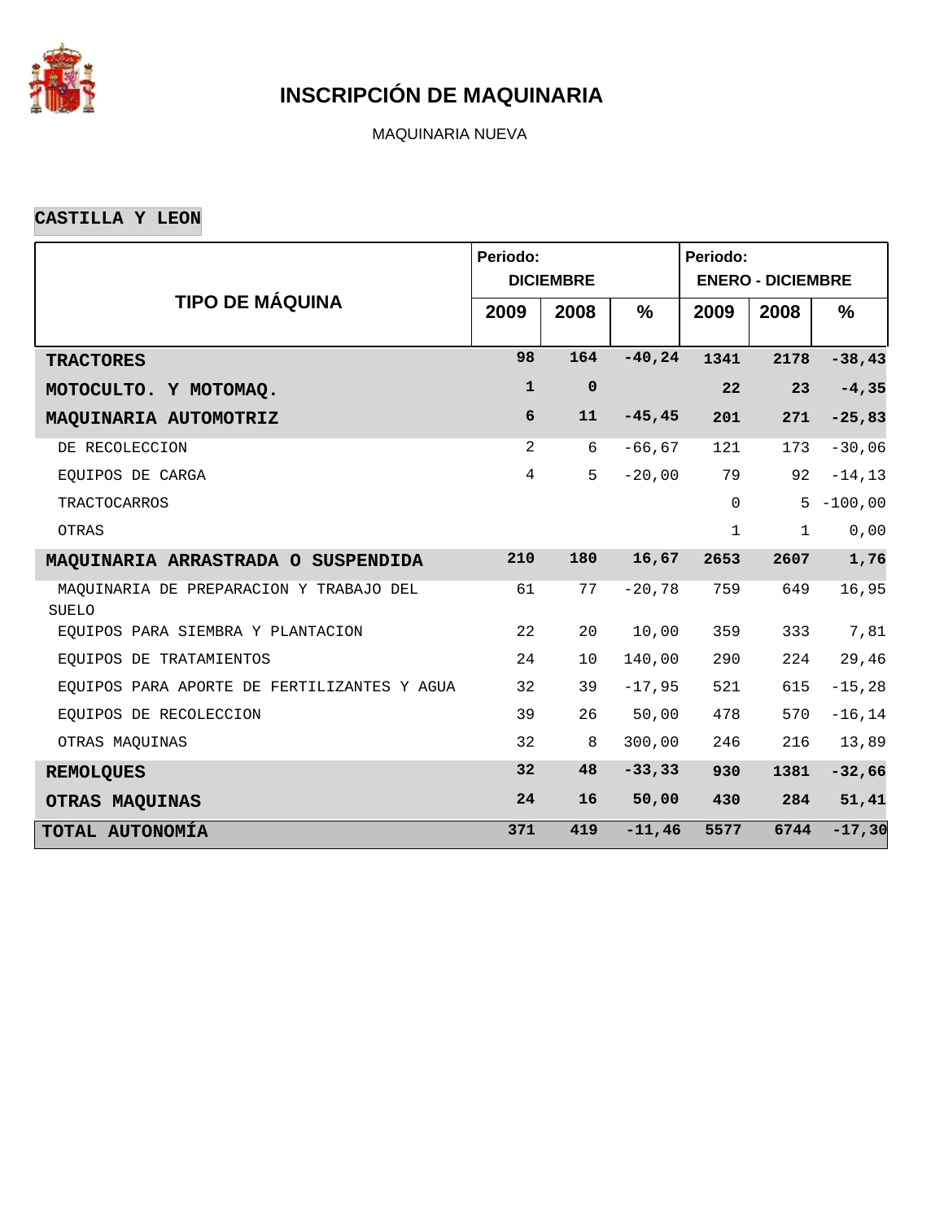# INSCRIPCIÓN DE MAQUINARIA

MAQUINARIA NUEVA

## CASTILLA Y LEON

| TIPO DE MÁQUINA | Periodo: DICIEMBRE | | | Periodo: ENERO - DICIEMBRE | | |
|---|---|---|---|---|---|---|
| | 2009 | 2008 | % | 2009 | 2008 | % |
| **TRACTORES** | **98** | **164** | **-40,24** | **1341** | **2178** | **-38,43** |
| **MOTOCULTO. Y MOTOMAQ.** | **1** | **0** | | **22** | **23** | **-4,35** |
| **MAQUINARIA AUTOMOTRIZ** | **6** | **11** | **-45,45** | **201** | **271** | **-25,83** |
| DE RECOLECCION | 2 | 6 | -66,67 | 121 | 173 | -30,06 |
| EQUIPOS DE CARGA | 4 | 5 | -20,00 | 79 | 92 | -14,13 |
| TRACTOCARROS | | | | 0 | 5 | -100,00 |
| OTRAS | | | | 1 | 1 | 0,00 |
| **MAQUINARIA ARRASTRADA O SUSPENDIDA** | **210** | **180** | **16,67** | **2653** | **2607** | **1,76** |
| MAQUINARIA DE PREPARACION Y TRABAJO DEL SUELO | 61 | 77 | -20,78 | 759 | 649 | 16,95 |
| EQUIPOS PARA SIEMBRA Y PLANTACION | 22 | 20 | 10,00 | 359 | 333 | 7,81 |
| EQUIPOS DE TRATAMIENTOS | 24 | 10 | 140,00 | 290 | 224 | 29,46 |
| EQUIPOS PARA APORTE DE FERTILIZANTES Y AGUA | 32 | 39 | -17,95 | 521 | 615 | -15,28 |
| EQUIPOS DE RECOLECCION | 39 | 26 | 50,00 | 478 | 570 | -16,14 |
| OTRAS MAQUINAS | 32 | 8 | 300,00 | 246 | 216 | 13,89 |
| **REMOLQUES** | **32** | **48** | **-33,33** | **930** | **1381** | **-32,66** |
| **OTRAS MAQUINAS** | **24** | **16** | **50,00** | **430** | **284** | **51,41** |
| **TOTAL AUTONOMÍA** | **371** | **419** | **-11,46** | **5577** | **6744** | **-17,30** |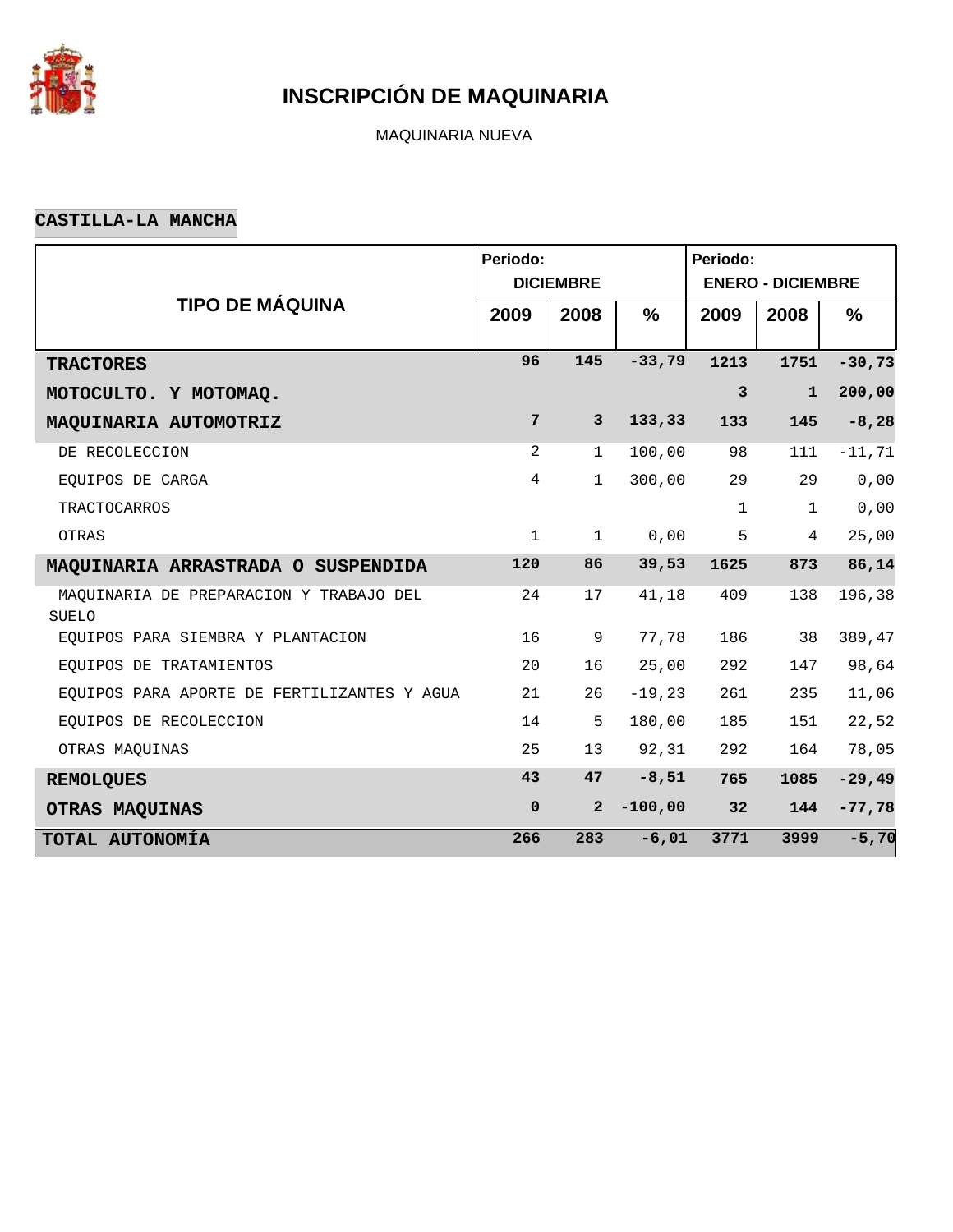# INSCRIPCIÓN DE MAQUINARIA

MAQUINARIA NUEVA

**CASTILLA-LA MANCHA**

| TIPO DE MÁQUINA | Periodo: DICIEMBRE | | | Periodo: ENERO - DICIEMBRE | | |
|---|---|---|---|---|---|---|
| | 2009 | 2008 | % | 2009 | 2008 | % |
| **TRACTORES** | **96** | **145** | **-33,79** | **1213** | **1751** | **-30,73** |
| **MOTOCULTO. Y MOTOMAQ.** | | | | **3** | **1** | **200,00** |
| **MAQUINARIA AUTOMOTRIZ** | **7** | **3** | **133,33** | **133** | **145** | **-8,28** |
| DE RECOLECCION | 2 | 1 | 100,00 | 98 | 111 | -11,71 |
| EQUIPOS DE CARGA | 4 | 1 | 300,00 | 29 | 29 | 0,00 |
| TRACTOCARROS | | | | 1 | 1 | 0,00 |
| OTRAS | 1 | 1 | 0,00 | 5 | 4 | 25,00 |
| **MAQUINARIA ARRASTRADA O SUSPENDIDA** | **120** | **86** | **39,53** | **1625** | **873** | **86,14** |
| MAQUINARIA DE PREPARACION Y TRABAJO DEL SUELO | 24 | 17 | 41,18 | 409 | 138 | 196,38 |
| EQUIPOS PARA SIEMBRA Y PLANTACION | 16 | 9 | 77,78 | 186 | 38 | 389,47 |
| EQUIPOS DE TRATAMIENTOS | 20 | 16 | 25,00 | 292 | 147 | 98,64 |
| EQUIPOS PARA APORTE DE FERTILIZANTES Y AGUA | 21 | 26 | -19,23 | 261 | 235 | 11,06 |
| EQUIPOS DE RECOLECCION | 14 | 5 | 180,00 | 185 | 151 | 22,52 |
| OTRAS MAQUINAS | 25 | 13 | 92,31 | 292 | 164 | 78,05 |
| **REMOLQUES** | **43** | **47** | **-8,51** | **765** | **1085** | **-29,49** |
| **OTRAS MAQUINAS** | **0** | **2** | **-100,00** | **32** | **144** | **-77,78** |
| **TOTAL AUTONOMÍA** | **266** | **283** | **-6,01** | **3771** | **3999** | **-5,70** |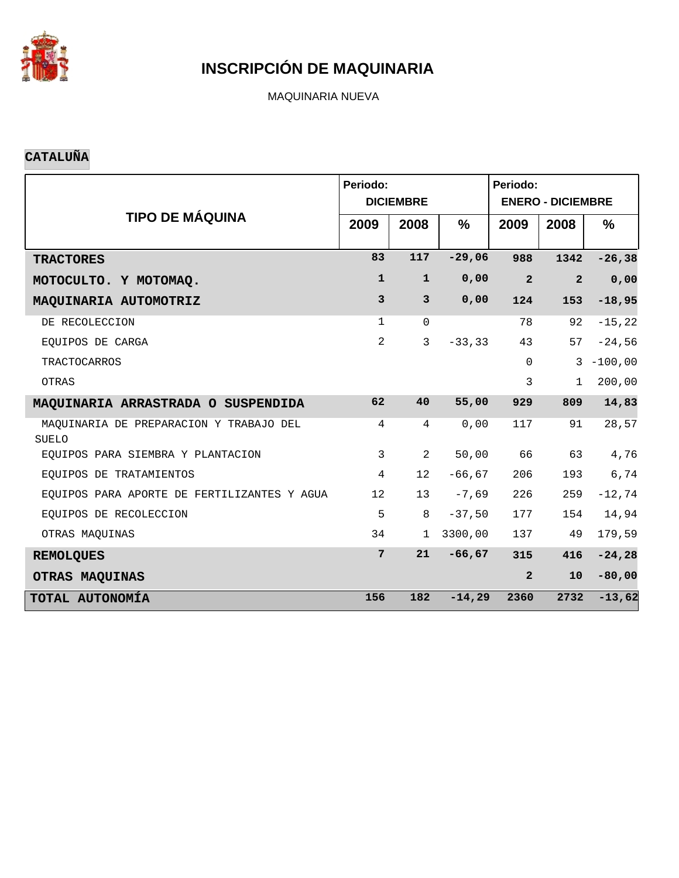# INSCRIPCIÓN DE MAQUINARIA

MAQUINARIA NUEVA

## CATALUÑA

| TIPO DE MÁQUINA | Periodo: DICIEMBRE | | | Periodo: ENERO - DICIEMBRE | | |
|---|---|---|---|---|---|---|
| | 2009 | 2008 | % | 2009 | 2008 | % |
| **TRACTORES** | **83** | **117** | **-29,06** | **988** | **1342** | **-26,38** |
| **MOTOCULTO. Y MOTOMAQ.** | **1** | **1** | **0,00** | **2** | **2** | **0,00** |
| **MAQUINARIA AUTOMOTRIZ** | **3** | **3** | **0,00** | **124** | **153** | **-18,95** |
| DE RECOLECCION | 1 | 0 | | 78 | 92 | -15,22 |
| EQUIPOS DE CARGA | 2 | 3 | -33,33 | 43 | 57 | -24,56 |
| TRACTOCARROS | | | | 0 | 3 | -100,00 |
| OTRAS | | | | 3 | 1 | 200,00 |
| **MAQUINARIA ARRASTRADA O SUSPENDIDA** | **62** | **40** | **55,00** | **929** | **809** | **14,83** |
| MAQUINARIA DE PREPARACION Y TRABAJO DEL SUELO | 4 | 4 | 0,00 | 117 | 91 | 28,57 |
| EQUIPOS PARA SIEMBRA Y PLANTACION | 3 | 2 | 50,00 | 66 | 63 | 4,76 |
| EQUIPOS DE TRATAMIENTOS | 4 | 12 | -66,67 | 206 | 193 | 6,74 |
| EQUIPOS PARA APORTE DE FERTILIZANTES Y AGUA | 12 | 13 | -7,69 | 226 | 259 | -12,74 |
| EQUIPOS DE RECOLECCION | 5 | 8 | -37,50 | 177 | 154 | 14,94 |
| OTRAS MAQUINAS | 34 | 1 | 3300,00 | 137 | 49 | 179,59 |
| **REMOLQUES** | **7** | **21** | **-66,67** | **315** | **416** | **-24,28** |
| **OTRAS MAQUINAS** | | | | **2** | **10** | **-80,00** |
| **TOTAL AUTONOMÍA** | **156** | **182** | **-14,29** | **2360** | **2732** | **-13,62** |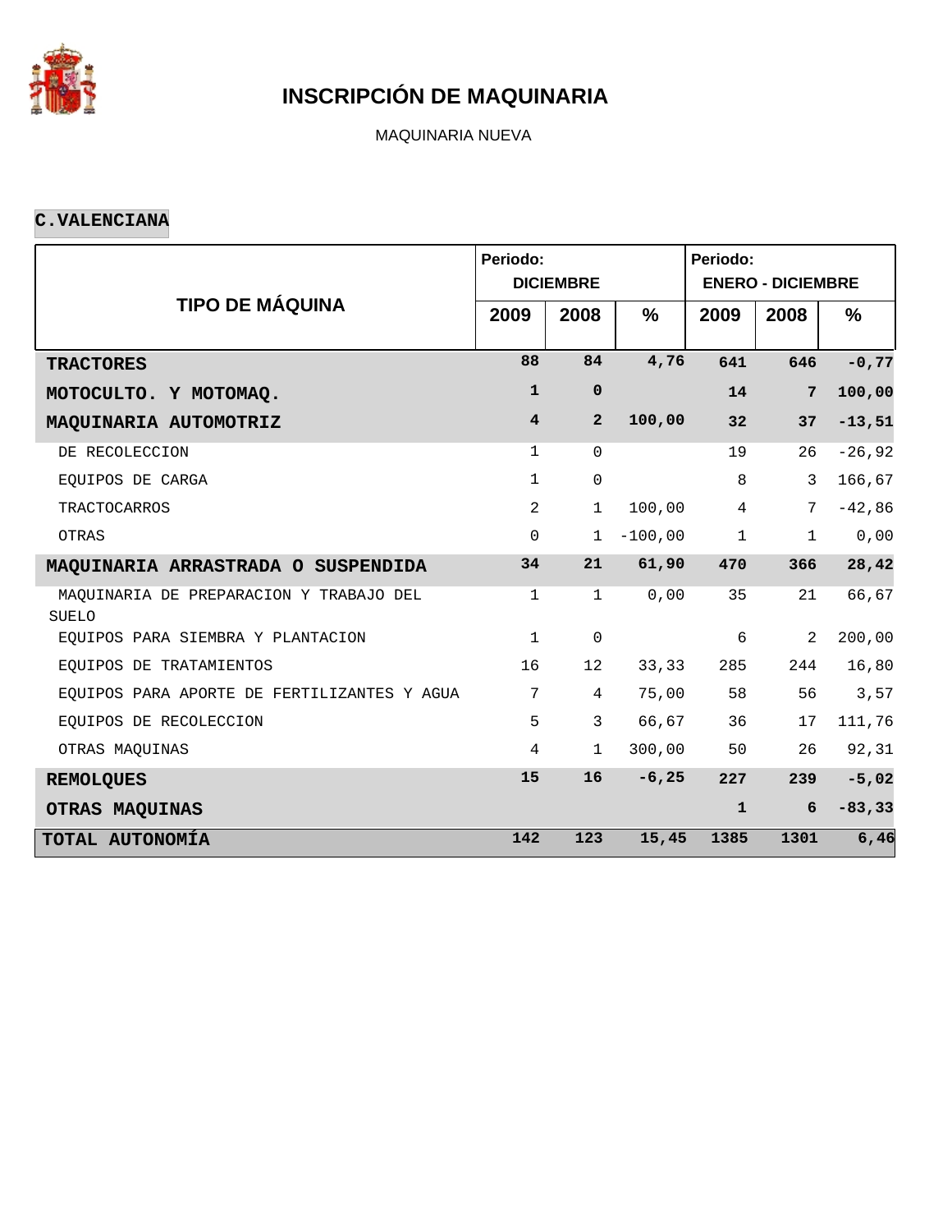# INSCRIPCIÓN DE MAQUINARIA

MAQUINARIA NUEVA

**C.VALENCIANA**

| TIPO DE MÁQUINA | Periodo: DICIEMBRE | | | Periodo: ENERO - DICIEMBRE | | |
|---|---|---|---|---|---|---|
| | 2009 | 2008 | % | 2009 | 2008 | % |
| **TRACTORES** | **88** | **84** | **4,76** | **641** | **646** | **-0,77** |
| **MOTOCULTO. Y MOTOMAQ.** | **1** | **0** | | **14** | **7** | **100,00** |
| **MAQUINARIA AUTOMOTRIZ** | **4** | **2** | **100,00** | **32** | **37** | **-13,51** |
| DE RECOLECCION | 1 | 0 | | 19 | 26 | -26,92 |
| EQUIPOS DE CARGA | 1 | 0 | | 8 | 3 | 166,67 |
| TRACTOCARROS | 2 | 1 | 100,00 | 4 | 7 | -42,86 |
| OTRAS | 0 | 1 | -100,00 | 1 | 1 | 0,00 |
| **MAQUINARIA ARRASTRADA O SUSPENDIDA** | **34** | **21** | **61,90** | **470** | **366** | **28,42** |
| MAQUINARIA DE PREPARACION Y TRABAJO DEL SUELO | 1 | 1 | 0,00 | 35 | 21 | 66,67 |
| EQUIPOS PARA SIEMBRA Y PLANTACION | 1 | 0 | | 6 | 2 | 200,00 |
| EQUIPOS DE TRATAMIENTOS | 16 | 12 | 33,33 | 285 | 244 | 16,80 |
| EQUIPOS PARA APORTE DE FERTILIZANTES Y AGUA | 7 | 4 | 75,00 | 58 | 56 | 3,57 |
| EQUIPOS DE RECOLECCION | 5 | 3 | 66,67 | 36 | 17 | 111,76 |
| OTRAS MAQUINAS | 4 | 1 | 300,00 | 50 | 26 | 92,31 |
| **REMOLQUES** | **15** | **16** | **-6,25** | **227** | **239** | **-5,02** |
| **OTRAS MAQUINAS** | | | | **1** | **6** | **-83,33** |
| **TOTAL AUTONOMÍA** | **142** | **123** | **15,45** | **1385** | **1301** | **6,46** |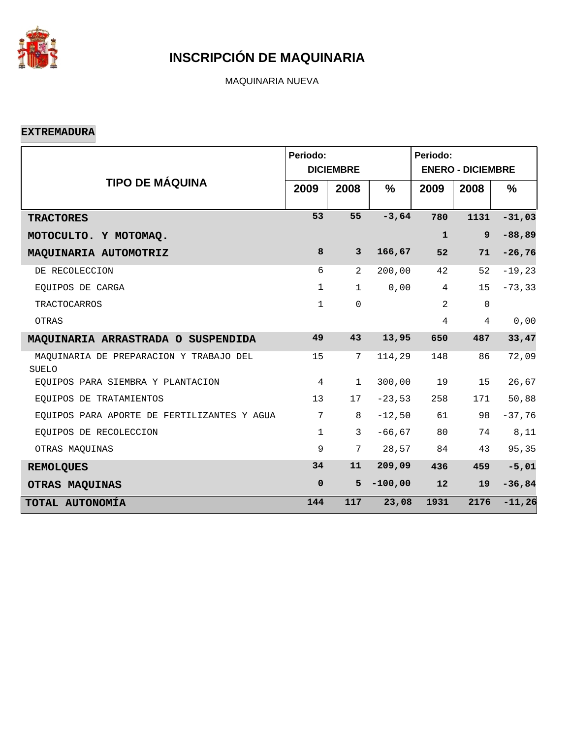# INSCRIPCIÓN DE MAQUINARIA

MAQUINARIA NUEVA

**EXTREMADURA**

| TIPO DE MÁQUINA | Periodo: DICIEMBRE | | | Periodo: ENERO - DICIEMBRE | | |
|---|---|---|---|---|---|---|
| | 2009 | 2008 | % | 2009 | 2008 | % |
| **TRACTORES** | **53** | **55** | **-3,64** | **780** | **1131** | **-31,03** |
| **MOTOCULTO. Y MOTOMAQ.** | | | | **1** | **9** | **-88,89** |
| **MAQUINARIA AUTOMOTRIZ** | **8** | **3** | **166,67** | **52** | **71** | **-26,76** |
| DE RECOLECCION | 6 | 2 | 200,00 | 42 | 52 | -19,23 |
| EQUIPOS DE CARGA | 1 | 1 | 0,00 | 4 | 15 | -73,33 |
| TRACTOCARROS | 1 | 0 | | 2 | 0 | |
| OTRAS | | | | 4 | 4 | 0,00 |
| **MAQUINARIA ARRASTRADA O SUSPENDIDA** | **49** | **43** | **13,95** | **650** | **487** | **33,47** |
| MAQUINARIA DE PREPARACION Y TRABAJO DEL SUELO | 15 | 7 | 114,29 | 148 | 86 | 72,09 |
| EQUIPOS PARA SIEMBRA Y PLANTACION | 4 | 1 | 300,00 | 19 | 15 | 26,67 |
| EQUIPOS DE TRATAMIENTOS | 13 | 17 | -23,53 | 258 | 171 | 50,88 |
| EQUIPOS PARA APORTE DE FERTILIZANTES Y AGUA | 7 | 8 | -12,50 | 61 | 98 | -37,76 |
| EQUIPOS DE RECOLECCION | 1 | 3 | -66,67 | 80 | 74 | 8,11 |
| OTRAS MAQUINAS | 9 | 7 | 28,57 | 84 | 43 | 95,35 |
| **REMOLQUES** | **34** | **11** | **209,09** | **436** | **459** | **-5,01** |
| **OTRAS MAQUINAS** | **0** | **5** | **-100,00** | **12** | **19** | **-36,84** |
| **TOTAL AUTONOMÍA** | **144** | **117** | **23,08** | **1931** | **2176** | **-11,26** |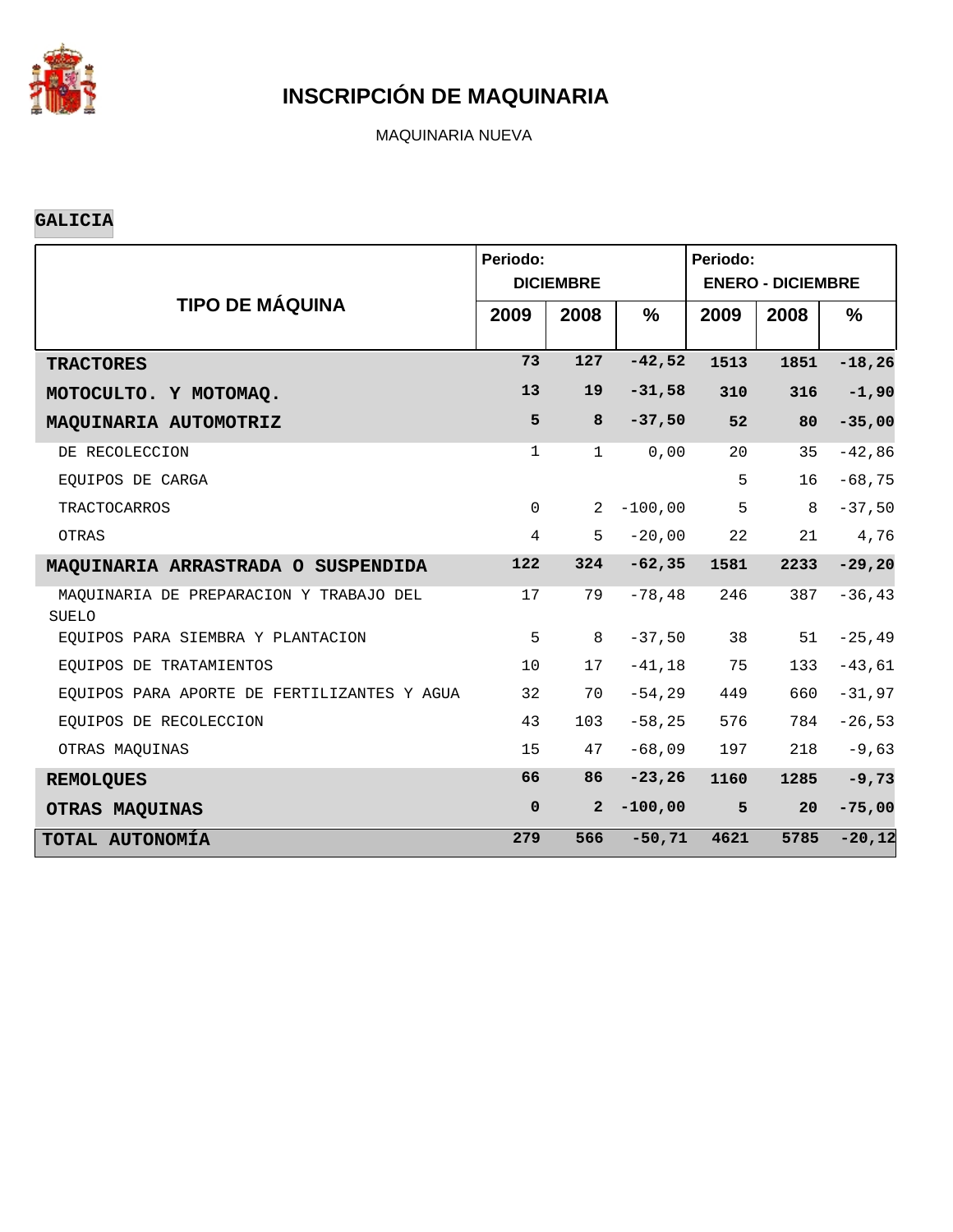# INSCRIPCIÓN DE MAQUINARIA

MAQUINARIA NUEVA

**GALICIA**

| TIPO DE MÁQUINA | Periodo: DICIEMBRE | | | Periodo: ENERO - DICIEMBRE | | |
|---|---|---|---|---|---|---|
| | 2009 | 2008 | % | 2009 | 2008 | % |
| **TRACTORES** | **73** | **127** | **-42,52** | **1513** | **1851** | **-18,26** |
| **MOTOCULTO. Y MOTOMAQ.** | **13** | **19** | **-31,58** | **310** | **316** | **-1,90** |
| **MAQUINARIA AUTOMOTRIZ** | **5** | **8** | **-37,50** | **52** | **80** | **-35,00** |
| DE RECOLECCION | 1 | 1 | 0,00 | 20 | 35 | -42,86 |
| EQUIPOS DE CARGA | | | | 5 | 16 | -68,75 |
| TRACTOCARROS | 0 | 2 | -100,00 | 5 | 8 | -37,50 |
| OTRAS | 4 | 5 | -20,00 | 22 | 21 | 4,76 |
| **MAQUINARIA ARRASTRADA O SUSPENDIDA** | **122** | **324** | **-62,35** | **1581** | **2233** | **-29,20** |
| MAQUINARIA DE PREPARACION Y TRABAJO DEL SUELO | 17 | 79 | -78,48 | 246 | 387 | -36,43 |
| EQUIPOS PARA SIEMBRA Y PLANTACION | 5 | 8 | -37,50 | 38 | 51 | -25,49 |
| EQUIPOS DE TRATAMIENTOS | 10 | 17 | -41,18 | 75 | 133 | -43,61 |
| EQUIPOS PARA APORTE DE FERTILIZANTES Y AGUA | 32 | 70 | -54,29 | 449 | 660 | -31,97 |
| EQUIPOS DE RECOLECCION | 43 | 103 | -58,25 | 576 | 784 | -26,53 |
| OTRAS MAQUINAS | 15 | 47 | -68,09 | 197 | 218 | -9,63 |
| **REMOLQUES** | **66** | **86** | **-23,26** | **1160** | **1285** | **-9,73** |
| **OTRAS MAQUINAS** | **0** | **2** | **-100,00** | **5** | **20** | **-75,00** |
| **TOTAL AUTONOMÍA** | **279** | **566** | **-50,71** | **4621** | **5785** | **-20,12** |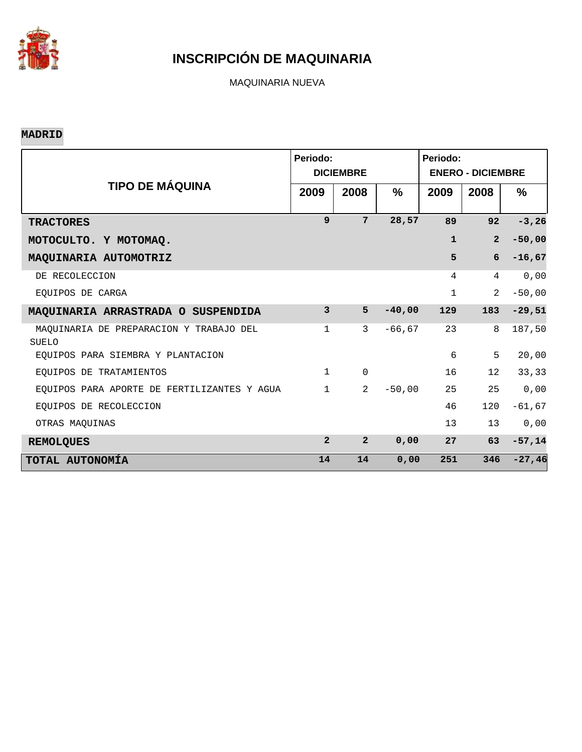# INSCRIPCIÓN DE MAQUINARIA

MAQUINARIA NUEVA

**MADRID**

| TIPO DE MÁQUINA | Periodo: DICIEMBRE | | | Periodo: ENERO - DICIEMBRE | | |
|---|---|---|---|---|---|---|
| | 2009 | 2008 | % | 2009 | 2008 | % |
| **TRACTORES** | **9** | **7** | **28,57** | **89** | **92** | **-3,26** |
| **MOTOCULTO. Y MOTOMAQ.** | | | | **1** | **2** | **-50,00** |
| **MAQUINARIA AUTOMOTRIZ** | | | | **5** | **6** | **-16,67** |
| DE RECOLECCION | | | | 4 | 4 | 0,00 |
| EQUIPOS DE CARGA | | | | 1 | 2 | -50,00 |
| **MAQUINARIA ARRASTRADA O SUSPENDIDA** | **3** | **5** | **-40,00** | **129** | **183** | **-29,51** |
| MAQUINARIA DE PREPARACION Y TRABAJO DEL SUELO | 1 | 3 | -66,67 | 23 | 8 | 187,50 |
| EQUIPOS PARA SIEMBRA Y PLANTACION | | | | 6 | 5 | 20,00 |
| EQUIPOS DE TRATAMIENTOS | 1 | 0 | | 16 | 12 | 33,33 |
| EQUIPOS PARA APORTE DE FERTILIZANTES Y AGUA | 1 | 2 | -50,00 | 25 | 25 | 0,00 |
| EQUIPOS DE RECOLECCION | | | | 46 | 120 | -61,67 |
| OTRAS MAQUINAS | | | | 13 | 13 | 0,00 |
| **REMOLQUES** | **2** | **2** | **0,00** | **27** | **63** | **-57,14** |
| **TOTAL AUTONOMÍA** | **14** | **14** | **0,00** | **251** | **346** | **-27,46** |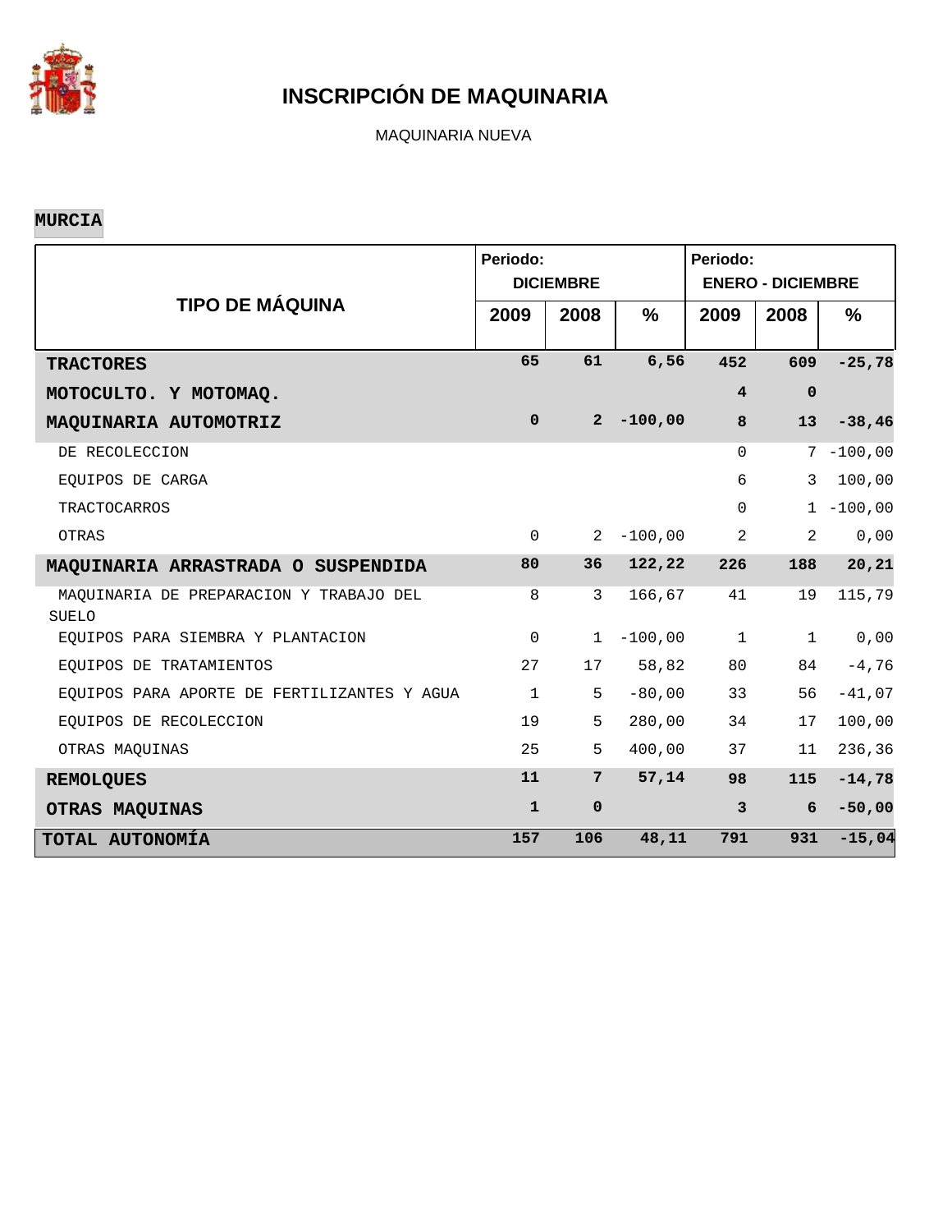# INSCRIPCIÓN DE MAQUINARIA

MAQUINARIA NUEVA

**MURCIA**

| TIPO DE MÁQUINA | Periodo: DICIEMBRE | | | Periodo: ENERO - DICIEMBRE | | |
|---|---|---|---|---|---|---|
| | 2009 | 2008 | % | 2009 | 2008 | % |
| **TRACTORES** | **65** | **61** | **6,56** | **452** | **609** | **-25,78** |
| **MOTOCULTO. Y MOTOMAQ.** | | | | **4** | **0** | |
| **MAQUINARIA AUTOMOTRIZ** | **0** | **2** | **-100,00** | **8** | **13** | **-38,46** |
| DE RECOLECCION | | | | 0 | 7 | -100,00 |
| EQUIPOS DE CARGA | | | | 6 | 3 | 100,00 |
| TRACTOCARROS | | | | 0 | 1 | -100,00 |
| OTRAS | 0 | 2 | -100,00 | 2 | 2 | 0,00 |
| **MAQUINARIA ARRASTRADA O SUSPENDIDA** | **80** | **36** | **122,22** | **226** | **188** | **20,21** |
| MAQUINARIA DE PREPARACION Y TRABAJO DEL SUELO | 8 | 3 | 166,67 | 41 | 19 | 115,79 |
| EQUIPOS PARA SIEMBRA Y PLANTACION | 0 | 1 | -100,00 | 1 | 1 | 0,00 |
| EQUIPOS DE TRATAMIENTOS | 27 | 17 | 58,82 | 80 | 84 | -4,76 |
| EQUIPOS PARA APORTE DE FERTILIZANTES Y AGUA | 1 | 5 | -80,00 | 33 | 56 | -41,07 |
| EQUIPOS DE RECOLECCION | 19 | 5 | 280,00 | 34 | 17 | 100,00 |
| OTRAS MAQUINAS | 25 | 5 | 400,00 | 37 | 11 | 236,36 |
| **REMOLQUES** | **11** | **7** | **57,14** | **98** | **115** | **-14,78** |
| **OTRAS MAQUINAS** | **1** | **0** | | **3** | **6** | **-50,00** |
| **TOTAL AUTONOMÍA** | **157** | **106** | **48,11** | **791** | **931** | **-15,04** |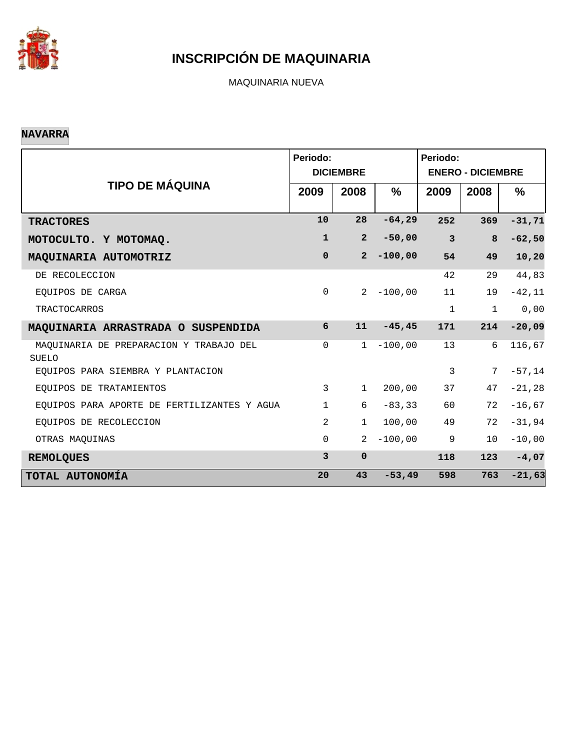# INSCRIPCIÓN DE MAQUINARIA

MAQUINARIA NUEVA

**NAVARRA**

| TIPO DE MÁQUINA | Periodo: DICIEMBRE | | | Periodo: ENERO - DICIEMBRE | | |
|---|---|---|---|---|---|---|
| | 2009 | 2008 | % | 2009 | 2008 | % |
| **TRACTORES** | **10** | **28** | **-64,29** | **252** | **369** | **-31,71** |
| **MOTOCULTO. Y MOTOMAQ.** | **1** | **2** | **-50,00** | **3** | **8** | **-62,50** |
| **MAQUINARIA AUTOMOTRIZ** | **0** | **2** | **-100,00** | **54** | **49** | **10,20** |
| DE RECOLECCION | | | | 42 | 29 | 44,83 |
| EQUIPOS DE CARGA | 0 | 2 | -100,00 | 11 | 19 | -42,11 |
| TRACTOCARROS | | | | 1 | 1 | 0,00 |
| **MAQUINARIA ARRASTRADA O SUSPENDIDA** | **6** | **11** | **-45,45** | **171** | **214** | **-20,09** |
| MAQUINARIA DE PREPARACION Y TRABAJO DEL SUELO | 0 | 1 | -100,00 | 13 | 6 | 116,67 |
| EQUIPOS PARA SIEMBRA Y PLANTACION | | | | 3 | 7 | -57,14 |
| EQUIPOS DE TRATAMIENTOS | 3 | 1 | 200,00 | 37 | 47 | -21,28 |
| EQUIPOS PARA APORTE DE FERTILIZANTES Y AGUA | 1 | 6 | -83,33 | 60 | 72 | -16,67 |
| EQUIPOS DE RECOLECCION | 2 | 1 | 100,00 | 49 | 72 | -31,94 |
| OTRAS MAQUINAS | 0 | 2 | -100,00 | 9 | 10 | -10,00 |
| **REMOLQUES** | **3** | **0** | | **118** | **123** | **-4,07** |
| **TOTAL AUTONOMÍA** | **20** | **43** | **-53,49** | **598** | **763** | **-21,63** |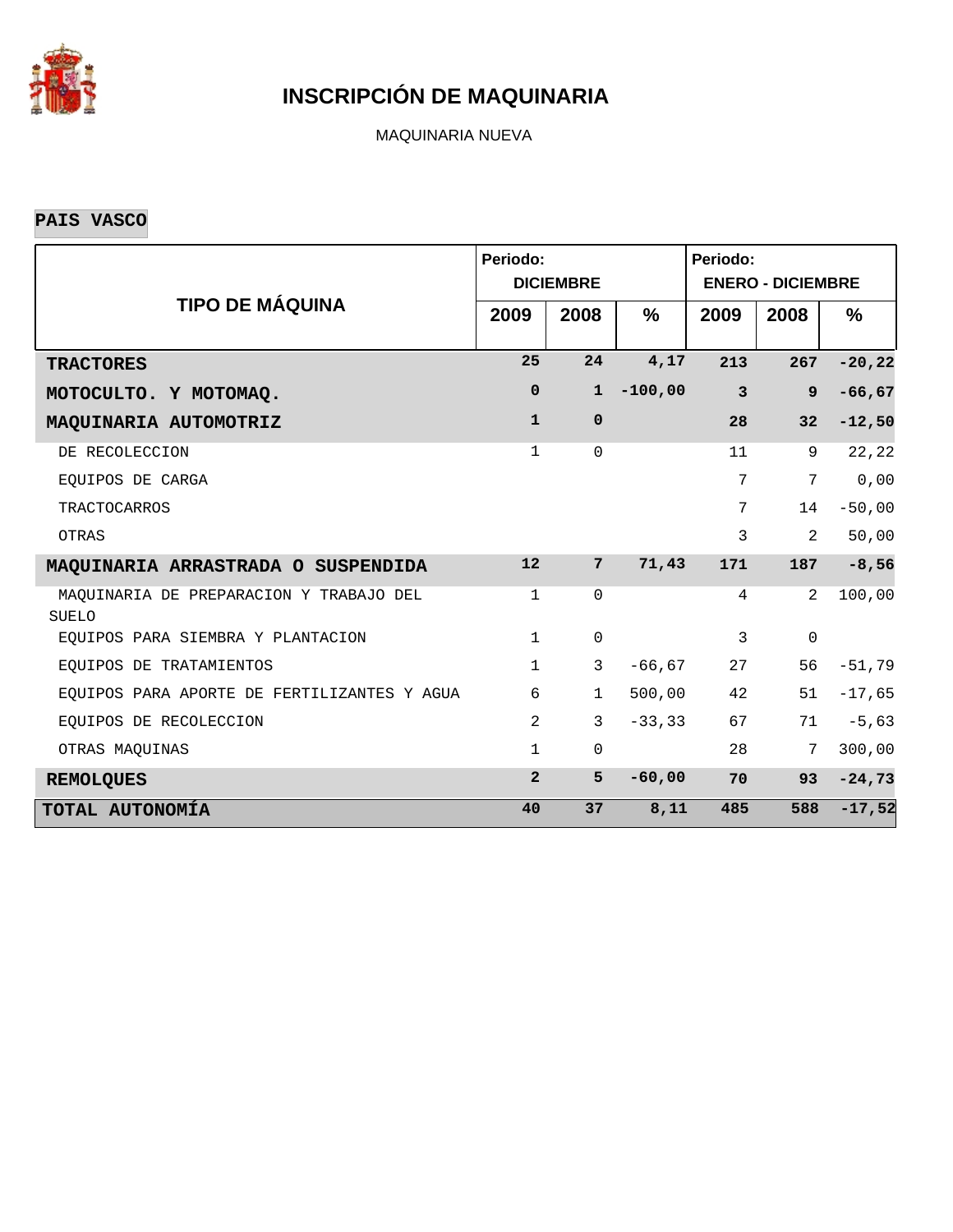# INSCRIPCIÓN DE MAQUINARIA

MAQUINARIA NUEVA

**PAIS VASCO**

| TIPO DE MÁQUINA | Periodo: DICIEMBRE | | | Periodo: ENERO - DICIEMBRE | | |
|---|---|---|---|---|---|---|
| | 2009 | 2008 | % | 2009 | 2008 | % |
| **TRACTORES** | **25** | **24** | **4,17** | **213** | **267** | **-20,22** |
| **MOTOCULTO. Y MOTOMAQ.** | **0** | **1** | **-100,00** | **3** | **9** | **-66,67** |
| **MAQUINARIA AUTOMOTRIZ** | **1** | **0** | | **28** | **32** | **-12,50** |
| DE RECOLECCION | 1 | 0 | | 11 | 9 | 22,22 |
| EQUIPOS DE CARGA | | | | 7 | 7 | 0,00 |
| TRACTOCARROS | | | | 7 | 14 | -50,00 |
| OTRAS | | | | 3 | 2 | 50,00 |
| **MAQUINARIA ARRASTRADA O SUSPENDIDA** | **12** | **7** | **71,43** | **171** | **187** | **-8,56** |
| MAQUINARIA DE PREPARACION Y TRABAJO DEL SUELO | 1 | 0 | | 4 | 2 | 100,00 |
| EQUIPOS PARA SIEMBRA Y PLANTACION | 1 | 0 | | 3 | 0 | |
| EQUIPOS DE TRATAMIENTOS | 1 | 3 | -66,67 | 27 | 56 | -51,79 |
| EQUIPOS PARA APORTE DE FERTILIZANTES Y AGUA | 6 | 1 | 500,00 | 42 | 51 | -17,65 |
| EQUIPOS DE RECOLECCION | 2 | 3 | -33,33 | 67 | 71 | -5,63 |
| OTRAS MAQUINAS | 1 | 0 | | 28 | 7 | 300,00 |
| **REMOLQUES** | **2** | **5** | **-60,00** | **70** | **93** | **-24,73** |
| **TOTAL AUTONOMÍA** | **40** | **37** | **8,11** | **485** | **588** | **-17,52** |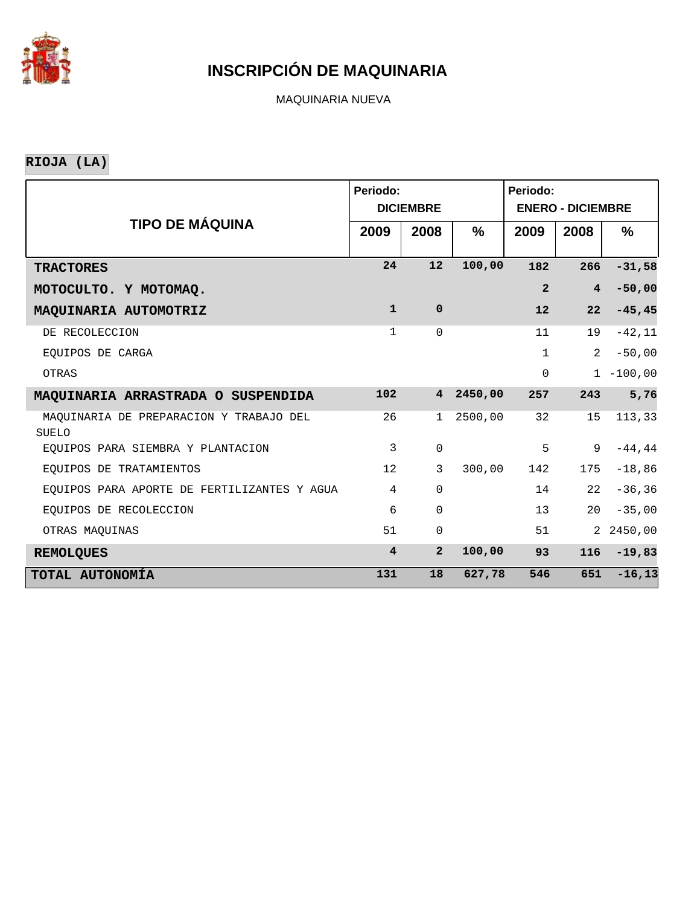# INSCRIPCIÓN DE MAQUINARIA

MAQUINARIA NUEVA

**RIOJA (LA)**

| TIPO DE MÁQUINA | Periodo: DICIEMBRE | | | Periodo: ENERO - DICIEMBRE | | |
|---|---|---|---|---|---|---|
| | 2009 | 2008 | % | 2009 | 2008 | % |
| **TRACTORES** | **24** | **12** | **100,00** | **182** | **266** | **-31,58** |
| **MOTOCULTO. Y MOTOMAQ.** | | | | **2** | **4** | **-50,00** |
| **MAQUINARIA AUTOMOTRIZ** | **1** | **0** | | **12** | **22** | **-45,45** |
| DE RECOLECCION | 1 | 0 | | 11 | 19 | -42,11 |
| EQUIPOS DE CARGA | | | | 1 | 2 | -50,00 |
| OTRAS | | | | 0 | 1 | -100,00 |
| **MAQUINARIA ARRASTRADA O SUSPENDIDA** | **102** | **4** | **2450,00** | **257** | **243** | **5,76** |
| MAQUINARIA DE PREPARACION Y TRABAJO DEL SUELO | 26 | 1 | 2500,00 | 32 | 15 | 113,33 |
| EQUIPOS PARA SIEMBRA Y PLANTACION | 3 | 0 | | 5 | 9 | -44,44 |
| EQUIPOS DE TRATAMIENTOS | 12 | 3 | 300,00 | 142 | 175 | -18,86 |
| EQUIPOS PARA APORTE DE FERTILIZANTES Y AGUA | 4 | 0 | | 14 | 22 | -36,36 |
| EQUIPOS DE RECOLECCION | 6 | 0 | | 13 | 20 | -35,00 |
| OTRAS MAQUINAS | 51 | 0 | | 51 | 2 | 2450,00 |
| **REMOLQUES** | **4** | **2** | **100,00** | **93** | **116** | **-19,83** |
| **TOTAL AUTONOMÍA** | **131** | **18** | **627,78** | **546** | **651** | **-16,13** |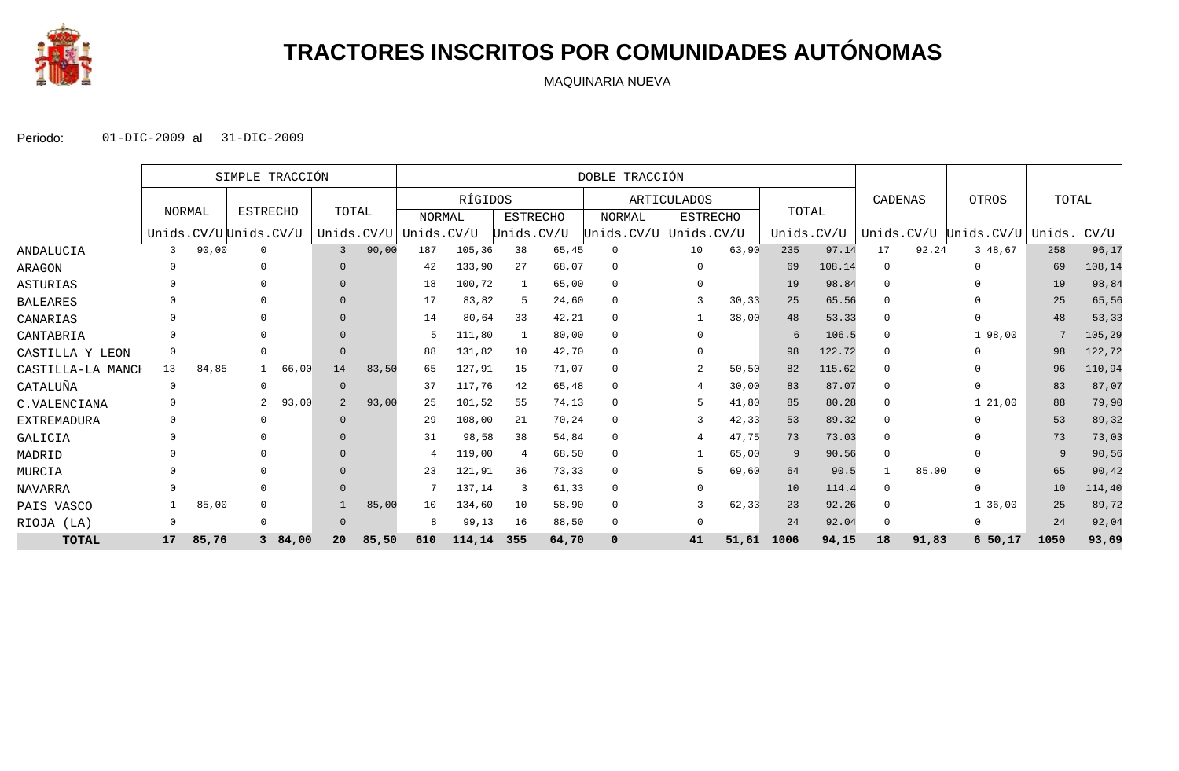# TRACTORES INSCRITOS POR COMUNIDADES AUTÓNOMAS

MAQUINARIA NUEVA

Periodo: 01-DIC-2009 al 31-DIC-2009

| | SIMPLE TRACCIÓN | | | | | | DOBLE TRACCIÓN | | | | | | | | | | | | | | | | | |
|---|---|---|---|---|---|---|---|---|---|---|---|---|---|---|---|---|---|---|---|---|---|---|---|---|
| | NORMAL | | ESTRECHO | | TOTAL | | RÍGIDOS | | | | ARTICULADOS | | | | TOTAL | | CADENAS | | OTROS | | TOTAL | |
| | | | | | | | NORMAL | | ESTRECHO | | NORMAL | | ESTRECHO | | | | | | | | | |
| | Unids. | CV/U | Unids. | CV/U | Unids. | CV/U | Unids. | CV/U | Unids. | CV/U | Unids. | CV/U | Unids. | CV/U | Unids. | CV/U | Unids. | CV/U | Unids. | CV/U | Unids. | CV/U |
| ANDALUCIA | 3 | 90,00 | 0 | | 3 | 90,00 | 187 | 105,36 | 38 | 65,45 | 0 | | 10 | 63,90 | 235 | 97.14 | 17 | 92.24 | 3 | 48,67 | 258 | 96,17 |
| ARAGON | 0 | | 0 | | 0 | | 42 | 133,90 | 27 | 68,07 | 0 | | 0 | | 69 | 108.14 | 0 | | 0 | | 69 | 108,14 |
| ASTURIAS | 0 | | 0 | | 0 | | 18 | 100,72 | 1 | 65,00 | 0 | | 0 | | 19 | 98.84 | 0 | | 0 | | 19 | 98,84 |
| BALEARES | 0 | | 0 | | 0 | | 17 | 83,82 | 5 | 24,60 | 0 | | 3 | 30,33 | 25 | 65.56 | 0 | | 0 | | 25 | 65,56 |
| CANARIAS | 0 | | 0 | | 0 | | 14 | 80,64 | 33 | 42,21 | 0 | | 1 | 38,00 | 48 | 53.33 | 0 | | 0 | | 48 | 53,33 |
| CANTABRIA | 0 | | 0 | | 0 | | 5 | 111,80 | 1 | 80,00 | 0 | | 0 | | 6 | 106.5 | 0 | | 1 | 98,00 | 7 | 105,29 |
| CASTILLA Y LEON | 0 | | 0 | | 0 | | 88 | 131,82 | 10 | 42,70 | 0 | | 0 | | 98 | 122.72 | 0 | | 0 | | 98 | 122,72 |
| CASTILLA-LA MANCH | 13 | 84,85 | 1 | 66,00 | 14 | 83,50 | 65 | 127,91 | 15 | 71,07 | 0 | | 2 | 50,50 | 82 | 115.62 | 0 | | 0 | | 96 | 110,94 |
| CATALUÑA | 0 | | 0 | | 0 | | 37 | 117,76 | 42 | 65,48 | 0 | | 4 | 30,00 | 83 | 87.07 | 0 | | 0 | | 83 | 87,07 |
| C.VALENCIANA | 0 | | 2 | 93,00 | 2 | 93,00 | 25 | 101,52 | 55 | 74,13 | 0 | | 5 | 41,80 | 85 | 80.28 | 0 | | 1 | 21,00 | 88 | 79,90 |
| EXTREMADURA | 0 | | 0 | | 0 | | 29 | 108,00 | 21 | 70,24 | 0 | | 3 | 42,33 | 53 | 89.32 | 0 | | 0 | | 53 | 89,32 |
| GALICIA | 0 | | 0 | | 0 | | 31 | 98,58 | 38 | 54,84 | 0 | | 4 | 47,75 | 73 | 73.03 | 0 | | 0 | | 73 | 73,03 |
| MADRID | 0 | | 0 | | 0 | | 4 | 119,00 | 4 | 68,50 | 0 | | 1 | 65,00 | 9 | 90.56 | 0 | | 0 | | 9 | 90,56 |
| MURCIA | 0 | | 0 | | 0 | | 23 | 121,91 | 36 | 73,33 | 0 | | 5 | 69,60 | 64 | 90.5 | 1 | 85.00 | 0 | | 65 | 90,42 |
| NAVARRA | 0 | | 0 | | 0 | | 7 | 137,14 | 3 | 61,33 | 0 | | 0 | | 10 | 114.4 | 0 | | 0 | | 10 | 114,40 |
| PAIS VASCO | 1 | 85,00 | 0 | | 1 | 85,00 | 10 | 134,60 | 10 | 58,90 | 0 | | 3 | 62,33 | 23 | 92.26 | 0 | | 1 | 36,00 | 25 | 89,72 |
| RIOJA (LA) | 0 | | 0 | | 0 | | 8 | 99,13 | 16 | 88,50 | 0 | | 0 | | 24 | 92.04 | 0 | | 0 | | 24 | 92,04 |
| **TOTAL** | **17** | **85,76** | **3** | **84,00** | **20** | **85,50** | **610** | **114,14** | **355** | **64,70** | **0** | | **41** | **51,61** | **1006** | **94,15** | **18** | **91,83** | **6** | **50,17** | **1050** | **93,69** |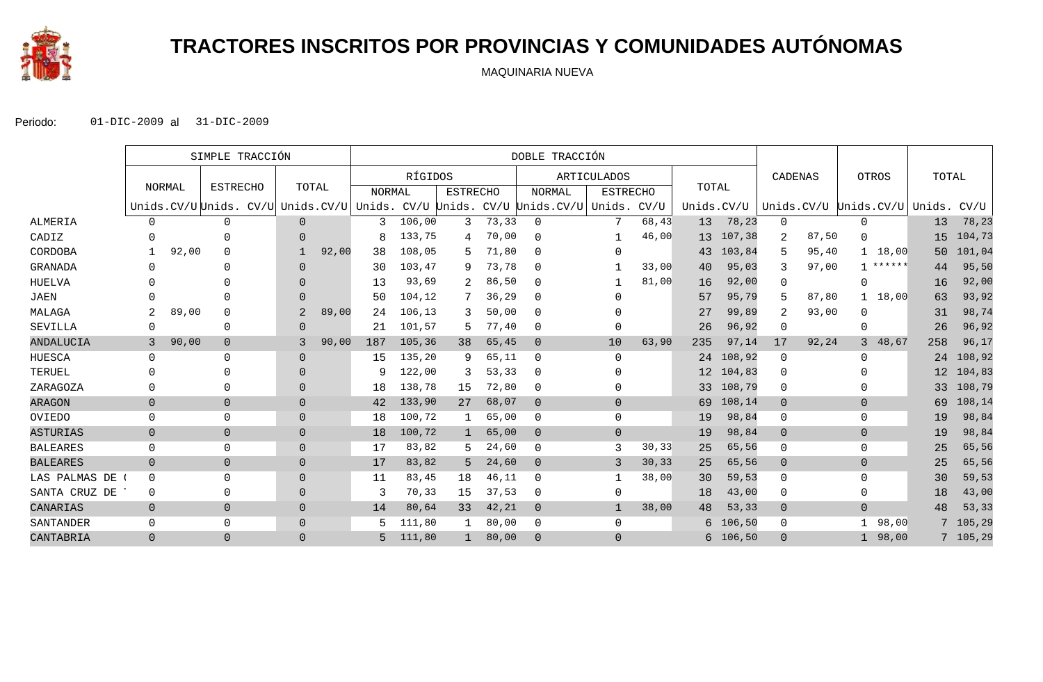# TRACTORES INSCRITOS POR PROVINCIAS Y COMUNIDADES AUTÓNOMAS

MAQUINARIA NUEVA

Periodo: 01-DIC-2009 al 31-DIC-2009

| | SIMPLE TRACCIÓN | | | | | | DOBLE TRACCIÓN | | | | | | | | | | | | | | | | | |
|---|---|---|---|---|---|---|---|---|---|---|---|---|---|---|---|---|---|---|---|---|---|---|---|---|
| | NORMAL | | ESTRECHO | | TOTAL | | RÍGIDOS | | | | ARTICULADOS | | | | TOTAL | | CADENAS | | OTROS | | TOTAL | |
| | | | | | | | NORMAL | | ESTRECHO | | NORMAL | | ESTRECHO | | | | | | | | | |
| | Unids. | CV/U | Unids. | CV/U | Unids. | CV/U | Unids. | CV/U | Unids. | CV/U | Unids. | CV/U | Unids. | CV/U | Unids. | CV/U | Unids. | CV/U | Unids. | CV/U | Unids. | CV/U |
| ALMERIA | 0 | | 0 | | 0 | | 3 | 106,00 | 3 | 73,33 | 0 | | 7 | 68,43 | 13 | 78,23 | 0 | | 0 | | 13 | 78,23 |
| CADIZ | 0 | | 0 | | 0 | | 8 | 133,75 | 4 | 70,00 | 0 | | 1 | 46,00 | 13 | 107,38 | 2 | 87,50 | 0 | | 15 | 104,73 |
| CORDOBA | 1 | 92,00 | 0 | | 1 | 92,00 | 38 | 108,05 | 5 | 71,80 | 0 | | 0 | | 43 | 103,84 | 5 | 95,40 | 1 | 18,00 | 50 | 101,04 |
| GRANADA | 0 | | 0 | | 0 | | 30 | 103,47 | 9 | 73,78 | 0 | | 1 | 33,00 | 40 | 95,03 | 3 | 97,00 | 1 | ****** | 44 | 95,50 |
| HUELVA | 0 | | 0 | | 0 | | 13 | 93,69 | 2 | 86,50 | 0 | | 1 | 81,00 | 16 | 92,00 | 0 | | 0 | | 16 | 92,00 |
| JAEN | 0 | | 0 | | 0 | | 50 | 104,12 | 7 | 36,29 | 0 | | 0 | | 57 | 95,79 | 5 | 87,80 | 1 | 18,00 | 63 | 93,92 |
| MALAGA | 2 | 89,00 | 0 | | 2 | 89,00 | 24 | 106,13 | 3 | 50,00 | 0 | | 0 | | 27 | 99,89 | 2 | 93,00 | 0 | | 31 | 98,74 |
| SEVILLA | 0 | | 0 | | 0 | | 21 | 101,57 | 5 | 77,40 | 0 | | 0 | | 26 | 96,92 | 0 | | 0 | | 26 | 96,92 |
| ANDALUCIA | 3 | 90,00 | 0 | | 3 | 90,00 | 187 | 105,36 | 38 | 65,45 | 0 | | 10 | 63,90 | 235 | 97,14 | 17 | 92,24 | 3 | 48,67 | 258 | 96,17 |
| HUESCA | 0 | | 0 | | 0 | | 15 | 135,20 | 9 | 65,11 | 0 | | 0 | | 24 | 108,92 | 0 | | 0 | | 24 | 108,92 |
| TERUEL | 0 | | 0 | | 0 | | 9 | 122,00 | 3 | 53,33 | 0 | | 0 | | 12 | 104,83 | 0 | | 0 | | 12 | 104,83 |
| ZARAGOZA | 0 | | 0 | | 0 | | 18 | 138,78 | 15 | 72,80 | 0 | | 0 | | 33 | 108,79 | 0 | | 0 | | 33 | 108,79 |
| ARAGON | 0 | | 0 | | 0 | | 42 | 133,90 | 27 | 68,07 | 0 | | 0 | | 69 | 108,14 | 0 | | 0 | | 69 | 108,14 |
| OVIEDO | 0 | | 0 | | 0 | | 18 | 100,72 | 1 | 65,00 | 0 | | 0 | | 19 | 98,84 | 0 | | 0 | | 19 | 98,84 |
| ASTURIAS | 0 | | 0 | | 0 | | 18 | 100,72 | 1 | 65,00 | 0 | | 0 | | 19 | 98,84 | 0 | | 0 | | 19 | 98,84 |
| BALEARES | 0 | | 0 | | 0 | | 17 | 83,82 | 5 | 24,60 | 0 | | 3 | 30,33 | 25 | 65,56 | 0 | | 0 | | 25 | 65,56 |
| BALEARES | 0 | | 0 | | 0 | | 17 | 83,82 | 5 | 24,60 | 0 | | 3 | 30,33 | 25 | 65,56 | 0 | | 0 | | 25 | 65,56 |
| LAS PALMAS DE ( | 0 | | 0 | | 0 | | 11 | 83,45 | 18 | 46,11 | 0 | | 1 | 38,00 | 30 | 59,53 | 0 | | 0 | | 30 | 59,53 |
| SANTA CRUZ DE | 0 | | 0 | | 0 | | 3 | 70,33 | 15 | 37,53 | 0 | | 0 | | 18 | 43,00 | 0 | | 0 | | 18 | 43,00 |
| CANARIAS | 0 | | 0 | | 0 | | 14 | 80,64 | 33 | 42,21 | 0 | | 1 | 38,00 | 48 | 53,33 | 0 | | 0 | | 48 | 53,33 |
| SANTANDER | 0 | | 0 | | 0 | | 5 | 111,80 | 1 | 80,00 | 0 | | 0 | | 6 | 106,50 | 0 | | 1 | 98,00 | 7 | 105,29 |
| CANTABRIA | 0 | | 0 | | 0 | | 5 | 111,80 | 1 | 80,00 | 0 | | 0 | | 6 | 106,50 | 0 | | 1 | 98,00 | 7 | 105,29 |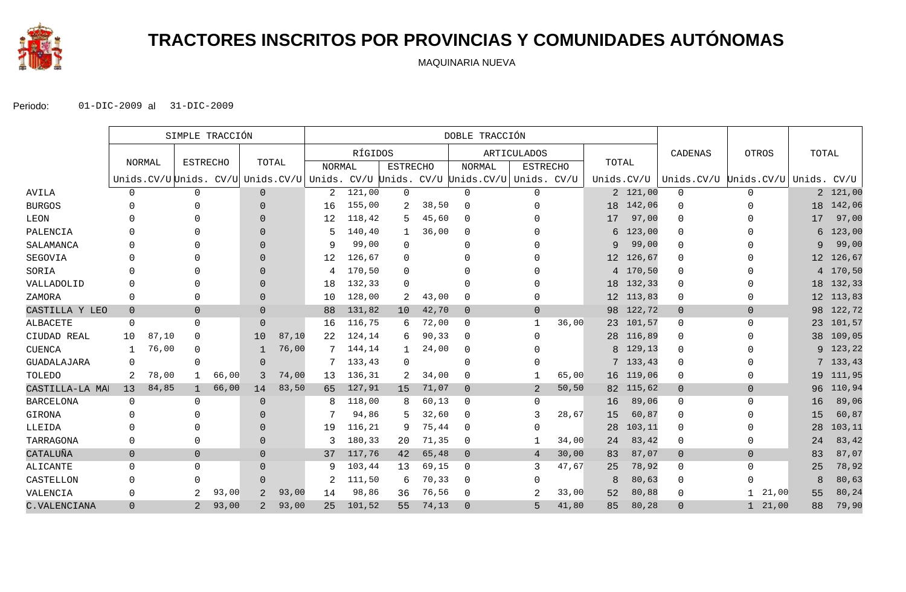# TRACTORES INSCRITOS POR PROVINCIAS Y COMUNIDADES AUTÓNOMAS

MAQUINARIA NUEVA

Periodo: 01-DIC-2009 al 31-DIC-2009

| | SIMPLE TRACCIÓN | | | | | | DOBLE TRACCIÓN | | | | | | | | | | | | | | | |
|---|---|---|---|---|---|---|---|---|---|---|---|---|---|---|---|---|---|---|---|---|---|---|
| | NORMAL | | ESTRECHO | | TOTAL | | RÍGIDOS | | | | ARTICULADOS | | | | TOTAL | | CADENAS | | OTROS | | TOTAL | |
| | | | | | | | NORMAL | | ESTRECHO | | NORMAL | | ESTRECHO | | | | | | | | | |
| | Unids. | CV/U | Unids. | CV/U | Unids. | CV/U | Unids. | CV/U | Unids. | CV/U | Unids. | CV/U | Unids. | CV/U | Unids. | CV/U | Unids. | CV/U | Unids. | CV/U | Unids. | CV/U |
| AVILA | 0 | | 0 | | 0 | | 2 | 121,00 | 0 | | 0 | | 0 | | 2 | 121,00 | 0 | | 0 | | 2 | 121,00 |
| BURGOS | 0 | | 0 | | 0 | | 16 | 155,00 | 2 | 38,50 | 0 | | 0 | | 18 | 142,06 | 0 | | 0 | | 18 | 142,06 |
| LEON | 0 | | 0 | | 0 | | 12 | 118,42 | 5 | 45,60 | 0 | | 0 | | 17 | 97,00 | 0 | | 0 | | 17 | 97,00 |
| PALENCIA | 0 | | 0 | | 0 | | 5 | 140,40 | 1 | 36,00 | 0 | | 0 | | 6 | 123,00 | 0 | | 0 | | 6 | 123,00 |
| SALAMANCA | 0 | | 0 | | 0 | | 9 | 99,00 | 0 | | 0 | | 0 | | 9 | 99,00 | 0 | | 0 | | 9 | 99,00 |
| SEGOVIA | 0 | | 0 | | 0 | | 12 | 126,67 | 0 | | 0 | | 0 | | 12 | 126,67 | 0 | | 0 | | 12 | 126,67 |
| SORIA | 0 | | 0 | | 0 | | 4 | 170,50 | 0 | | 0 | | 0 | | 4 | 170,50 | 0 | | 0 | | 4 | 170,50 |
| VALLADOLID | 0 | | 0 | | 0 | | 18 | 132,33 | 0 | | 0 | | 0 | | 18 | 132,33 | 0 | | 0 | | 18 | 132,33 |
| ZAMORA | 0 | | 0 | | 0 | | 10 | 128,00 | 2 | 43,00 | 0 | | 0 | | 12 | 113,83 | 0 | | 0 | | 12 | 113,83 |
| CASTILLA Y LEO | 0 | | 0 | | 0 | | 88 | 131,82 | 10 | 42,70 | 0 | | 0 | | 98 | 122,72 | 0 | | 0 | | 98 | 122,72 |
| ALBACETE | 0 | | 0 | | 0 | | 16 | 116,75 | 6 | 72,00 | 0 | | 1 | 36,00 | 23 | 101,57 | 0 | | 0 | | 23 | 101,57 |
| CIUDAD REAL | 10 | 87,10 | 0 | | 10 | 87,10 | 22 | 124,14 | 6 | 90,33 | 0 | | 0 | | 28 | 116,89 | 0 | | 0 | | 38 | 109,05 |
| CUENCA | 1 | 76,00 | 0 | | 1 | 76,00 | 7 | 144,14 | 1 | 24,00 | 0 | | 0 | | 8 | 129,13 | 0 | | 0 | | 9 | 123,22 |
| GUADALAJARA | 0 | | 0 | | 0 | | 7 | 133,43 | 0 | | 0 | | 0 | | 7 | 133,43 | 0 | | 0 | | 7 | 133,43 |
| TOLEDO | 2 | 78,00 | 1 | 66,00 | 3 | 74,00 | 13 | 136,31 | 2 | 34,00 | 0 | | 1 | 65,00 | 16 | 119,06 | 0 | | 0 | | 19 | 111,95 |
| CASTILLA-LA MA | 13 | 84,85 | 1 | 66,00 | 14 | 83,50 | 65 | 127,91 | 15 | 71,07 | 0 | | 2 | 50,50 | 82 | 115,62 | 0 | | 0 | | 96 | 110,94 |
| BARCELONA | 0 | | 0 | | 0 | | 8 | 118,00 | 8 | 60,13 | 0 | | 0 | | 16 | 89,06 | 0 | | 0 | | 16 | 89,06 |
| GIRONA | 0 | | 0 | | 0 | | 7 | 94,86 | 5 | 32,60 | 0 | | 3 | 28,67 | 15 | 60,87 | 0 | | 0 | | 15 | 60,87 |
| LLEIDA | 0 | | 0 | | 0 | | 19 | 116,21 | 9 | 75,44 | 0 | | 0 | | 28 | 103,11 | 0 | | 0 | | 28 | 103,11 |
| TARRAGONA | 0 | | 0 | | 0 | | 3 | 180,33 | 20 | 71,35 | 0 | | 1 | 34,00 | 24 | 83,42 | 0 | | 0 | | 24 | 83,42 |
| CATALUÑA | 0 | | 0 | | 0 | | 37 | 117,76 | 42 | 65,48 | 0 | | 4 | 30,00 | 83 | 87,07 | 0 | | 0 | | 83 | 87,07 |
| ALICANTE | 0 | | 0 | | 0 | | 9 | 103,44 | 13 | 69,15 | 0 | | 3 | 47,67 | 25 | 78,92 | 0 | | 0 | | 25 | 78,92 |
| CASTELLON | 0 | | 0 | | 0 | | 2 | 111,50 | 6 | 70,33 | 0 | | 0 | | 8 | 80,63 | 0 | | 0 | | 8 | 80,63 |
| VALENCIA | 0 | | 2 | 93,00 | 2 | 93,00 | 14 | 98,86 | 36 | 76,56 | 0 | | 2 | 33,00 | 52 | 80,88 | 0 | | 1 | 21,00 | 55 | 80,24 |
| C.VALENCIANA | 0 | | 2 | 93,00 | 2 | 93,00 | 25 | 101,52 | 55 | 74,13 | 0 | | 5 | 41,80 | 85 | 80,28 | 0 | | 1 | 21,00 | 88 | 79,90 |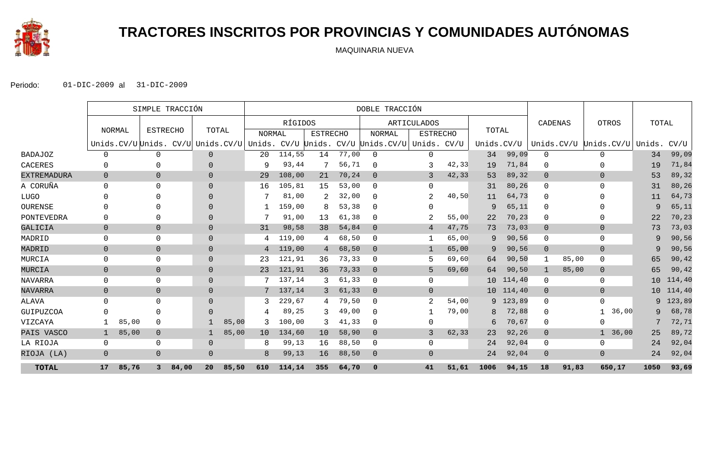# TRACTORES INSCRITOS POR PROVINCIAS Y COMUNIDADES AUTÓNOMAS

MAQUINARIA NUEVA

Periodo: 01-DIC-2009 al 31-DIC-2009

| | SIMPLE TRACCIÓN | | | | | | DOBLE TRACCIÓN | | | | | | | | | | | | CADENAS | | OTROS | | TOTAL | |
|---|---|---|---|---|---|---|---|---|---|---|---|---|---|---|---|---|---|---|---|---|---|---|---|---|
| | NORMAL | | ESTRECHO | | TOTAL | | RÍGIDOS | | | | ARTICULADOS | | | | TOTAL | | | | | | | | | |
| | | | | | | | NORMAL | | ESTRECHO | | NORMAL | | ESTRECHO | | | | | | | | | | | |
| | Unids. | CV/U | Unids. | CV/U | Unids. | CV/U | Unids. | CV/U | Unids. | CV/U | Unids. | CV/U | Unids. | CV/U | Unids. | CV/U | | | Unids. | CV/U | Unids. | CV/U | Unids. | CV/U |
| BADAJOZ | 0 | | 0 | | 0 | | 20 | 114,55 | 14 | 77,00 | 0 | | 0 | | 34 | 99,09 | | | 0 | | 0 | | 34 | 99,09 |
| CACERES | 0 | | 0 | | 0 | | 9 | 93,44 | 7 | 56,71 | 0 | | 3 | 42,33 | 19 | 71,84 | | | 0 | | 0 | | 19 | 71,84 |
| EXTREMADURA | 0 | | 0 | | 0 | | 29 | 108,00 | 21 | 70,24 | 0 | | 3 | 42,33 | 53 | 89,32 | | | 0 | | 0 | | 53 | 89,32 |
| A CORUÑA | 0 | | 0 | | 0 | | 16 | 105,81 | 15 | 53,00 | 0 | | 0 | | 31 | 80,26 | | | 0 | | 0 | | 31 | 80,26 |
| LUGO | 0 | | 0 | | 0 | | 7 | 81,00 | 2 | 32,00 | 0 | | 2 | 40,50 | 11 | 64,73 | | | 0 | | 0 | | 11 | 64,73 |
| OURENSE | 0 | | 0 | | 0 | | 1 | 159,00 | 8 | 53,38 | 0 | | 0 | | 9 | 65,11 | | | 0 | | 0 | | 9 | 65,11 |
| PONTEVEDRA | 0 | | 0 | | 0 | | 7 | 91,00 | 13 | 61,38 | 0 | | 2 | 55,00 | 22 | 70,23 | | | 0 | | 0 | | 22 | 70,23 |
| GALICIA | 0 | | 0 | | 0 | | 31 | 98,58 | 38 | 54,84 | 0 | | 4 | 47,75 | 73 | 73,03 | | | 0 | | 0 | | 73 | 73,03 |
| MADRID | 0 | | 0 | | 0 | | 4 | 119,00 | 4 | 68,50 | 0 | | 1 | 65,00 | 9 | 90,56 | | | 0 | | 0 | | 9 | 90,56 |
| MADRID | 0 | | 0 | | 0 | | 4 | 119,00 | 4 | 68,50 | 0 | | 1 | 65,00 | 9 | 90,56 | | | 0 | | 0 | | 9 | 90,56 |
| MURCIA | 0 | | 0 | | 0 | | 23 | 121,91 | 36 | 73,33 | 0 | | 5 | 69,60 | 64 | 90,50 | | | 1 | 85,00 | 0 | | 65 | 90,42 |
| MURCIA | 0 | | 0 | | 0 | | 23 | 121,91 | 36 | 73,33 | 0 | | 5 | 69,60 | 64 | 90,50 | | | 1 | 85,00 | 0 | | 65 | 90,42 |
| NAVARRA | 0 | | 0 | | 0 | | 7 | 137,14 | 3 | 61,33 | 0 | | 0 | | 10 | 114,40 | | | 0 | | 0 | | 10 | 114,40 |
| NAVARRA | 0 | | 0 | | 0 | | 7 | 137,14 | 3 | 61,33 | 0 | | 0 | | 10 | 114,40 | | | 0 | | 0 | | 10 | 114,40 |
| ALAVA | 0 | | 0 | | 0 | | 3 | 229,67 | 4 | 79,50 | 0 | | 2 | 54,00 | 9 | 123,89 | | | 0 | | 0 | | 9 | 123,89 |
| GUIPUZCOA | 0 | | 0 | | 0 | | 4 | 89,25 | 3 | 49,00 | 0 | | 1 | 79,00 | 8 | 72,88 | | | 0 | | 1 | 36,00 | 9 | 68,78 |
| VIZCAYA | 1 | 85,00 | 0 | | 1 | 85,00 | 3 | 100,00 | 3 | 41,33 | 0 | | 0 | | 6 | 70,67 | | | 0 | | 0 | | 7 | 72,71 |
| PAIS VASCO | 1 | 85,00 | 0 | | 1 | 85,00 | 10 | 134,60 | 10 | 58,90 | 0 | | 3 | 62,33 | 23 | 92,26 | | | 0 | | 1 | 36,00 | 25 | 89,72 |
| LA RIOJA | 0 | | 0 | | 0 | | 8 | 99,13 | 16 | 88,50 | 0 | | 0 | | 24 | 92,04 | | | 0 | | 0 | | 24 | 92,04 |
| RIOJA (LA) | 0 | | 0 | | 0 | | 8 | 99,13 | 16 | 88,50 | 0 | | 0 | | 24 | 92,04 | | | 0 | | 0 | | 24 | 92,04 |
| **TOTAL** | **17** | **85,76** | **3** | **84,00** | **20** | **85,50** | **610** | **114,14** | **355** | **64,70** | **0** | | **41** | **51,61** | **1006** | **94,15** | | | **18** | **91,83** | **6** | **50,17** | **1050** | **93,69** |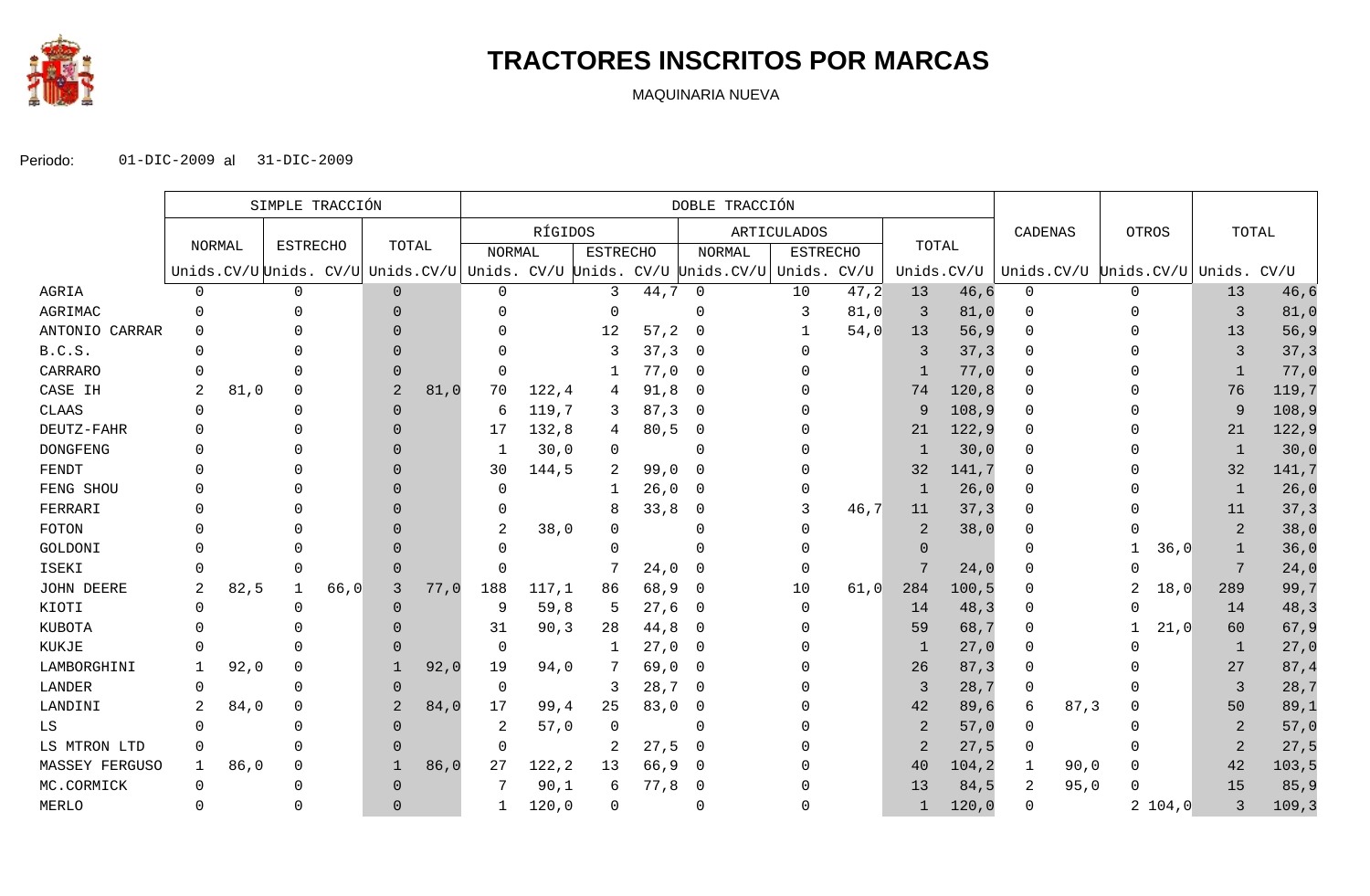# TRACTORES INSCRITOS POR MARCAS

MAQUINARIA NUEVA

Periodo: 01-DIC-2009 al 31-DIC-2009

| | SIMPLE TRACCIÓN | | | | | | DOBLE TRACCIÓN | | | | | | | | | | | | | | | |
|---|---|---|---|---|---|---|---|---|---|---|---|---|---|---|---|---|---|---|---|---|---|---|
| | NORMAL | | ESTRECHO | | TOTAL | | RÍGIDOS | | | | ARTICULADOS | | | | TOTAL | | CADENAS | | OTROS | | TOTAL | |
| | | | | | | | NORMAL | | ESTRECHO | | NORMAL | | ESTRECHO | | | | | | | | | |
| | Unids. | CV/U | Unids. | CV/U | Unids. | CV/U | Unids. | CV/U | Unids. | CV/U | Unids. | CV/U | Unids. | CV/U | Unids. | CV/U | Unids. | CV/U | Unids. | CV/U | Unids. | CV/U |
| AGRIA | 0 | | 0 | | 0 | | 0 | | 3 | 44,7 | 0 | | 10 | 47,2 | 13 | 46,6 | 0 | | 0 | | 13 | 46,6 |
| AGRIMAC | 0 | | 0 | | 0 | | 0 | | 0 | | 0 | | 3 | 81,0 | 3 | 81,0 | 0 | | 0 | | 3 | 81,0 |
| ANTONIO CARRAR | 0 | | 0 | | 0 | | 0 | | 12 | 57,2 | 0 | | 1 | 54,0 | 13 | 56,9 | 0 | | 0 | | 13 | 56,9 |
| B.C.S. | 0 | | 0 | | 0 | | 0 | | 3 | 37,3 | 0 | | 0 | | 3 | 37,3 | 0 | | 0 | | 3 | 37,3 |
| CARRARO | 0 | | 0 | | 0 | | 0 | | 1 | 77,0 | 0 | | 0 | | 1 | 77,0 | 0 | | 0 | | 1 | 77,0 |
| CASE IH | 2 | 81,0 | 0 | | 2 | 81,0 | 70 | 122,4 | 4 | 91,8 | 0 | | 0 | | 74 | 120,8 | 0 | | 0 | | 76 | 119,7 |
| CLAAS | 0 | | 0 | | 0 | | 6 | 119,7 | 3 | 87,3 | 0 | | 0 | | 9 | 108,9 | 0 | | 0 | | 9 | 108,9 |
| DEUTZ-FAHR | 0 | | 0 | | 0 | | 17 | 132,8 | 4 | 80,5 | 0 | | 0 | | 21 | 122,9 | 0 | | 0 | | 21 | 122,9 |
| DONGFENG | 0 | | 0 | | 0 | | 1 | 30,0 | 0 | | 0 | | 0 | | 1 | 30,0 | 0 | | 0 | | 1 | 30,0 |
| FENDT | 0 | | 0 | | 0 | | 30 | 144,5 | 2 | 99,0 | 0 | | 0 | | 32 | 141,7 | 0 | | 0 | | 32 | 141,7 |
| FENG SHOU | 0 | | 0 | | 0 | | 0 | | 1 | 26,0 | 0 | | 0 | | 1 | 26,0 | 0 | | 0 | | 1 | 26,0 |
| FERRARI | 0 | | 0 | | 0 | | 0 | | 8 | 33,8 | 0 | | 3 | 46,7 | 11 | 37,3 | 0 | | 0 | | 11 | 37,3 |
| FOTON | 0 | | 0 | | 0 | | 2 | 38,0 | 0 | | 0 | | 0 | | 2 | 38,0 | 0 | | 0 | | 2 | 38,0 |
| GOLDONI | 0 | | 0 | | 0 | | 0 | | 0 | | 0 | | 0 | | 0 | | 0 | | 1 | 36,0 | 1 | 36,0 |
| ISEKI | 0 | | 0 | | 0 | | 0 | | 7 | 24,0 | 0 | | 0 | | 7 | 24,0 | 0 | | 0 | | 7 | 24,0 |
| JOHN DEERE | 2 | 82,5 | 1 | 66,0 | 3 | 77,0 | 188 | 117,1 | 86 | 68,9 | 0 | | 10 | 61,0 | 284 | 100,5 | 0 | | 2 | 18,0 | 289 | 99,7 |
| KIOTI | 0 | | 0 | | 0 | | 9 | 59,8 | 5 | 27,6 | 0 | | 0 | | 14 | 48,3 | 0 | | 0 | | 14 | 48,3 |
| KUBOTA | 0 | | 0 | | 0 | | 31 | 90,3 | 28 | 44,8 | 0 | | 0 | | 59 | 68,7 | 0 | | 1 | 21,0 | 60 | 67,9 |
| KUKJE | 0 | | 0 | | 0 | | 0 | | 1 | 27,0 | 0 | | 0 | | 1 | 27,0 | 0 | | 0 | | 1 | 27,0 |
| LAMBORGHINI | 1 | 92,0 | 0 | | 1 | 92,0 | 19 | 94,0 | 7 | 69,0 | 0 | | 0 | | 26 | 87,3 | 0 | | 0 | | 27 | 87,4 |
| LANDER | 0 | | 0 | | 0 | | 0 | | 3 | 28,7 | 0 | | 0 | | 3 | 28,7 | 0 | | 0 | | 3 | 28,7 |
| LANDINI | 2 | 84,0 | 0 | | 2 | 84,0 | 17 | 99,4 | 25 | 83,0 | 0 | | 0 | | 42 | 89,6 | 6 | 87,3 | 0 | | 50 | 89,1 |
| LS | 0 | | 0 | | 0 | | 2 | 57,0 | 0 | | 0 | | 0 | | 2 | 57,0 | 0 | | 0 | | 2 | 57,0 |
| LS MTRON LTD | 0 | | 0 | | 0 | | 0 | | 2 | 27,5 | 0 | | 0 | | 2 | 27,5 | 0 | | 0 | | 2 | 27,5 |
| MASSEY FERGUSO | 1 | 86,0 | 0 | | 1 | 86,0 | 27 | 122,2 | 13 | 66,9 | 0 | | 0 | | 40 | 104,2 | 1 | 90,0 | 0 | | 42 | 103,5 |
| MC.CORMICK | 0 | | 0 | | 0 | | 7 | 90,1 | 6 | 77,8 | 0 | | 0 | | 13 | 84,5 | 2 | 95,0 | 0 | | 15 | 85,9 |
| MERLO | 0 | | 0 | | 0 | | 1 | 120,0 | 0 | | 0 | | 0 | | 1 | 120,0 | 0 | | 2 | 104,0 | 3 | 109,3 |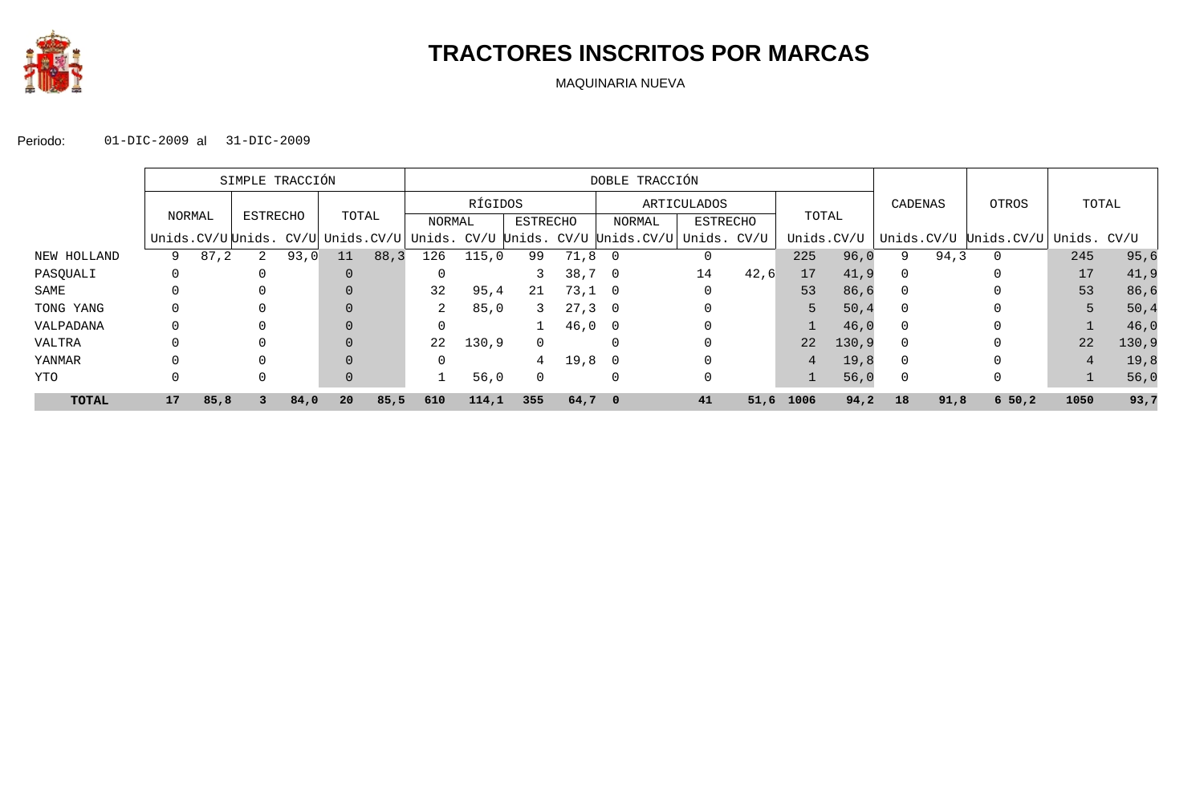# TRACTORES INSCRITOS POR MARCAS

MAQUINARIA NUEVA

Periodo: 01-DIC-2009 al 31-DIC-2009

| | SIMPLE TRACCIÓN | | | | | | DOBLE TRACCIÓN | | | | | | | | | | CADENAS | | OTROS | | TOTAL | |
|---|---|---|---|---|---|---|---|---|---|---|---|---|---|---|---|---|---|---|---|---|---|---|
| | NORMAL | | ESTRECHO | | TOTAL | | RÍGIDOS | | | | ARTICULADOS | | | | TOTAL | | | | | | | |
| | | | | | | | NORMAL | | ESTRECHO | | NORMAL | | ESTRECHO | | | | | | | | | |
| | Unids. | CV/U | Unids. | CV/U | Unids. | CV/U | Unids. | CV/U | Unids. | CV/U | Unids. | CV/U | Unids. | CV/U | Unids. | CV/U | Unids. | CV/U | Unids. | CV/U | Unids. | CV/U |
| NEW HOLLAND | 9 | 87,2 | 2 | 93,0 | 11 | 88,3 | 126 | 115,0 | 99 | 71,8 | 0 | | 0 | | 225 | 96,0 | 9 | 94,3 | 0 | | 245 | 95,6 |
| PASQUALI | 0 | | 0 | | 0 | | 0 | | 3 | 38,7 | 0 | | 14 | 42,6 | 17 | 41,9 | 0 | | 0 | | 17 | 41,9 |
| SAME | 0 | | 0 | | 0 | | 32 | 95,4 | 21 | 73,1 | 0 | | 0 | | 53 | 86,6 | 0 | | 0 | | 53 | 86,6 |
| TONG YANG | 0 | | 0 | | 0 | | 2 | 85,0 | 3 | 27,3 | 0 | | 0 | | 5 | 50,4 | 0 | | 0 | | 5 | 50,4 |
| VALPADANA | 0 | | 0 | | 0 | | 0 | | 1 | 46,0 | 0 | | 0 | | 1 | 46,0 | 0 | | 0 | | 1 | 46,0 |
| VALTRA | 0 | | 0 | | 0 | | 22 | 130,9 | 0 | | 0 | | 0 | | 22 | 130,9 | 0 | | 0 | | 22 | 130,9 |
| YANMAR | 0 | | 0 | | 0 | | 0 | | 4 | 19,8 | 0 | | 0 | | 4 | 19,8 | 0 | | 0 | | 4 | 19,8 |
| YTO | 0 | | 0 | | 0 | | 1 | 56,0 | 0 | | 0 | | 0 | | 1 | 56,0 | 0 | | 0 | | 1 | 56,0 |
| **TOTAL** | **17** | **85,8** | **3** | **84,0** | **20** | **85,5** | **610** | **114,1** | **355** | **64,7** | **0** | | **41** | **51,6** | **1006** | **94,2** | **18** | **91,8** | **6** | **50,2** | **1050** | **93,7** |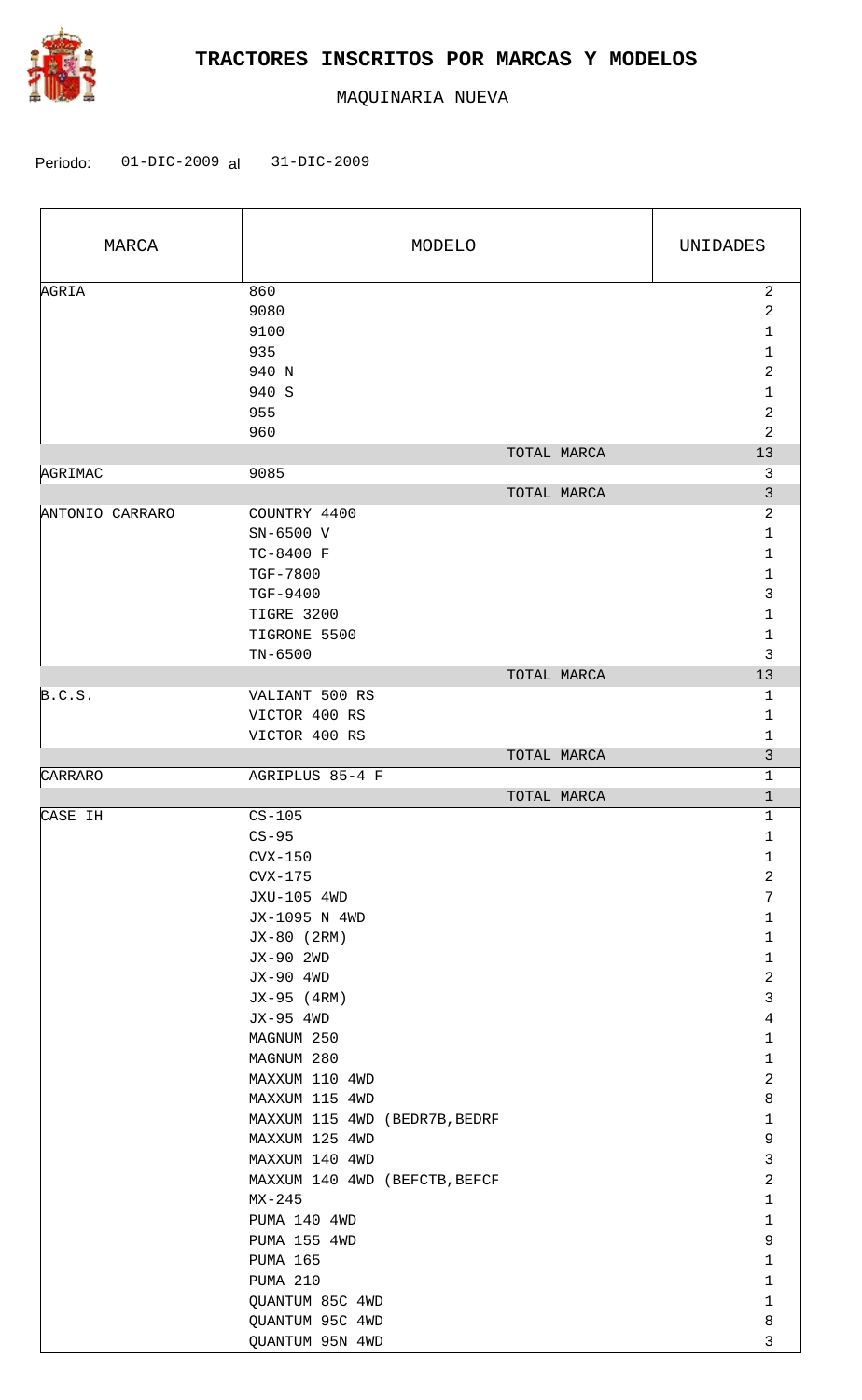# TRACTORES INSCRITOS POR MARCAS Y MODELOS

MAQUINARIA NUEVA

Periodo: 01-DIC-2009 al 31-DIC-2009

| MARCA | MODELO | UNIDADES |
|---|---|---|
| AGRIA | 860 | 2 |
| | 9080 | 2 |
| | 9100 | 1 |
| | 935 | 1 |
| | 940 N | 2 |
| | 940 S | 1 |
| | 955 | 2 |
| | 960 | 2 |
| | TOTAL MARCA | 13 |
| AGRIMAC | 9085 | 3 |
| | TOTAL MARCA | 3 |
| ANTONIO CARRARO | COUNTRY 4400 | 2 |
| | SN-6500 V | 1 |
| | TC-8400 F | 1 |
| | TGF-7800 | 1 |
| | TGF-9400 | 3 |
| | TIGRE 3200 | 1 |
| | TIGRONE 5500 | 1 |
| | TN-6500 | 3 |
| | TOTAL MARCA | 13 |
| B.C.S. | VALIANT 500 RS | 1 |
| | VICTOR 400 RS | 1 |
| | VICTOR 400 RS | 1 |
| | TOTAL MARCA | 3 |
| CARRARO | AGRIPLUS 85-4 F | 1 |
| | TOTAL MARCA | 1 |
| CASE IH | CS-105 | 1 |
| | CS-95 | 1 |
| | CVX-150 | 1 |
| | CVX-175 | 2 |
| | JXU-105 4WD | 7 |
| | JX-1095 N 4WD | 1 |
| | JX-80 (2RM) | 1 |
| | JX-90 2WD | 1 |
| | JX-90 4WD | 2 |
| | JX-95 (4RM) | 3 |
| | JX-95 4WD | 4 |
| | MAGNUM 250 | 1 |
| | MAGNUM 280 | 1 |
| | MAXXUM 110 4WD | 2 |
| | MAXXUM 115 4WD | 8 |
| | MAXXUM 115 4WD (BEDR7B,BEDRF | 1 |
| | MAXXUM 125 4WD | 9 |
| | MAXXUM 140 4WD | 3 |
| | MAXXUM 140 4WD (BEFCTB,BEFCF | 2 |
| | MX-245 | 1 |
| | PUMA 140 4WD | 1 |
| | PUMA 155 4WD | 9 |
| | PUMA 165 | 1 |
| | PUMA 210 | 1 |
| | QUANTUM 85C 4WD | 1 |
| | QUANTUM 95C 4WD | 8 |
| | QUANTUM 95N 4WD | 3 |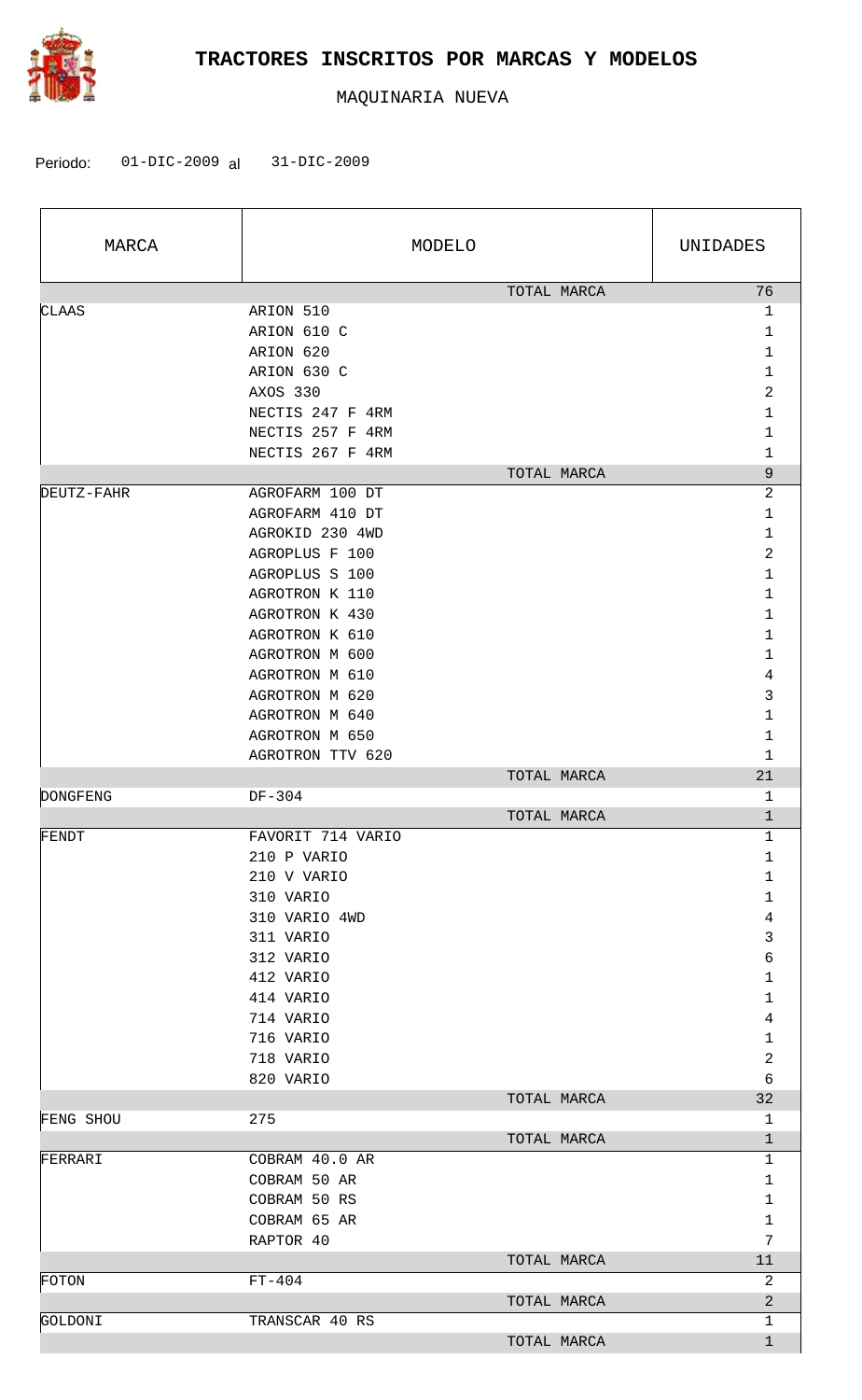# TRACTORES INSCRITOS POR MARCAS Y MODELOS

MAQUINARIA NUEVA

Periodo: 01-DIC-2009 al 31-DIC-2009

| MARCA | MODELO | UNIDADES |
|---|---|---|
| | TOTAL MARCA | 76 |
| CLAAS | ARION 510 | 1 |
| | ARION 610 C | 1 |
| | ARION 620 | 1 |
| | ARION 630 C | 1 |
| | AXOS 330 | 2 |
| | NECTIS 247 F 4RM | 1 |
| | NECTIS 257 F 4RM | 1 |
| | NECTIS 267 F 4RM | 1 |
| | TOTAL MARCA | 9 |
| DEUTZ-FAHR | AGROFARM 100 DT | 2 |
| | AGROFARM 410 DT | 1 |
| | AGROKID 230 4WD | 1 |
| | AGROPLUS F 100 | 2 |
| | AGROPLUS S 100 | 1 |
| | AGROTRON K 110 | 1 |
| | AGROTRON K 430 | 1 |
| | AGROTRON K 610 | 1 |
| | AGROTRON M 600 | 1 |
| | AGROTRON M 610 | 4 |
| | AGROTRON M 620 | 3 |
| | AGROTRON M 640 | 1 |
| | AGROTRON M 650 | 1 |
| | AGROTRON TTV 620 | 1 |
| | TOTAL MARCA | 21 |
| DONGFENG | DF-304 | 1 |
| | TOTAL MARCA | 1 |
| FENDT | FAVORIT 714 VARIO | 1 |
| | 210 P VARIO | 1 |
| | 210 V VARIO | 1 |
| | 310 VARIO | 1 |
| | 310 VARIO 4WD | 4 |
| | 311 VARIO | 3 |
| | 312 VARIO | 6 |
| | 412 VARIO | 1 |
| | 414 VARIO | 1 |
| | 714 VARIO | 4 |
| | 716 VARIO | 1 |
| | 718 VARIO | 2 |
| | 820 VARIO | 6 |
| | TOTAL MARCA | 32 |
| FENG SHOU | 275 | 1 |
| | TOTAL MARCA | 1 |
| FERRARI | COBRAM 40.0 AR | 1 |
| | COBRAM 50 AR | 1 |
| | COBRAM 50 RS | 1 |
| | COBRAM 65 AR | 1 |
| | RAPTOR 40 | 7 |
| | TOTAL MARCA | 11 |
| FOTON | FT-404 | 2 |
| | TOTAL MARCA | 2 |
| GOLDONI | TRANSCAR 40 RS | 1 |
| | TOTAL MARCA | 1 |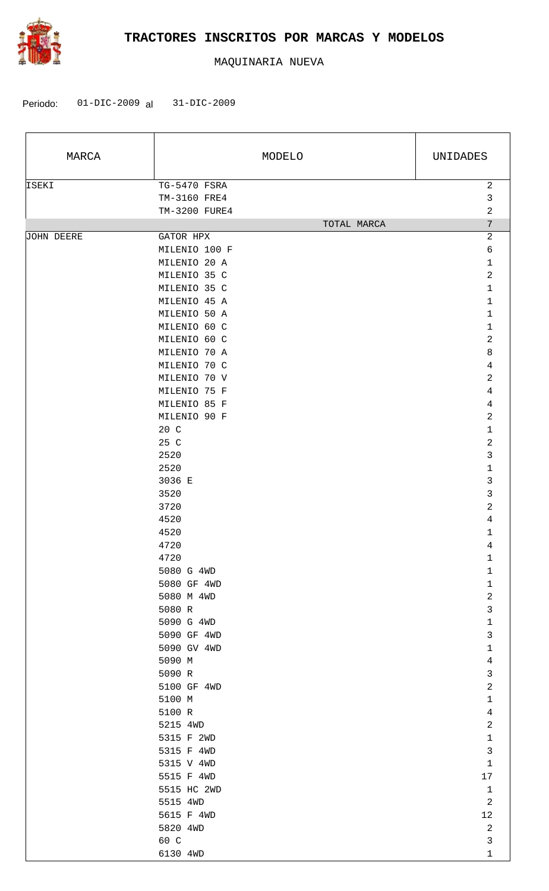# TRACTORES INSCRITOS POR MARCAS Y MODELOS

MAQUINARIA NUEVA

Periodo: 01-DIC-2009 al 31-DIC-2009

| MARCA | MODELO | UNIDADES |
|---|---|---|
| ISEKI | TG-5470 FSRA | 2 |
| | TM-3160 FRE4 | 3 |
| | TM-3200 FURE4 | 2 |
| | TOTAL MARCA | 7 |
| JOHN DEERE | GATOR HPX | 2 |
| | MILENIO 100 F | 6 |
| | MILENIO 20 A | 1 |
| | MILENIO 35 C | 2 |
| | MILENIO 35 C | 1 |
| | MILENIO 45 A | 1 |
| | MILENIO 50 A | 1 |
| | MILENIO 60 C | 1 |
| | MILENIO 60 C | 2 |
| | MILENIO 70 A | 8 |
| | MILENIO 70 C | 4 |
| | MILENIO 70 V | 2 |
| | MILENIO 75 F | 4 |
| | MILENIO 85 F | 4 |
| | MILENIO 90 F | 2 |
| | 20 C | 1 |
| | 25 C | 2 |
| | 2520 | 3 |
| | 2520 | 1 |
| | 3036 E | 3 |
| | 3520 | 3 |
| | 3720 | 2 |
| | 4520 | 4 |
| | 4520 | 1 |
| | 4720 | 4 |
| | 4720 | 1 |
| | 5080 G 4WD | 1 |
| | 5080 GF 4WD | 1 |
| | 5080 M 4WD | 2 |
| | 5080 R | 3 |
| | 5090 G 4WD | 1 |
| | 5090 GF 4WD | 3 |
| | 5090 GV 4WD | 1 |
| | 5090 M | 4 |
| | 5090 R | 3 |
| | 5100 GF 4WD | 2 |
| | 5100 M | 1 |
| | 5100 R | 4 |
| | 5215 4WD | 2 |
| | 5315 F 2WD | 1 |
| | 5315 F 4WD | 3 |
| | 5315 V 4WD | 1 |
| | 5515 F 4WD | 17 |
| | 5515 HC 2WD | 1 |
| | 5515 4WD | 2 |
| | 5615 F 4WD | 12 |
| | 5820 4WD | 2 |
| | 60 C | 3 |
| | 6130 4WD | 1 |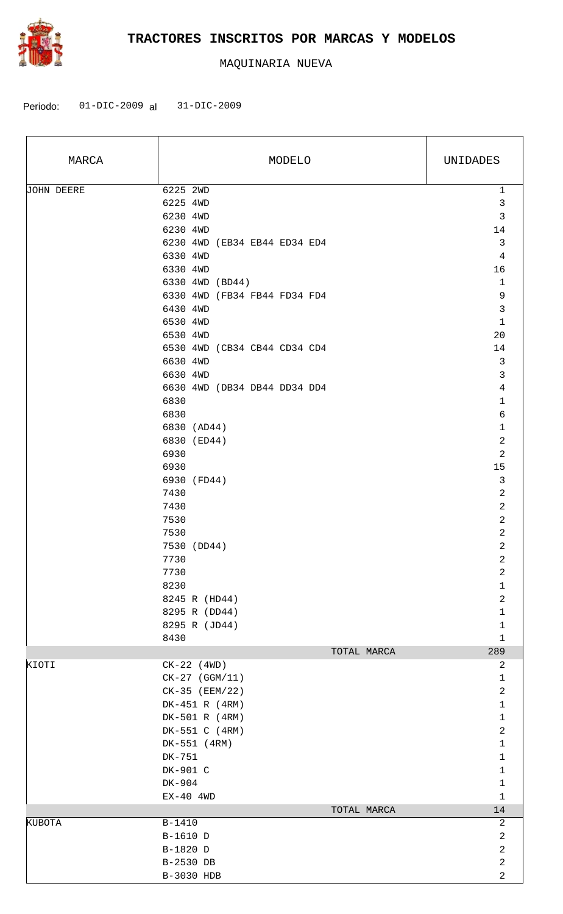# TRACTORES INSCRITOS POR MARCAS Y MODELOS

MAQUINARIA NUEVA

Periodo: 01-DIC-2009 al 31-DIC-2009

| MARCA | MODELO | UNIDADES |
|---|---|---|
| JOHN DEERE | 6225 2WD | 1 |
| | 6225 4WD | 3 |
| | 6230 4WD | 3 |
| | 6230 4WD | 14 |
| | 6230 4WD (EB34 EB44 ED34 ED4 | 3 |
| | 6330 4WD | 4 |
| | 6330 4WD | 16 |
| | 6330 4WD (BD44) | 1 |
| | 6330 4WD (FB34 FB44 FD34 FD4 | 9 |
| | 6430 4WD | 3 |
| | 6530 4WD | 1 |
| | 6530 4WD | 20 |
| | 6530 4WD (CB34 CB44 CD34 CD4 | 14 |
| | 6630 4WD | 3 |
| | 6630 4WD | 3 |
| | 6630 4WD (DB34 DB44 DD34 DD4 | 4 |
| | 6830 | 1 |
| | 6830 | 6 |
| | 6830 (AD44) | 1 |
| | 6830 (ED44) | 2 |
| | 6930 | 2 |
| | 6930 | 15 |
| | 6930 (FD44) | 3 |
| | 7430 | 2 |
| | 7430 | 2 |
| | 7530 | 2 |
| | 7530 | 2 |
| | 7530 (DD44) | 2 |
| | 7730 | 2 |
| | 7730 | 2 |
| | 8230 | 1 |
| | 8245 R (HD44) | 2 |
| | 8295 R (DD44) | 1 |
| | 8295 R (JD44) | 1 |
| | 8430 | 1 |
| | TOTAL MARCA | 289 |
| KIOTI | CK-22 (4WD) | 2 |
| | CK-27 (GGM/11) | 1 |
| | CK-35 (EEM/22) | 2 |
| | DK-451 R (4RM) | 1 |
| | DK-501 R (4RM) | 1 |
| | DK-551 C (4RM) | 2 |
| | DK-551 (4RM) | 1 |
| | DK-751 | 1 |
| | DK-901 C | 1 |
| | DK-904 | 1 |
| | EX-40 4WD | 1 |
| | TOTAL MARCA | 14 |
| KUBOTA | B-1410 | 2 |
| | B-1610 D | 2 |
| | B-1820 D | 2 |
| | B-2530 DB | 2 |
| | B-3030 HDB | 2 |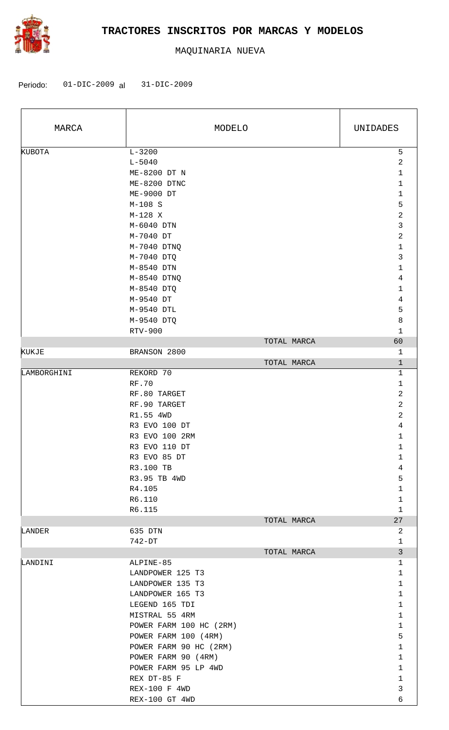# TRACTORES INSCRITOS POR MARCAS Y MODELOS

MAQUINARIA NUEVA

Periodo: 01-DIC-2009 al 31-DIC-2009

| MARCA | MODELO | UNIDADES |
|---|---|---|
| KUBOTA | L-3200 | 5 |
| | L-5040 | 2 |
| | ME-8200 DT N | 1 |
| | ME-8200 DTNC | 1 |
| | ME-9000 DT | 1 |
| | M-108 S | 5 |
| | M-128 X | 2 |
| | M-6040 DTN | 3 |
| | M-7040 DT | 2 |
| | M-7040 DTNQ | 1 |
| | M-7040 DTQ | 3 |
| | M-8540 DTN | 1 |
| | M-8540 DTNQ | 4 |
| | M-8540 DTQ | 1 |
| | M-9540 DT | 4 |
| | M-9540 DTL | 5 |
| | M-9540 DTQ | 8 |
| | RTV-900 | 1 |
| | TOTAL MARCA | 60 |
| KUKJE | BRANSON 2800 | 1 |
| | TOTAL MARCA | 1 |
| LAMBORGHINI | REKORD 70 | 1 |
| | RF.70 | 1 |
| | RF.80 TARGET | 2 |
| | RF.90 TARGET | 2 |
| | R1.55 4WD | 2 |
| | R3 EVO 100 DT | 4 |
| | R3 EVO 100 2RM | 1 |
| | R3 EVO 110 DT | 1 |
| | R3 EVO 85 DT | 1 |
| | R3.100 TB | 4 |
| | R3.95 TB 4WD | 5 |
| | R4.105 | 1 |
| | R6.110 | 1 |
| | R6.115 | 1 |
| | TOTAL MARCA | 27 |
| LANDER | 635 DTN | 2 |
| | 742-DT | 1 |
| | TOTAL MARCA | 3 |
| LANDINI | ALPINE-85 | 1 |
| | LANDPOWER 125 T3 | 1 |
| | LANDPOWER 135 T3 | 1 |
| | LANDPOWER 165 T3 | 1 |
| | LEGEND 165 TDI | 1 |
| | MISTRAL 55 4RM | 1 |
| | POWER FARM 100 HC (2RM) | 1 |
| | POWER FARM 100 (4RM) | 5 |
| | POWER FARM 90 HC (2RM) | 1 |
| | POWER FARM 90 (4RM) | 1 |
| | POWER FARM 95 LP 4WD | 1 |
| | REX DT-85 F | 1 |
| | REX-100 F 4WD | 3 |
| | REX-100 GT 4WD | 6 |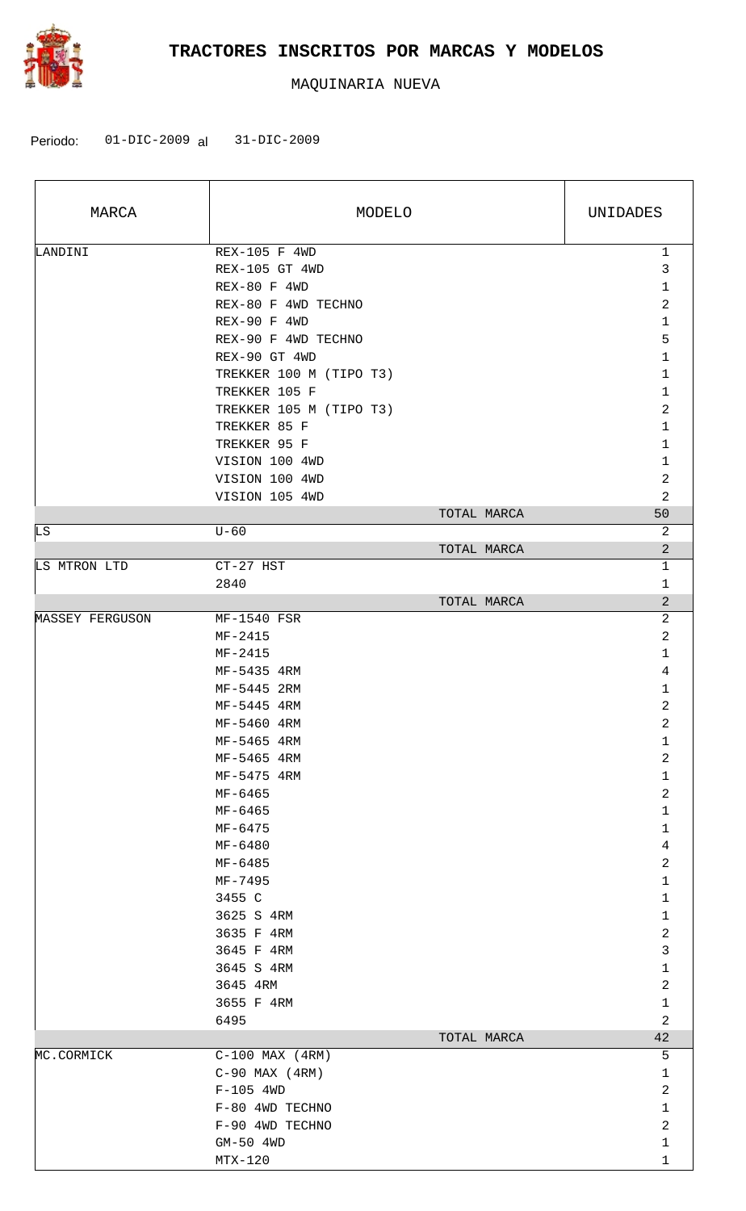# TRACTORES INSCRITOS POR MARCAS Y MODELOS

MAQUINARIA NUEVA

Periodo: 01-DIC-2009 al 31-DIC-2009

| MARCA | MODELO | UNIDADES |
|---|---|---|
| LANDINI | REX-105 F 4WD | 1 |
| | REX-105 GT 4WD | 3 |
| | REX-80 F 4WD | 1 |
| | REX-80 F 4WD TECHNO | 2 |
| | REX-90 F 4WD | 1 |
| | REX-90 F 4WD TECHNO | 5 |
| | REX-90 GT 4WD | 1 |
| | TREKKER 100 M (TIPO T3) | 1 |
| | TREKKER 105 F | 1 |
| | TREKKER 105 M (TIPO T3) | 2 |
| | TREKKER 85 F | 1 |
| | TREKKER 95 F | 1 |
| | VISION 100 4WD | 1 |
| | VISION 100 4WD | 2 |
| | VISION 105 4WD | 2 |
| | TOTAL MARCA | 50 |
| LS | U-60 | 2 |
| | TOTAL MARCA | 2 |
| LS MTRON LTD | CT-27 HST | 1 |
| | 2840 | 1 |
| | TOTAL MARCA | 2 |
| MASSEY FERGUSON | MF-1540 FSR | 2 |
| | MF-2415 | 2 |
| | MF-2415 | 1 |
| | MF-5435 4RM | 4 |
| | MF-5445 2RM | 1 |
| | MF-5445 4RM | 2 |
| | MF-5460 4RM | 2 |
| | MF-5465 4RM | 1 |
| | MF-5465 4RM | 2 |
| | MF-5475 4RM | 1 |
| | MF-6465 | 2 |
| | MF-6465 | 1 |
| | MF-6475 | 1 |
| | MF-6480 | 4 |
| | MF-6485 | 2 |
| | MF-7495 | 1 |
| | 3455 C | 1 |
| | 3625 S 4RM | 1 |
| | 3635 F 4RM | 2 |
| | 3645 F 4RM | 3 |
| | 3645 S 4RM | 1 |
| | 3645 4RM | 2 |
| | 3655 F 4RM | 1 |
| | 6495 | 2 |
| | TOTAL MARCA | 42 |
| MC.CORMICK | C-100 MAX (4RM) | 5 |
| | C-90 MAX (4RM) | 1 |
| | F-105 4WD | 2 |
| | F-80 4WD TECHNO | 1 |
| | F-90 4WD TECHNO | 2 |
| | GM-50 4WD | 1 |
| | MTX-120 | 1 |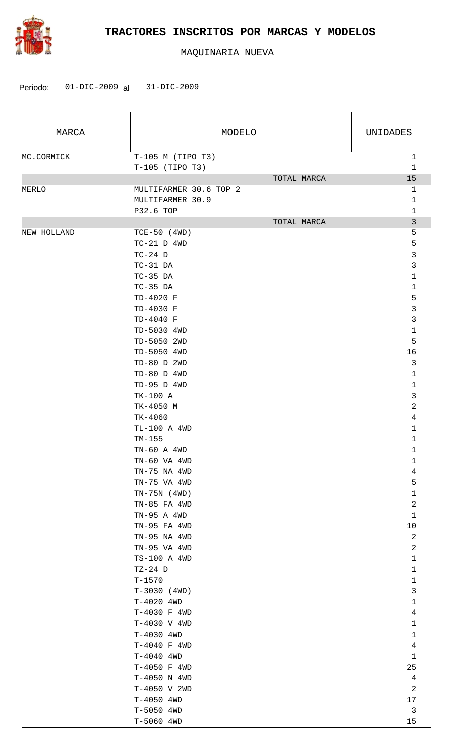# TRACTORES INSCRITOS POR MARCAS Y MODELOS

MAQUINARIA NUEVA

Periodo: 01-DIC-2009 al 31-DIC-2009

| MARCA | MODELO | UNIDADES |
|---|---|---|
| MC.CORMICK | T-105 M (TIPO T3) | 1 |
| | T-105 (TIPO T3) | 1 |
| | TOTAL MARCA | 15 |
| MERLO | MULTIFARMER 30.6 TOP 2 | 1 |
| | MULTIFARMER 30.9 | 1 |
| | P32.6 TOP | 1 |
| | TOTAL MARCA | 3 |
| NEW HOLLAND | TCE-50 (4WD) | 5 |
| | TC-21 D 4WD | 5 |
| | TC-24 D | 3 |
| | TC-31 DA | 3 |
| | TC-35 DA | 1 |
| | TC-35 DA | 1 |
| | TD-4020 F | 5 |
| | TD-4030 F | 3 |
| | TD-4040 F | 3 |
| | TD-5030 4WD | 1 |
| | TD-5050 2WD | 5 |
| | TD-5050 4WD | 16 |
| | TD-80 D 2WD | 3 |
| | TD-80 D 4WD | 1 |
| | TD-95 D 4WD | 1 |
| | TK-100 A | 3 |
| | TK-4050 M | 2 |
| | TK-4060 | 4 |
| | TL-100 A 4WD | 1 |
| | TM-155 | 1 |
| | TN-60 A 4WD | 1 |
| | TN-60 VA 4WD | 1 |
| | TN-75 NA 4WD | 4 |
| | TN-75 VA 4WD | 5 |
| | TN-75N (4WD) | 1 |
| | TN-85 FA 4WD | 2 |
| | TN-95 A 4WD | 1 |
| | TN-95 FA 4WD | 10 |
| | TN-95 NA 4WD | 2 |
| | TN-95 VA 4WD | 2 |
| | TS-100 A 4WD | 1 |
| | TZ-24 D | 1 |
| | T-1570 | 1 |
| | T-3030 (4WD) | 3 |
| | T-4020 4WD | 1 |
| | T-4030 F 4WD | 4 |
| | T-4030 V 4WD | 1 |
| | T-4030 4WD | 1 |
| | T-4040 F 4WD | 4 |
| | T-4040 4WD | 1 |
| | T-4050 F 4WD | 25 |
| | T-4050 N 4WD | 4 |
| | T-4050 V 2WD | 2 |
| | T-4050 4WD | 17 |
| | T-5050 4WD | 3 |
| | T-5060 4WD | 15 |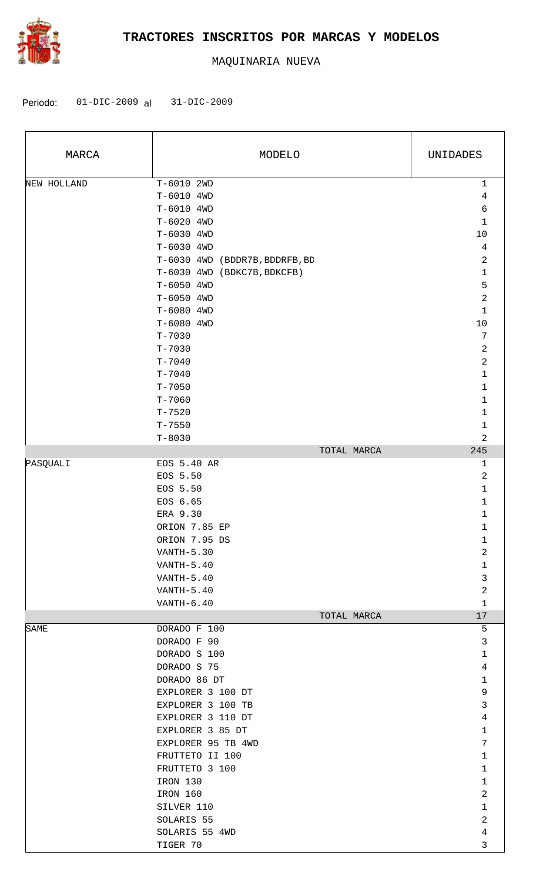# TRACTORES INSCRITOS POR MARCAS Y MODELOS

MAQUINARIA NUEVA

Periodo: 01-DIC-2009 al 31-DIC-2009

| MARCA | MODELO | UNIDADES |
|---|---|---|
| NEW HOLLAND | T-6010 2WD | 1 |
| | T-6010 4WD | 4 |
| | T-6010 4WD | 6 |
| | T-6020 4WD | 1 |
| | T-6030 4WD | 10 |
| | T-6030 4WD | 4 |
| | T-6030 4WD (BDDR7B,BDDRFB,BD | 2 |
| | T-6030 4WD (BDKC7B,BDKCFB) | 1 |
| | T-6050 4WD | 5 |
| | T-6050 4WD | 2 |
| | T-6080 4WD | 1 |
| | T-6080 4WD | 10 |
| | T-7030 | 7 |
| | T-7030 | 2 |
| | T-7040 | 2 |
| | T-7040 | 1 |
| | T-7050 | 1 |
| | T-7060 | 1 |
| | T-7520 | 1 |
| | T-7550 | 1 |
| | T-8030 | 2 |
| | TOTAL MARCA | 245 |
| PASQUALI | EOS 5.40 AR | 1 |
| | EOS 5.50 | 2 |
| | EOS 5.50 | 1 |
| | EOS 6.65 | 1 |
| | ERA 9.30 | 1 |
| | ORION 7.85 EP | 1 |
| | ORION 7.95 DS | 1 |
| | VANTH-5.30 | 2 |
| | VANTH-5.40 | 1 |
| | VANTH-5.40 | 3 |
| | VANTH-5.40 | 2 |
| | VANTH-6.40 | 1 |
| | TOTAL MARCA | 17 |
| SAME | DORADO F 100 | 5 |
| | DORADO F 90 | 3 |
| | DORADO S 100 | 1 |
| | DORADO S 75 | 4 |
| | DORADO 86 DT | 1 |
| | EXPLORER 3 100 DT | 9 |
| | EXPLORER 3 100 TB | 3 |
| | EXPLORER 3 110 DT | 4 |
| | EXPLORER 3 85 DT | 1 |
| | EXPLORER 95 TB 4WD | 7 |
| | FRUTTETO II 100 | 1 |
| | FRUTTETO 3 100 | 1 |
| | IRON 130 | 1 |
| | IRON 160 | 2 |
| | SILVER 110 | 1 |
| | SOLARIS 55 | 2 |
| | SOLARIS 55 4WD | 4 |
| | TIGER 70 | 3 |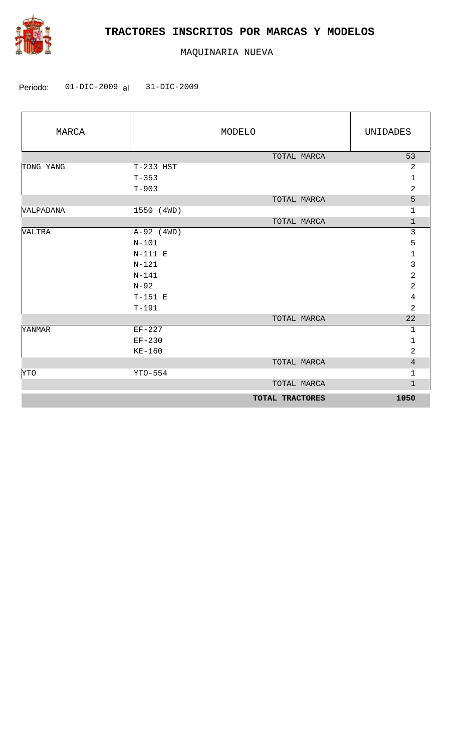# TRACTORES INSCRITOS POR MARCAS Y MODELOS

MAQUINARIA NUEVA

Periodo: 01-DIC-2009 al 31-DIC-2009

| MARCA | MODELO | UNIDADES |
|---|---|---|
| | TOTAL MARCA | 53 |
| TONG YANG | T-233 HST | 2 |
| | T-353 | 1 |
| | T-903 | 2 |
| | TOTAL MARCA | 5 |
| VALPADANA | 1550 (4WD) | 1 |
| | TOTAL MARCA | 1 |
| VALTRA | A-92 (4WD) | 3 |
| | N-101 | 5 |
| | N-111 E | 1 |
| | N-121 | 3 |
| | N-141 | 2 |
| | N-92 | 2 |
| | T-151 E | 4 |
| | T-191 | 2 |
| | TOTAL MARCA | 22 |
| YANMAR | EF-227 | 1 |
| | EF-230 | 1 |
| | KE-160 | 2 |
| | TOTAL MARCA | 4 |
| YTO | YTO-554 | 1 |
| | TOTAL MARCA | 1 |
| | **TOTAL TRACTORES** | **1050** |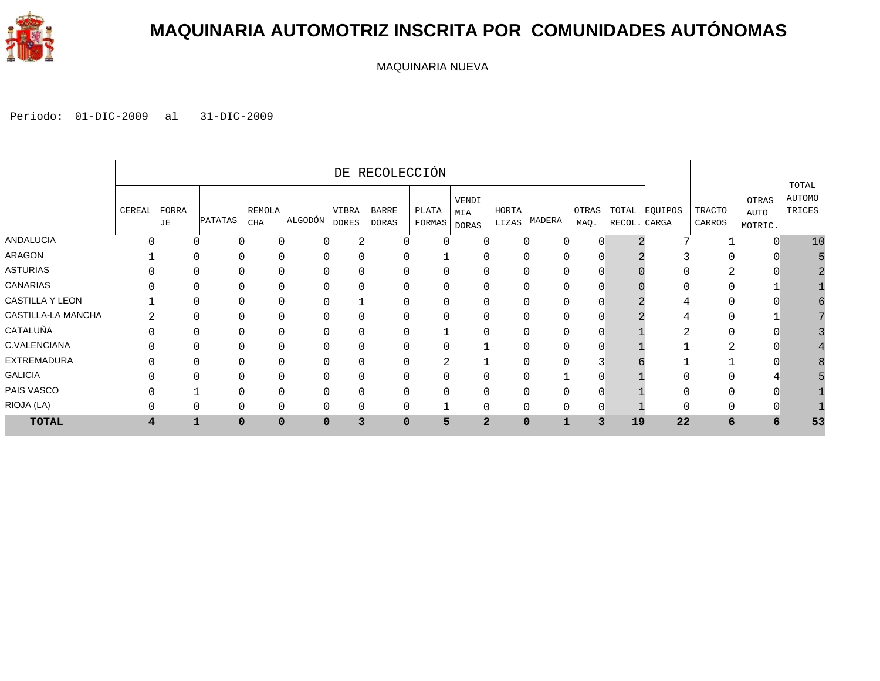# MAQUINARIA AUTOMOTRIZ INSCRITA POR COMUNIDADES AUTÓNOMAS

MAQUINARIA NUEVA

Periodo: 01-DIC-2009 al 31-DIC-2009

| | DE RECOLECCIÓN | | | | | | | | | | | | | | | | |
|---|---|---|---|---|---|---|---|---|---|---|---|---|---|---|---|---|---|
| | CEREAL | FORRAJE | PATATAS | REMOLACHA | ALGODÓN | VIBRADORES | BARREDORAS | PLATAFORMAS | VENDIMIADORAS | HORTALIZAS | MADERA | OTRAS MAQ. | TOTAL RECOL. | EQUIPOS CARGA | TRACTOCARROS | OTRAS AUTOMOTRIC. | TOTAL AUTOMOTRICES |
| ANDALUCIA | 0 | 0 | 0 | 0 | 0 | 2 | 0 | 0 | 0 | 0 | 0 | 0 | 2 | 7 | 1 | 0 | 10 |
| ARAGON | 1 | 0 | 0 | 0 | 0 | 0 | 0 | 1 | 0 | 0 | 0 | 0 | 2 | 3 | 0 | 0 | 5 |
| ASTURIAS | 0 | 0 | 0 | 0 | 0 | 0 | 0 | 0 | 0 | 0 | 0 | 0 | 0 | 0 | 2 | 0 | 2 |
| CANARIAS | 0 | 0 | 0 | 0 | 0 | 0 | 0 | 0 | 0 | 0 | 0 | 0 | 0 | 0 | 0 | 1 | 1 |
| CASTILLA Y LEON | 1 | 0 | 0 | 0 | 0 | 1 | 0 | 0 | 0 | 0 | 0 | 0 | 2 | 4 | 0 | 0 | 6 |
| CASTILLA-LA MANCHA | 2 | 0 | 0 | 0 | 0 | 0 | 0 | 0 | 0 | 0 | 0 | 0 | 2 | 4 | 0 | 1 | 7 |
| CATALUÑA | 0 | 0 | 0 | 0 | 0 | 0 | 0 | 1 | 0 | 0 | 0 | 0 | 1 | 2 | 0 | 0 | 3 |
| C.VALENCIANA | 0 | 0 | 0 | 0 | 0 | 0 | 0 | 0 | 1 | 0 | 0 | 0 | 1 | 1 | 2 | 0 | 4 |
| EXTREMADURA | 0 | 0 | 0 | 0 | 0 | 0 | 0 | 2 | 1 | 0 | 0 | 3 | 6 | 1 | 1 | 0 | 8 |
| GALICIA | 0 | 0 | 0 | 0 | 0 | 0 | 0 | 0 | 0 | 0 | 1 | 0 | 1 | 0 | 0 | 4 | 5 |
| PAIS VASCO | 0 | 1 | 0 | 0 | 0 | 0 | 0 | 0 | 0 | 0 | 0 | 0 | 1 | 0 | 0 | 0 | 1 |
| RIOJA (LA) | 0 | 0 | 0 | 0 | 0 | 0 | 0 | 1 | 0 | 0 | 0 | 0 | 1 | 0 | 0 | 0 | 1 |
| **TOTAL** | **4** | **1** | **0** | **0** | **0** | **3** | **0** | **5** | **2** | **0** | **1** | **3** | **19** | **22** | **6** | **6** | **53** |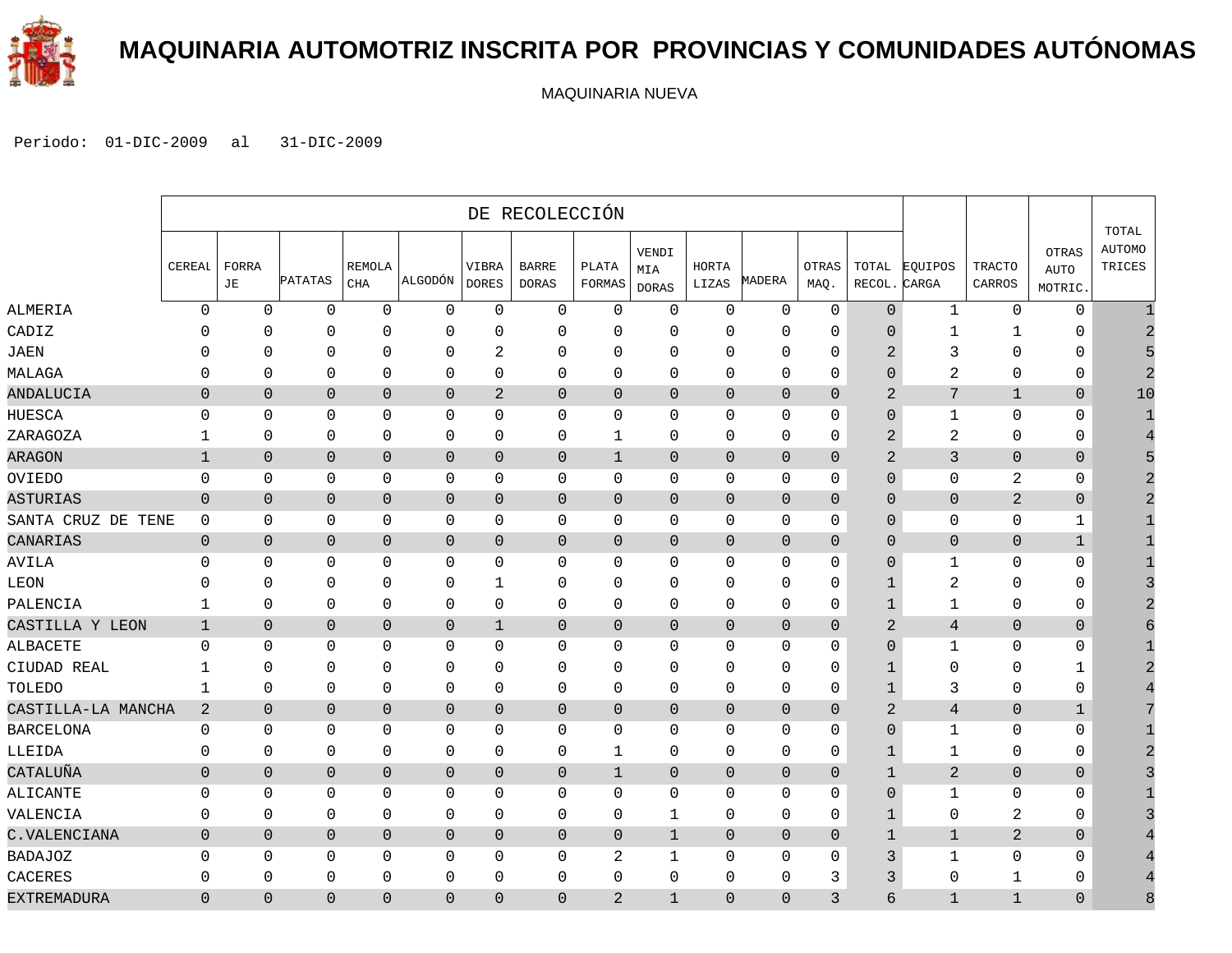# MAQUINARIA AUTOMOTRIZ INSCRITA POR PROVINCIAS Y COMUNIDADES AUTÓNOMAS

MAQUINARIA NUEVA

Periodo: 01-DIC-2009 al 31-DIC-2009

| | DE RECOLECCIÓN | | | | | | | | | | | | | | | | |
|---|---|---|---|---|---|---|---|---|---|---|---|---|---|---|---|---|---|
| | CEREAL | FORRAJE | PATATAS | REMOLACHA | ALGODÓN | VIBRADORES | BARREDORAS | PLATAFORMAS | VENDIMIADORAS | HORTALIZAS | MADERA | OTRAS MAQ. | TOTAL RECOL. | EQUIPOS CARGA | TRACTOCARROS | OTRAS AUTOMOTRIC. | TOTAL AUTOMOTRICES |
| ALMERIA | 0 | 0 | 0 | 0 | 0 | 0 | 0 | 0 | 0 | 0 | 0 | 0 | 0 | 1 | 0 | 0 | 1 |
| CADIZ | 0 | 0 | 0 | 0 | 0 | 0 | 0 | 0 | 0 | 0 | 0 | 0 | 0 | 1 | 1 | 0 | 2 |
| JAEN | 0 | 0 | 0 | 0 | 0 | 2 | 0 | 0 | 0 | 0 | 0 | 0 | 2 | 3 | 0 | 0 | 5 |
| MALAGA | 0 | 0 | 0 | 0 | 0 | 0 | 0 | 0 | 0 | 0 | 0 | 0 | 0 | 2 | 0 | 0 | 2 |
| ANDALUCIA | 0 | 0 | 0 | 0 | 0 | 2 | 0 | 0 | 0 | 0 | 0 | 0 | 2 | 7 | 1 | 0 | 10 |
| HUESCA | 0 | 0 | 0 | 0 | 0 | 0 | 0 | 0 | 0 | 0 | 0 | 0 | 0 | 1 | 0 | 0 | 1 |
| ZARAGOZA | 1 | 0 | 0 | 0 | 0 | 0 | 0 | 1 | 0 | 0 | 0 | 0 | 2 | 2 | 0 | 0 | 4 |
| ARAGON | 1 | 0 | 0 | 0 | 0 | 0 | 0 | 1 | 0 | 0 | 0 | 0 | 2 | 3 | 0 | 0 | 5 |
| OVIEDO | 0 | 0 | 0 | 0 | 0 | 0 | 0 | 0 | 0 | 0 | 0 | 0 | 0 | 0 | 2 | 0 | 2 |
| ASTURIAS | 0 | 0 | 0 | 0 | 0 | 0 | 0 | 0 | 0 | 0 | 0 | 0 | 0 | 0 | 2 | 0 | 2 |
| SANTA CRUZ DE TENE | 0 | 0 | 0 | 0 | 0 | 0 | 0 | 0 | 0 | 0 | 0 | 0 | 0 | 0 | 0 | 1 | 1 |
| CANARIAS | 0 | 0 | 0 | 0 | 0 | 0 | 0 | 0 | 0 | 0 | 0 | 0 | 0 | 0 | 0 | 1 | 1 |
| AVILA | 0 | 0 | 0 | 0 | 0 | 0 | 0 | 0 | 0 | 0 | 0 | 0 | 0 | 1 | 0 | 0 | 1 |
| LEON | 0 | 0 | 0 | 0 | 0 | 1 | 0 | 0 | 0 | 0 | 0 | 0 | 1 | 2 | 0 | 0 | 3 |
| PALENCIA | 1 | 0 | 0 | 0 | 0 | 0 | 0 | 0 | 0 | 0 | 0 | 0 | 1 | 1 | 0 | 0 | 2 |
| CASTILLA Y LEON | 1 | 0 | 0 | 0 | 0 | 1 | 0 | 0 | 0 | 0 | 0 | 0 | 2 | 4 | 0 | 0 | 6 |
| ALBACETE | 0 | 0 | 0 | 0 | 0 | 0 | 0 | 0 | 0 | 0 | 0 | 0 | 0 | 1 | 0 | 0 | 1 |
| CIUDAD REAL | 1 | 0 | 0 | 0 | 0 | 0 | 0 | 0 | 0 | 0 | 0 | 0 | 1 | 0 | 0 | 1 | 2 |
| TOLEDO | 1 | 0 | 0 | 0 | 0 | 0 | 0 | 0 | 0 | 0 | 0 | 0 | 1 | 3 | 0 | 0 | 4 |
| CASTILLA-LA MANCHA | 2 | 0 | 0 | 0 | 0 | 0 | 0 | 0 | 0 | 0 | 0 | 0 | 2 | 4 | 0 | 1 | 7 |
| BARCELONA | 0 | 0 | 0 | 0 | 0 | 0 | 0 | 0 | 0 | 0 | 0 | 0 | 0 | 1 | 0 | 0 | 1 |
| LLEIDA | 0 | 0 | 0 | 0 | 0 | 0 | 0 | 1 | 0 | 0 | 0 | 0 | 1 | 1 | 0 | 0 | 2 |
| CATALUÑA | 0 | 0 | 0 | 0 | 0 | 0 | 0 | 1 | 0 | 0 | 0 | 0 | 1 | 2 | 0 | 0 | 3 |
| ALICANTE | 0 | 0 | 0 | 0 | 0 | 0 | 0 | 0 | 0 | 0 | 0 | 0 | 0 | 1 | 0 | 0 | 1 |
| VALENCIA | 0 | 0 | 0 | 0 | 0 | 0 | 0 | 0 | 1 | 0 | 0 | 0 | 1 | 0 | 2 | 0 | 3 |
| C.VALENCIANA | 0 | 0 | 0 | 0 | 0 | 0 | 0 | 0 | 1 | 0 | 0 | 0 | 1 | 1 | 2 | 0 | 4 |
| BADAJOZ | 0 | 0 | 0 | 0 | 0 | 0 | 0 | 2 | 1 | 0 | 0 | 0 | 3 | 1 | 0 | 0 | 4 |
| CACERES | 0 | 0 | 0 | 0 | 0 | 0 | 0 | 0 | 0 | 0 | 0 | 3 | 3 | 0 | 1 | 0 | 4 |
| EXTREMADURA | 0 | 0 | 0 | 0 | 0 | 0 | 0 | 2 | 1 | 0 | 0 | 3 | 6 | 1 | 1 | 0 | 8 |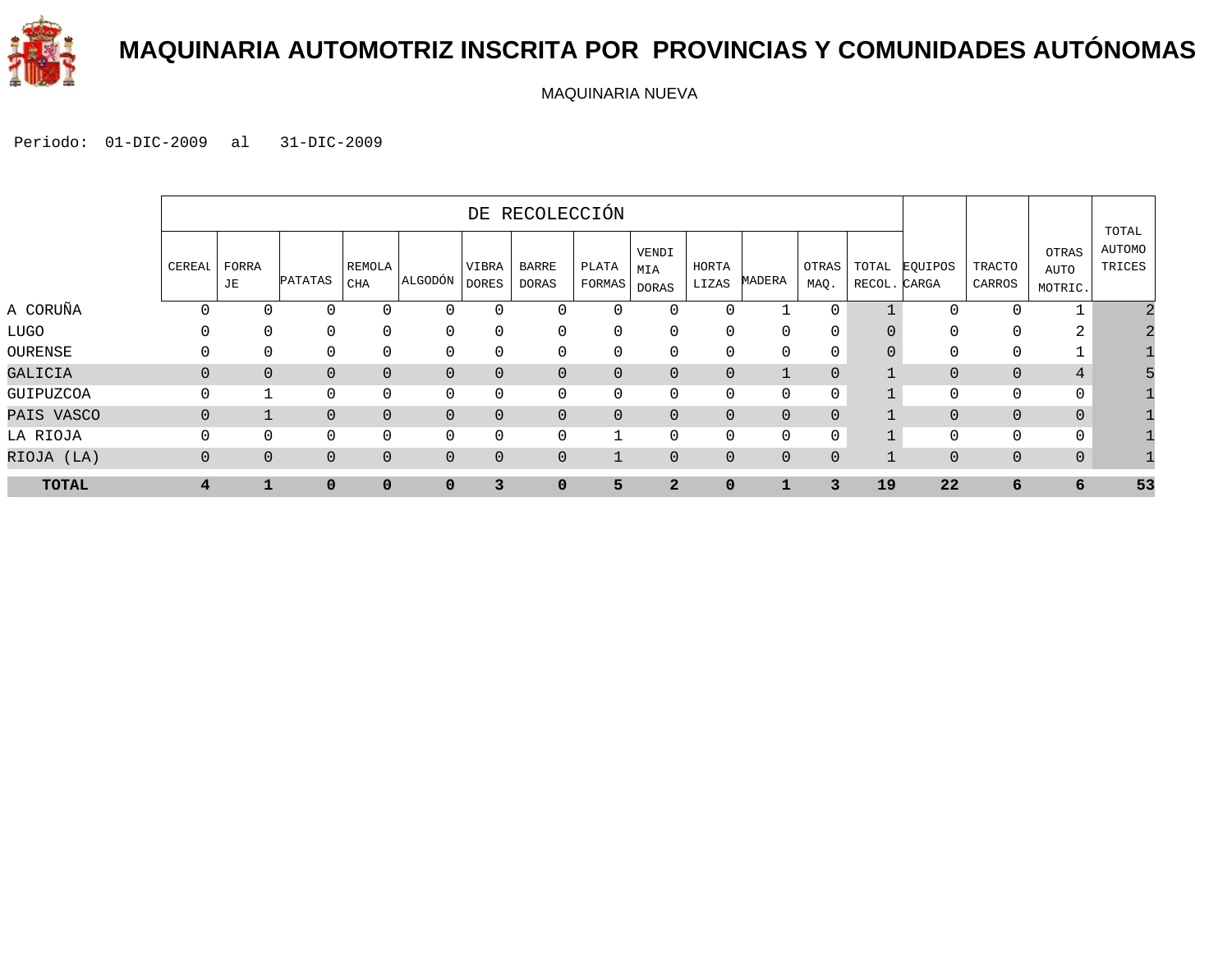# MAQUINARIA AUTOMOTRIZ INSCRITA POR PROVINCIAS Y COMUNIDADES AUTÓNOMAS

MAQUINARIA NUEVA

Periodo: 01-DIC-2009 al 31-DIC-2009

| | DE RECOLECCIÓN | | | | | | | | | | | | | | | | |
|---|---|---|---|---|---|---|---|---|---|---|---|---|---|---|---|---|---|
| | CEREAL | FORRAJE | PATATAS | REMOLACHA | ALGODÓN | VIBRADORES | BARREDORAS | PLATAFORMAS | VENDIMIADORAS | HORTALIZAS | MADERA | OTRAS MAQ. | TOTAL RECOL. | EQUIPOS CARGA | TRACTOCARROS | OTRAS AUTOMOTRIC. | TOTAL AUTOMOTRICES |
| A CORUÑA | 0 | 0 | 0 | 0 | 0 | 0 | 0 | 0 | 0 | 0 | 1 | 0 | 1 | 0 | 0 | 1 | 2 |
| LUGO | 0 | 0 | 0 | 0 | 0 | 0 | 0 | 0 | 0 | 0 | 0 | 0 | 0 | 0 | 0 | 2 | 2 |
| OURENSE | 0 | 0 | 0 | 0 | 0 | 0 | 0 | 0 | 0 | 0 | 0 | 0 | 0 | 0 | 0 | 1 | 1 |
| GALICIA | 0 | 0 | 0 | 0 | 0 | 0 | 0 | 0 | 0 | 0 | 1 | 0 | 1 | 0 | 0 | 4 | 5 |
| GUIPUZCOA | 0 | 1 | 0 | 0 | 0 | 0 | 0 | 0 | 0 | 0 | 0 | 0 | 1 | 0 | 0 | 0 | 1 |
| PAIS VASCO | 0 | 1 | 0 | 0 | 0 | 0 | 0 | 0 | 0 | 0 | 0 | 0 | 1 | 0 | 0 | 0 | 1 |
| LA RIOJA | 0 | 0 | 0 | 0 | 0 | 0 | 0 | 1 | 0 | 0 | 0 | 0 | 1 | 0 | 0 | 0 | 1 |
| RIOJA (LA) | 0 | 0 | 0 | 0 | 0 | 0 | 0 | 1 | 0 | 0 | 0 | 0 | 1 | 0 | 0 | 0 | 1 |
| **TOTAL** | **4** | **1** | **0** | **0** | **0** | **3** | **0** | **5** | **2** | **0** | **1** | **3** | **19** | **22** | **6** | **6** | **53** |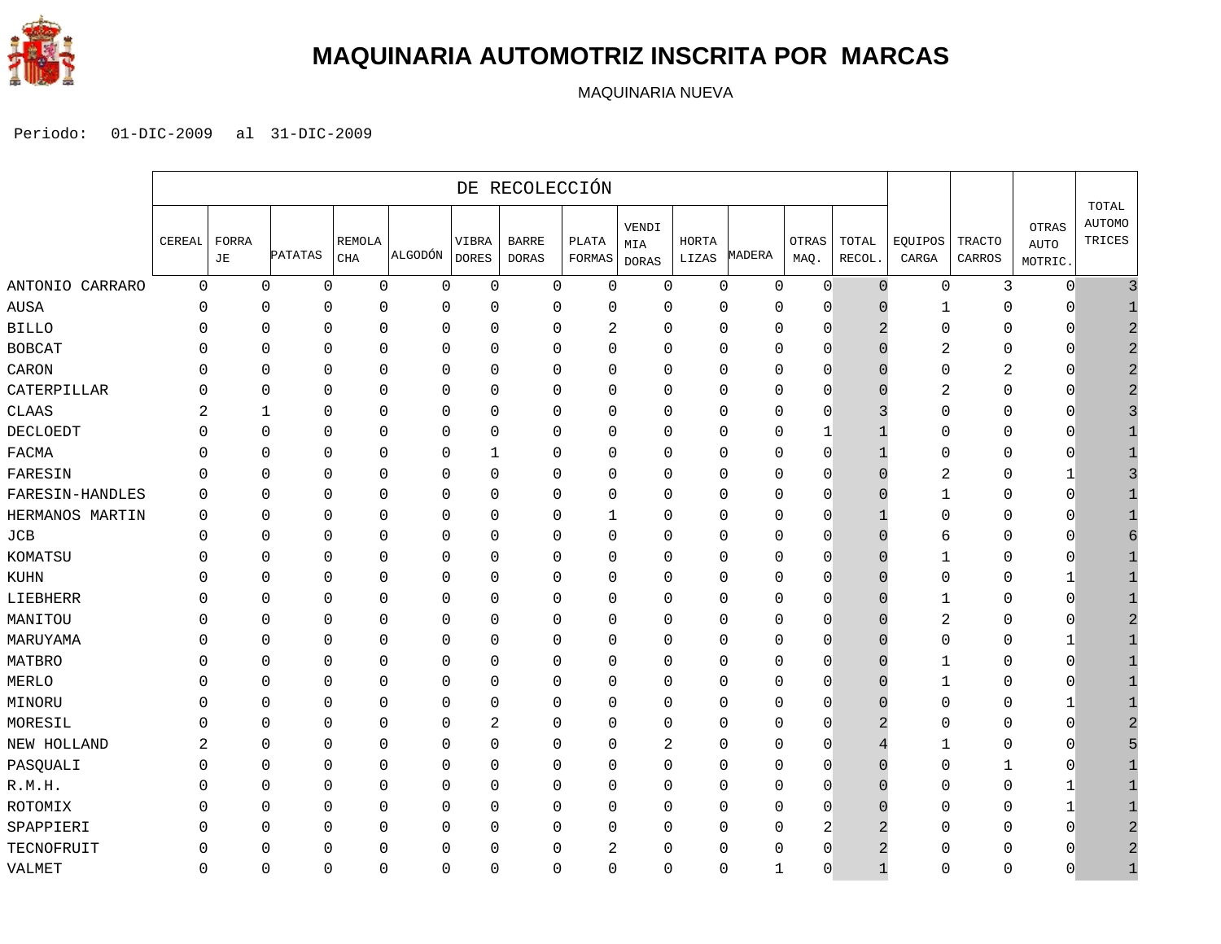# MAQUINARIA AUTOMOTRIZ INSCRITA POR MARCAS

MAQUINARIA NUEVA

Periodo: 01-DIC-2009 al 31-DIC-2009

| | DE RECOLECCIÓN | | | | | | | | | | | | | EQUIPOS CARGA | TRACTO CARROS | OTRAS AUTO MOTRIC. | TOTAL AUTOMO TRICES |
|---|---|---|---|---|---|---|---|---|---|---|---|---|---|---|---|---|---|
| | CEREAL | FORRA JE | PATATAS | REMOLA CHA | ALGODÓN | VIBRA DORES | BARRE DORAS | PLATA FORMAS | VENDI MIA DORAS | HORTA LIZAS | MADERA | OTRAS MAQ. | TOTAL RECOL. | | | | |
| ANTONIO CARRARO | 0 | 0 | 0 | 0 | 0 | 0 | 0 | 0 | 0 | 0 | 0 | 0 | 0 | 0 | 3 | 0 | 3 |
| AUSA | 0 | 0 | 0 | 0 | 0 | 0 | 0 | 0 | 0 | 0 | 0 | 0 | 0 | 1 | 0 | 0 | 1 |
| BILLO | 0 | 0 | 0 | 0 | 0 | 0 | 0 | 2 | 0 | 0 | 0 | 0 | 2 | 0 | 0 | 0 | 2 |
| BOBCAT | 0 | 0 | 0 | 0 | 0 | 0 | 0 | 0 | 0 | 0 | 0 | 0 | 0 | 2 | 0 | 0 | 2 |
| CARON | 0 | 0 | 0 | 0 | 0 | 0 | 0 | 0 | 0 | 0 | 0 | 0 | 0 | 0 | 2 | 0 | 2 |
| CATERPILLAR | 0 | 0 | 0 | 0 | 0 | 0 | 0 | 0 | 0 | 0 | 0 | 0 | 0 | 2 | 0 | 0 | 2 |
| CLAAS | 2 | 1 | 0 | 0 | 0 | 0 | 0 | 0 | 0 | 0 | 0 | 0 | 3 | 0 | 0 | 0 | 3 |
| DECLOEDT | 0 | 0 | 0 | 0 | 0 | 0 | 0 | 0 | 0 | 0 | 0 | 1 | 1 | 0 | 0 | 0 | 1 |
| FACMA | 0 | 0 | 0 | 0 | 0 | 1 | 0 | 0 | 0 | 0 | 0 | 0 | 1 | 0 | 0 | 0 | 1 |
| FARESIN | 0 | 0 | 0 | 0 | 0 | 0 | 0 | 0 | 0 | 0 | 0 | 0 | 0 | 2 | 0 | 1 | 3 |
| FARESIN-HANDLES | 0 | 0 | 0 | 0 | 0 | 0 | 0 | 0 | 0 | 0 | 0 | 0 | 0 | 1 | 0 | 0 | 1 |
| HERMANOS MARTIN | 0 | 0 | 0 | 0 | 0 | 0 | 0 | 1 | 0 | 0 | 0 | 0 | 1 | 0 | 0 | 0 | 1 |
| JCB | 0 | 0 | 0 | 0 | 0 | 0 | 0 | 0 | 0 | 0 | 0 | 0 | 0 | 6 | 0 | 0 | 6 |
| KOMATSU | 0 | 0 | 0 | 0 | 0 | 0 | 0 | 0 | 0 | 0 | 0 | 0 | 0 | 1 | 0 | 0 | 1 |
| KUHN | 0 | 0 | 0 | 0 | 0 | 0 | 0 | 0 | 0 | 0 | 0 | 0 | 0 | 0 | 0 | 1 | 1 |
| LIEBHERR | 0 | 0 | 0 | 0 | 0 | 0 | 0 | 0 | 0 | 0 | 0 | 0 | 0 | 1 | 0 | 0 | 1 |
| MANITOU | 0 | 0 | 0 | 0 | 0 | 0 | 0 | 0 | 0 | 0 | 0 | 0 | 0 | 2 | 0 | 0 | 2 |
| MARUYAMA | 0 | 0 | 0 | 0 | 0 | 0 | 0 | 0 | 0 | 0 | 0 | 0 | 0 | 0 | 0 | 1 | 1 |
| MATBRO | 0 | 0 | 0 | 0 | 0 | 0 | 0 | 0 | 0 | 0 | 0 | 0 | 0 | 1 | 0 | 0 | 1 |
| MERLO | 0 | 0 | 0 | 0 | 0 | 0 | 0 | 0 | 0 | 0 | 0 | 0 | 0 | 1 | 0 | 0 | 1 |
| MINORU | 0 | 0 | 0 | 0 | 0 | 0 | 0 | 0 | 0 | 0 | 0 | 0 | 0 | 0 | 0 | 1 | 1 |
| MORESIL | 0 | 0 | 0 | 0 | 0 | 2 | 0 | 0 | 0 | 0 | 0 | 0 | 2 | 0 | 0 | 0 | 2 |
| NEW HOLLAND | 2 | 0 | 0 | 0 | 0 | 0 | 0 | 0 | 2 | 0 | 0 | 0 | 4 | 1 | 0 | 0 | 5 |
| PASQUALI | 0 | 0 | 0 | 0 | 0 | 0 | 0 | 0 | 0 | 0 | 0 | 0 | 0 | 0 | 1 | 0 | 1 |
| R.M.H. | 0 | 0 | 0 | 0 | 0 | 0 | 0 | 0 | 0 | 0 | 0 | 0 | 0 | 0 | 0 | 1 | 1 |
| ROTOMIX | 0 | 0 | 0 | 0 | 0 | 0 | 0 | 0 | 0 | 0 | 0 | 0 | 0 | 0 | 0 | 1 | 1 |
| SPAPPIERI | 0 | 0 | 0 | 0 | 0 | 0 | 0 | 0 | 0 | 0 | 0 | 2 | 2 | 0 | 0 | 0 | 2 |
| TECNOFRUIT | 0 | 0 | 0 | 0 | 0 | 0 | 0 | 2 | 0 | 0 | 0 | 0 | 2 | 0 | 0 | 0 | 2 |
| VALMET | 0 | 0 | 0 | 0 | 0 | 0 | 0 | 0 | 0 | 0 | 1 | 0 | 1 | 0 | 0 | 0 | 1 |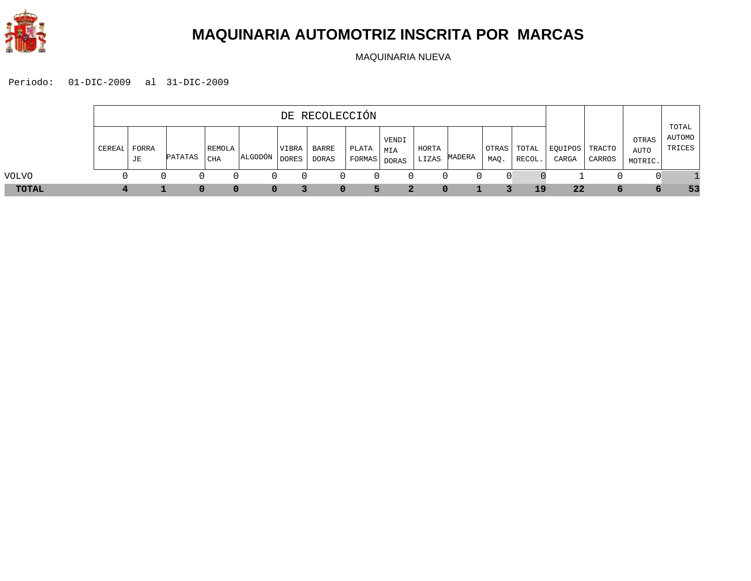# MAQUINARIA AUTOMOTRIZ INSCRITA POR MARCAS

MAQUINARIA NUEVA

Periodo: 01-DIC-2009 al 31-DIC-2009

| | DE RECOLECCIÓN | | | | | | | | | | | | | | | | |
|---|---|---|---|---|---|---|---|---|---|---|---|---|---|---|---|---|---|
| | CEREAL | FORRAJE | PATATAS | REMOLACHA | ALGODÓN | VIBRADORES | BARREDORAS | PLATAFORMAS | VENDIMIADORAS | HORTALIZAS | MADERA | OTRAS MAQ. | TOTAL RECOL. | EQUIPOS CARGA | TRACTOCARROS | OTRAS AUTOMOTRIC. | TOTAL AUTOMOTRICES |
| VOLVO | 0 | 0 | 0 | 0 | 0 | 0 | 0 | 0 | 0 | 0 | 0 | 0 | 0 | 1 | 0 | 0 | 1 |
| **TOTAL** | **4** | **1** | **0** | **0** | **0** | **3** | **0** | **5** | **2** | **0** | **1** | **3** | **19** | **22** | **6** | **6** | **53** |